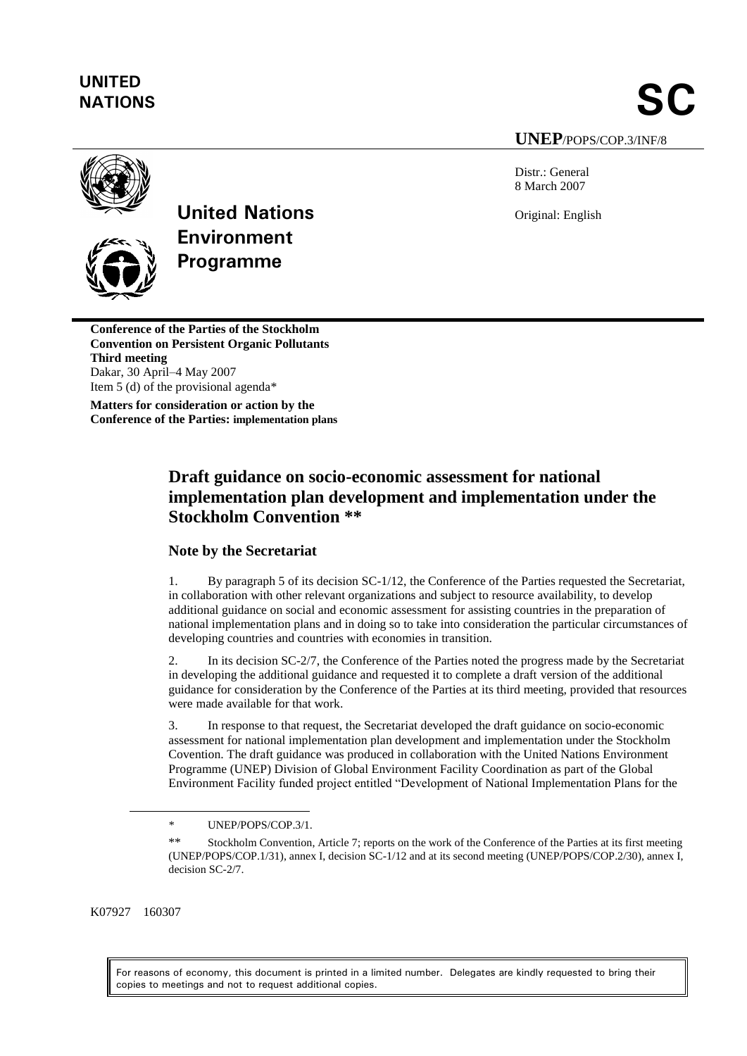**UNITED NATIONS**

# SC

**UNEP**/POPS/COP.3/INF/8

**United Nations Environment Programme**

Distr.: General
8 March 2007

Original: English

**Conference of the Parties of the Stockholm Convention on Persistent Organic Pollutants**
**Third meeting**
Dakar, 30 April–4 May 2007
Item 5 (d) of the provisional agenda*

**Matters for consideration or action by the Conference of the Parties: implementation plans**

## Draft guidance on socio-economic assessment for national implementation plan development and implementation under the Stockholm Convention **

### Note by the Secretariat

1. By paragraph 5 of its decision SC-1/12, the Conference of the Parties requested the Secretariat, in collaboration with other relevant organizations and subject to resource availability, to develop additional guidance on social and economic assessment for assisting countries in the preparation of national implementation plans and in doing so to take into consideration the particular circumstances of developing countries and countries with economies in transition.

2. In its decision SC-2/7, the Conference of the Parties noted the progress made by the Secretariat in developing the additional guidance and requested it to complete a draft version of the additional guidance for consideration by the Conference of the Parties at its third meeting, provided that resources were made available for that work.

3. In response to that request, the Secretariat developed the draft guidance on socio-economic assessment for national implementation plan development and implementation under the Stockholm Covention. The draft guidance was produced in collaboration with the United Nations Environment Programme (UNEP) Division of Global Environment Facility Coordination as part of the Global Environment Facility funded project entitled "Development of National Implementation Plans for the

\* UNEP/POPS/COP.3/1.

\*\* Stockholm Convention, Article 7; reports on the work of the Conference of the Parties at its first meeting (UNEP/POPS/COP.1/31), annex I, decision SC-1/12 and at its second meeting (UNEP/POPS/COP.2/30), annex I, decision SC-2/7.

K07927 160307

For reasons of economy, this document is printed in a limited number. Delegates are kindly requested to bring their copies to meetings and not to request additional copies.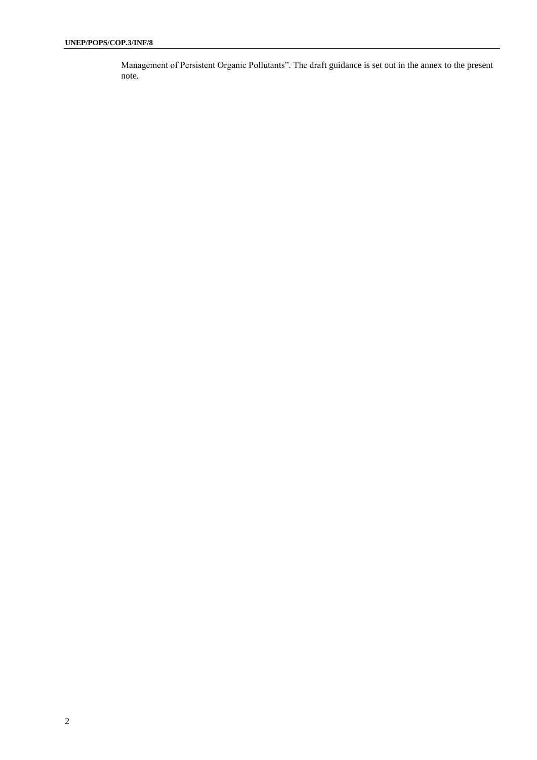Management of Persistent Organic Pollutants". The draft guidance is set out in the annex to the present note.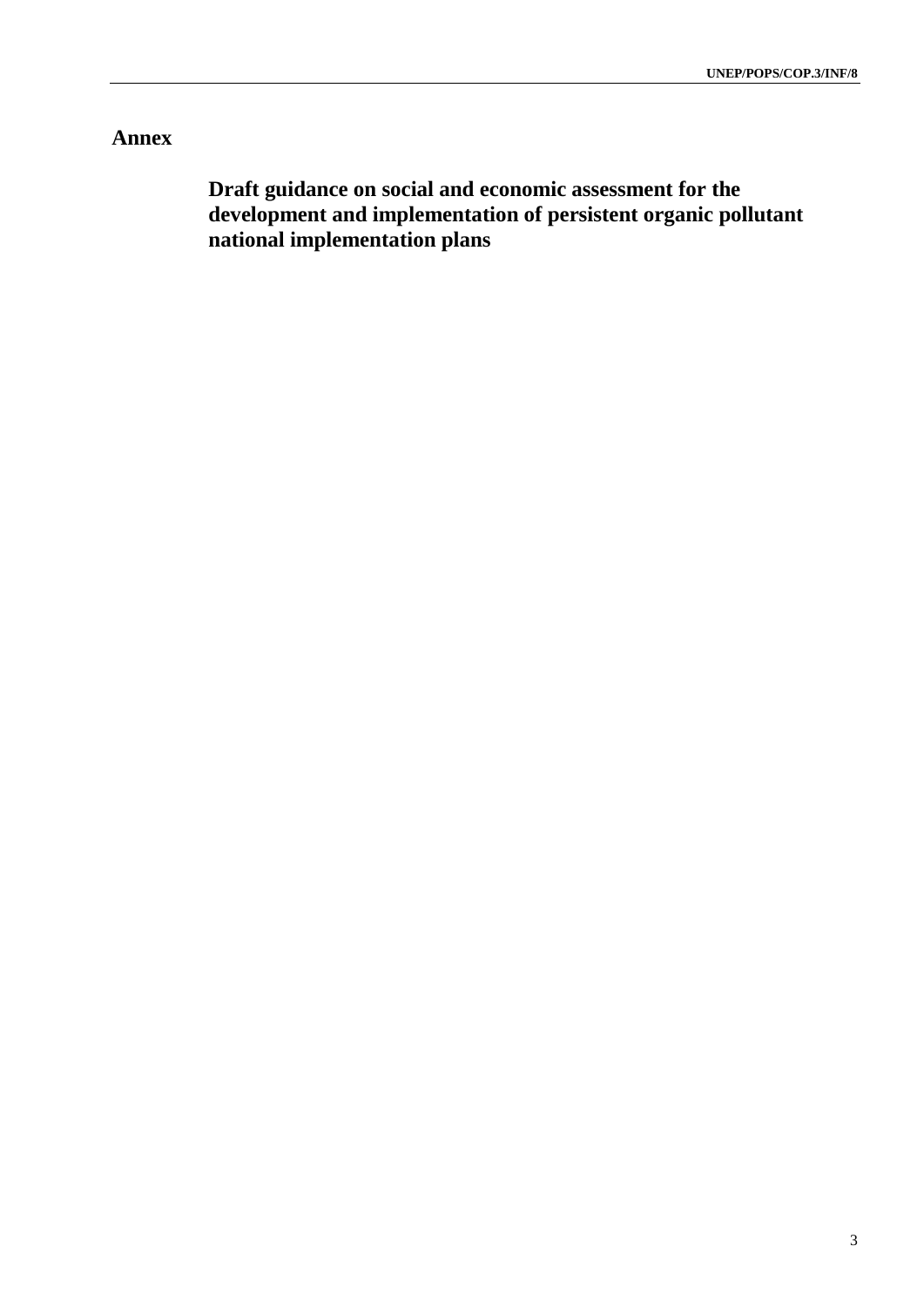# Annex

## Draft guidance on social and economic assessment for the development and implementation of persistent organic pollutant national implementation plans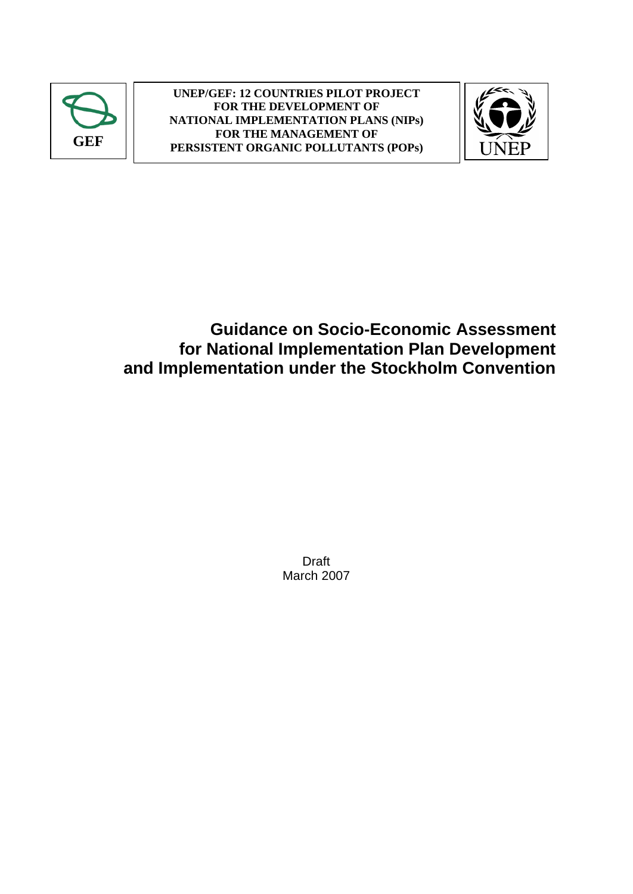GEF

**UNEP/GEF: 12 COUNTRIES PILOT PROJECT FOR THE DEVELOPMENT OF NATIONAL IMPLEMENTATION PLANS (NIPs) FOR THE MANAGEMENT OF PERSISTENT ORGANIC POLLUTANTS (POPs)**

UNEP

# Guidance on Socio-Economic Assessment for National Implementation Plan Development and Implementation under the Stockholm Convention

Draft
March 2007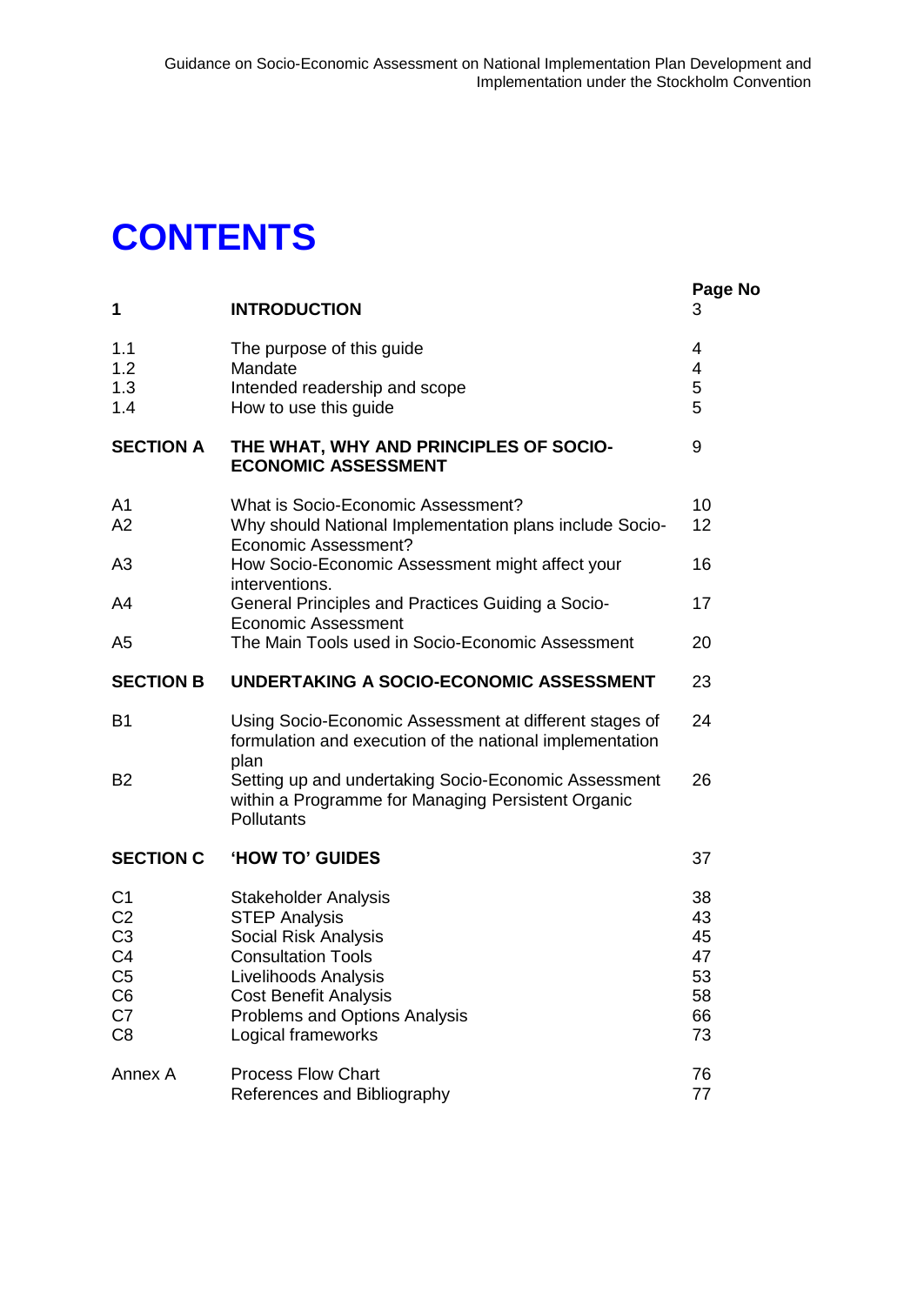# CONTENTS

| | | Page No |
|---|---|---|
| **1** | **INTRODUCTION** | 3 |
| 1.1 | The purpose of this guide | 4 |
| 1.2 | Mandate | 4 |
| 1.3 | Intended readership and scope | 5 |
| 1.4 | How to use this guide | 5 |
| **SECTION A** | **THE WHAT, WHY AND PRINCIPLES OF SOCIO-ECONOMIC ASSESSMENT** | 9 |
| A1 | What is Socio-Economic Assessment? | 10 |
| A2 | Why should National Implementation plans include Socio-Economic Assessment? | 12 |
| A3 | How Socio-Economic Assessment might affect your interventions. | 16 |
| A4 | General Principles and Practices Guiding a Socio-Economic Assessment | 17 |
| A5 | The Main Tools used in Socio-Economic Assessment | 20 |
| **SECTION B** | **UNDERTAKING A SOCIO-ECONOMIC ASSESSMENT** | 23 |
| B1 | Using Socio-Economic Assessment at different stages of formulation and execution of the national implementation plan | 24 |
| B2 | Setting up and undertaking Socio-Economic Assessment within a Programme for Managing Persistent Organic Pollutants | 26 |
| **SECTION C** | **'HOW TO' GUIDES** | 37 |
| C1 | Stakeholder Analysis | 38 |
| C2 | STEP Analysis | 43 |
| C3 | Social Risk Analysis | 45 |
| C4 | Consultation Tools | 47 |
| C5 | Livelihoods Analysis | 53 |
| C6 | Cost Benefit Analysis | 58 |
| C7 | Problems and Options Analysis | 66 |
| C8 | Logical frameworks | 73 |
| Annex A | Process Flow Chart | 76 |
| | References and Bibliography | 77 |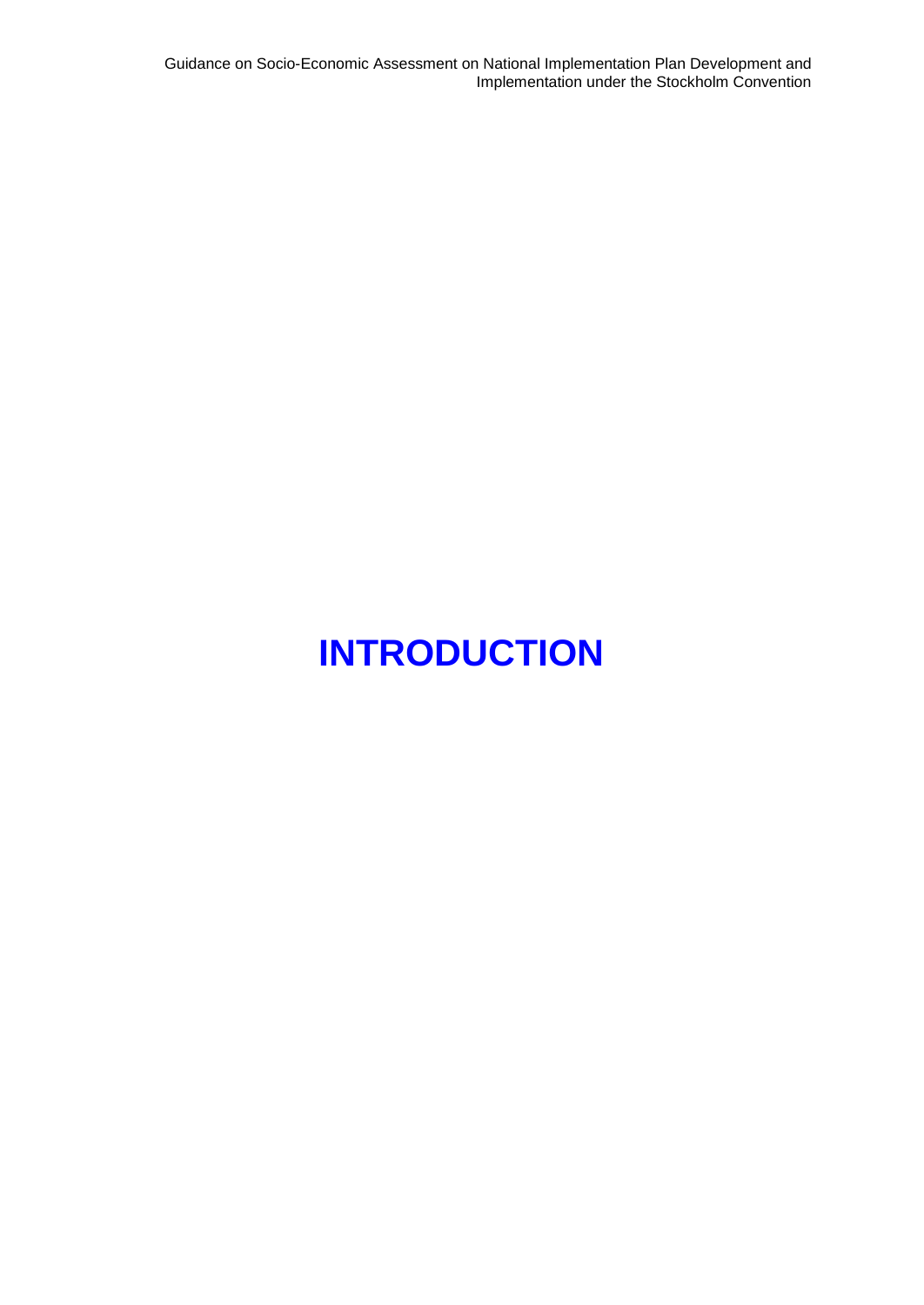# INTRODUCTION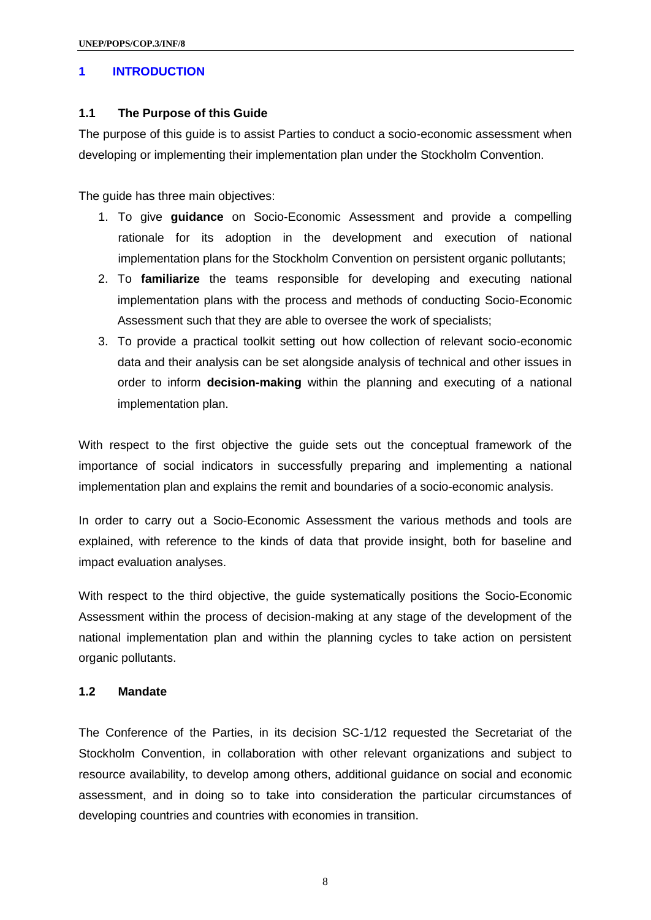# 1 INTRODUCTION

## 1.1 The Purpose of this Guide

The purpose of this guide is to assist Parties to conduct a socio-economic assessment when developing or implementing their implementation plan under the Stockholm Convention.

The guide has three main objectives:

1. To give **guidance** on Socio-Economic Assessment and provide a compelling rationale for its adoption in the development and execution of national implementation plans for the Stockholm Convention on persistent organic pollutants;
2. To **familiarize** the teams responsible for developing and executing national implementation plans with the process and methods of conducting Socio-Economic Assessment such that they are able to oversee the work of specialists;
3. To provide a practical toolkit setting out how collection of relevant socio-economic data and their analysis can be set alongside analysis of technical and other issues in order to inform **decision-making** within the planning and executing of a national implementation plan.

With respect to the first objective the guide sets out the conceptual framework of the importance of social indicators in successfully preparing and implementing a national implementation plan and explains the remit and boundaries of a socio-economic analysis.

In order to carry out a Socio-Economic Assessment the various methods and tools are explained, with reference to the kinds of data that provide insight, both for baseline and impact evaluation analyses.

With respect to the third objective, the guide systematically positions the Socio-Economic Assessment within the process of decision-making at any stage of the development of the national implementation plan and within the planning cycles to take action on persistent organic pollutants.

## 1.2 Mandate

The Conference of the Parties, in its decision SC-1/12 requested the Secretariat of the Stockholm Convention, in collaboration with other relevant organizations and subject to resource availability, to develop among others, additional guidance on social and economic assessment, and in doing so to take into consideration the particular circumstances of developing countries and countries with economies in transition.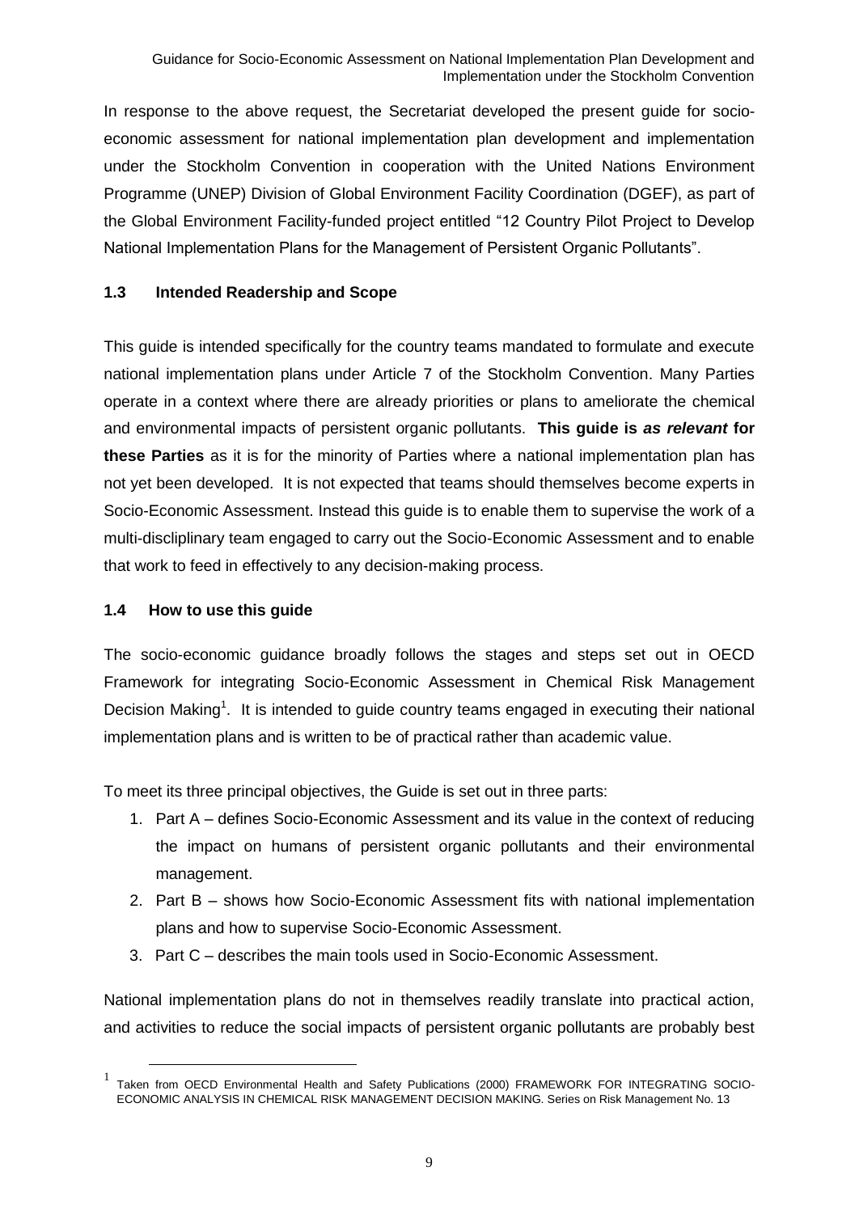In response to the above request, the Secretariat developed the present guide for socio-economic assessment for national implementation plan development and implementation under the Stockholm Convention in cooperation with the United Nations Environment Programme (UNEP) Division of Global Environment Facility Coordination (DGEF), as part of the Global Environment Facility-funded project entitled "12 Country Pilot Project to Develop National Implementation Plans for the Management of Persistent Organic Pollutants".

### 1.3 Intended Readership and Scope

This guide is intended specifically for the country teams mandated to formulate and execute national implementation plans under Article 7 of the Stockholm Convention. Many Parties operate in a context where there are already priorities or plans to ameliorate the chemical and environmental impacts of persistent organic pollutants. **This guide is *as relevant* for these Parties** as it is for the minority of Parties where a national implementation plan has not yet been developed. It is not expected that teams should themselves become experts in Socio-Economic Assessment. Instead this guide is to enable them to supervise the work of a multi-discliplinary team engaged to carry out the Socio-Economic Assessment and to enable that work to feed in effectively to any decision-making process.

### 1.4 How to use this guide

The socio-economic guidance broadly follows the stages and steps set out in OECD Framework for integrating Socio-Economic Assessment in Chemical Risk Management Decision Making[1]. It is intended to guide country teams engaged in executing their national implementation plans and is written to be of practical rather than academic value.

To meet its three principal objectives, the Guide is set out in three parts:

1. Part A – defines Socio-Economic Assessment and its value in the context of reducing the impact on humans of persistent organic pollutants and their environmental management.
2. Part B – shows how Socio-Economic Assessment fits with national implementation plans and how to supervise Socio-Economic Assessment.
3. Part C – describes the main tools used in Socio-Economic Assessment.

National implementation plans do not in themselves readily translate into practical action, and activities to reduce the social impacts of persistent organic pollutants are probably best

---

[1] Taken from OECD Environmental Health and Safety Publications (2000) FRAMEWORK FOR INTEGRATING SOCIO-ECONOMIC ANALYSIS IN CHEMICAL RISK MANAGEMENT DECISION MAKING. Series on Risk Management No. 13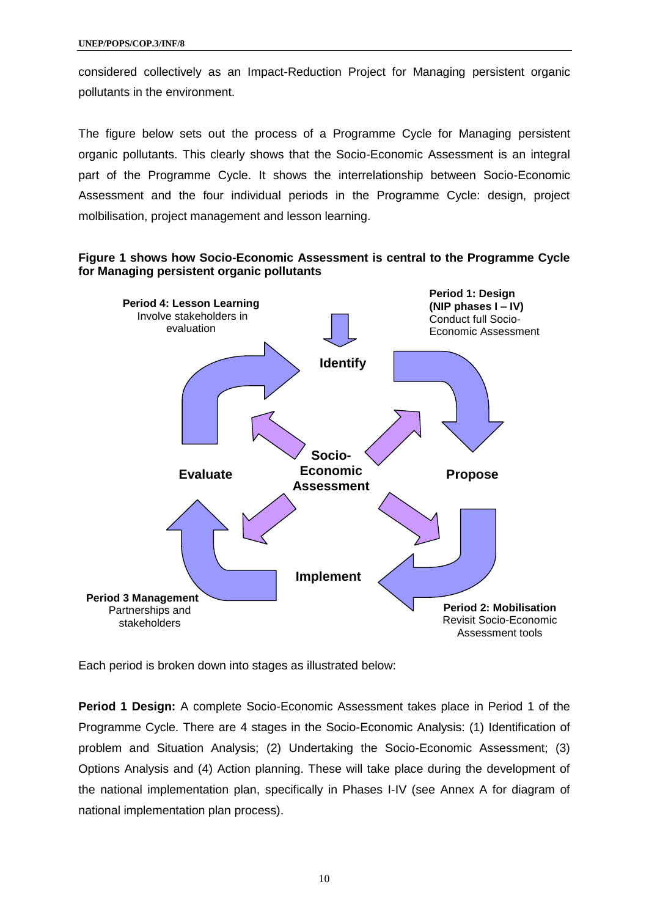considered collectively as an Impact-Reduction Project for Managing persistent organic pollutants in the environment.

The figure below sets out the process of a Programme Cycle for Managing persistent organic pollutants. This clearly shows that the Socio-Economic Assessment is an integral part of the Programme Cycle. It shows the interrelationship between Socio-Economic Assessment and the four individual periods in the Programme Cycle: design, project molbilisation, project management and lesson learning.

**Figure 1 shows how Socio-Economic Assessment is central to the Programme Cycle for Managing persistent organic pollutants**

**Period 4: Lesson Learning**
Involve stakeholders in evaluation

**Period 1: Design (NIP phases I – IV)**
Conduct full Socio-Economic Assessment

**Identify**

**Socio-Economic Assessment**

**Evaluate**

**Propose**

**Implement**

**Period 3 Management**
Partnerships and stakeholders

**Period 2: Mobilisation**
Revisit Socio-Economic Assessment tools

Each period is broken down into stages as illustrated below:

**Period 1 Design:** A complete Socio-Economic Assessment takes place in Period 1 of the Programme Cycle. There are 4 stages in the Socio-Economic Analysis: (1) Identification of problem and Situation Analysis; (2) Undertaking the Socio-Economic Assessment; (3) Options Analysis and (4) Action planning. These will take place during the development of the national implementation plan, specifically in Phases I-IV (see Annex A for diagram of national implementation plan process).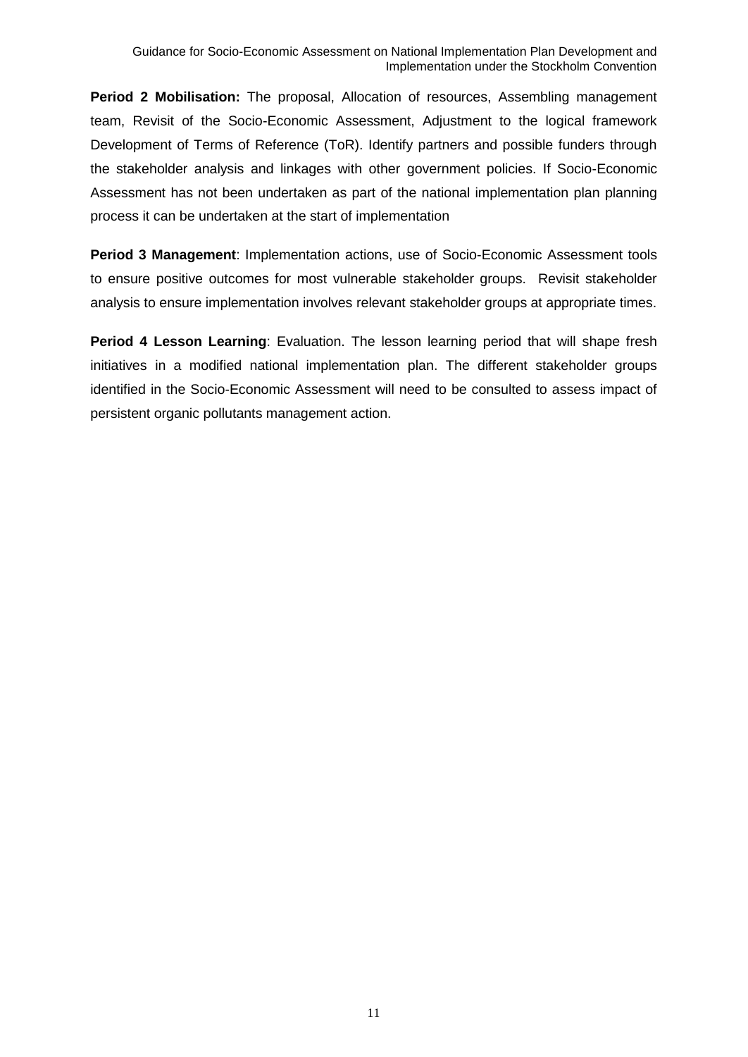**Period 2 Mobilisation:** The proposal, Allocation of resources, Assembling management team, Revisit of the Socio-Economic Assessment, Adjustment to the logical framework Development of Terms of Reference (ToR). Identify partners and possible funders through the stakeholder analysis and linkages with other government policies. If Socio-Economic Assessment has not been undertaken as part of the national implementation plan planning process it can be undertaken at the start of implementation

**Period 3 Management**: Implementation actions, use of Socio-Economic Assessment tools to ensure positive outcomes for most vulnerable stakeholder groups. Revisit stakeholder analysis to ensure implementation involves relevant stakeholder groups at appropriate times.

**Period 4 Lesson Learning**: Evaluation. The lesson learning period that will shape fresh initiatives in a modified national implementation plan. The different stakeholder groups identified in the Socio-Economic Assessment will need to be consulted to assess impact of persistent organic pollutants management action.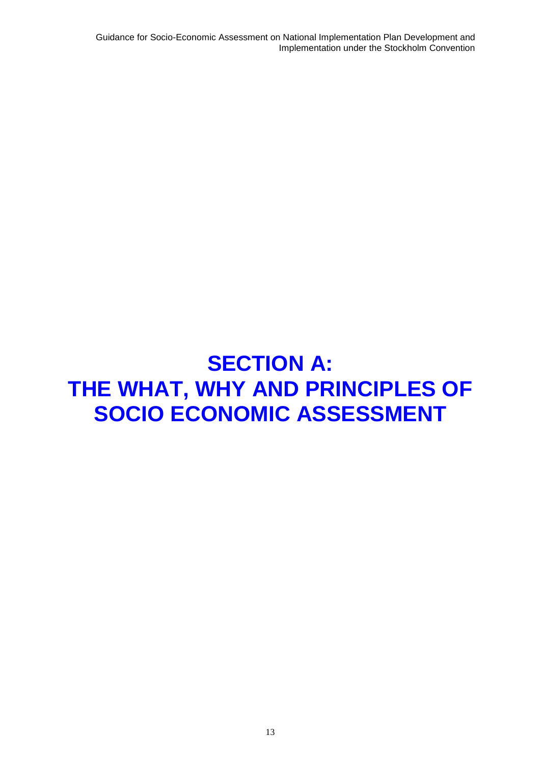# SECTION A:
# THE WHAT, WHY AND PRINCIPLES OF SOCIO ECONOMIC ASSESSMENT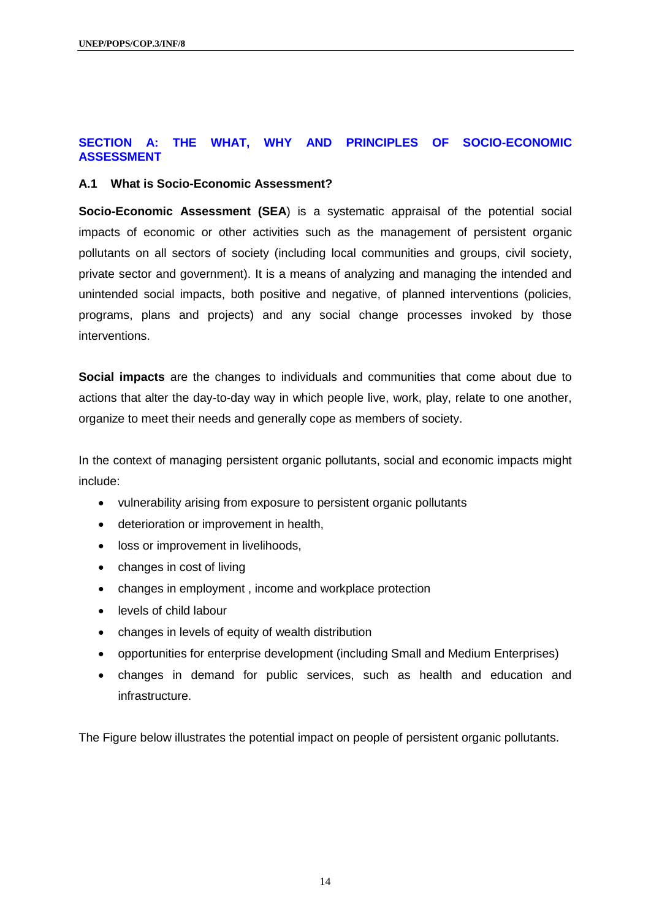## SECTION A: THE WHAT, WHY AND PRINCIPLES OF SOCIO-ECONOMIC ASSESSMENT

### A.1 What is Socio-Economic Assessment?

**Socio-Economic Assessment (SEA**) is a systematic appraisal of the potential social impacts of economic or other activities such as the management of persistent organic pollutants on all sectors of society (including local communities and groups, civil society, private sector and government). It is a means of analyzing and managing the intended and unintended social impacts, both positive and negative, of planned interventions (policies, programs, plans and projects) and any social change processes invoked by those interventions.

**Social impacts** are the changes to individuals and communities that come about due to actions that alter the day-to-day way in which people live, work, play, relate to one another, organize to meet their needs and generally cope as members of society.

In the context of managing persistent organic pollutants, social and economic impacts might include:

- vulnerability arising from exposure to persistent organic pollutants
- deterioration or improvement in health,
- loss or improvement in livelihoods,
- changes in cost of living
- changes in employment , income and workplace protection
- levels of child labour
- changes in levels of equity of wealth distribution
- opportunities for enterprise development (including Small and Medium Enterprises)
- changes in demand for public services, such as health and education and infrastructure.

The Figure below illustrates the potential impact on people of persistent organic pollutants.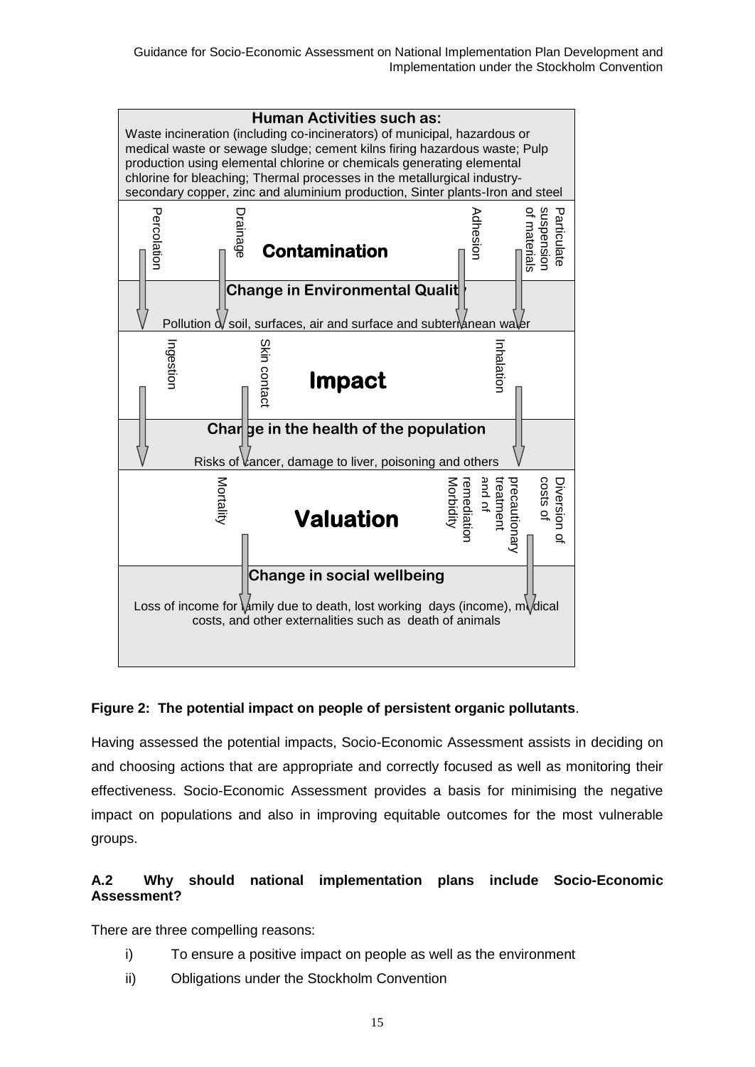**Human Activities such as:**

Waste incineration (including co-incinerators) of municipal, hazardous or medical waste or sewage sludge; cement kilns firing hazardous waste; Pulp production using elemental chlorine or chemicals generating elemental chlorine for bleaching; Thermal processes in the metallurgical industry-secondary copper, zinc and aluminium production, Sinter plants-Iron and steel

Percolation | Drainage | **Contamination** | Adhesion | Particulate suspension of materials

**Change in Environmental Quality**

Pollution of soil, surfaces, air and surface and subterranean water

Ingestion | Skin contact | **Impact** | Inhalation

**Change in the health of the population**

Risks of cancer, damage to liver, poisoning and others

Mortality | **Valuation** | Morbidity remediation and of treatment precautionary | Diversion of costs of

**Change in social wellbeing**

Loss of income for family due to death, lost working days (income), medical costs, and other externalities such as death of animals

**Figure 2: The potential impact on people of persistent organic pollutants**.

Having assessed the potential impacts, Socio-Economic Assessment assists in deciding on and choosing actions that are appropriate and correctly focused as well as monitoring their effectiveness. Socio-Economic Assessment provides a basis for minimising the negative impact on populations and also in improving equitable outcomes for the most vulnerable groups.

### A.2 Why should national implementation plans include Socio-Economic Assessment?

There are three compelling reasons:

i) To ensure a positive impact on people as well as the environment

ii) Obligations under the Stockholm Convention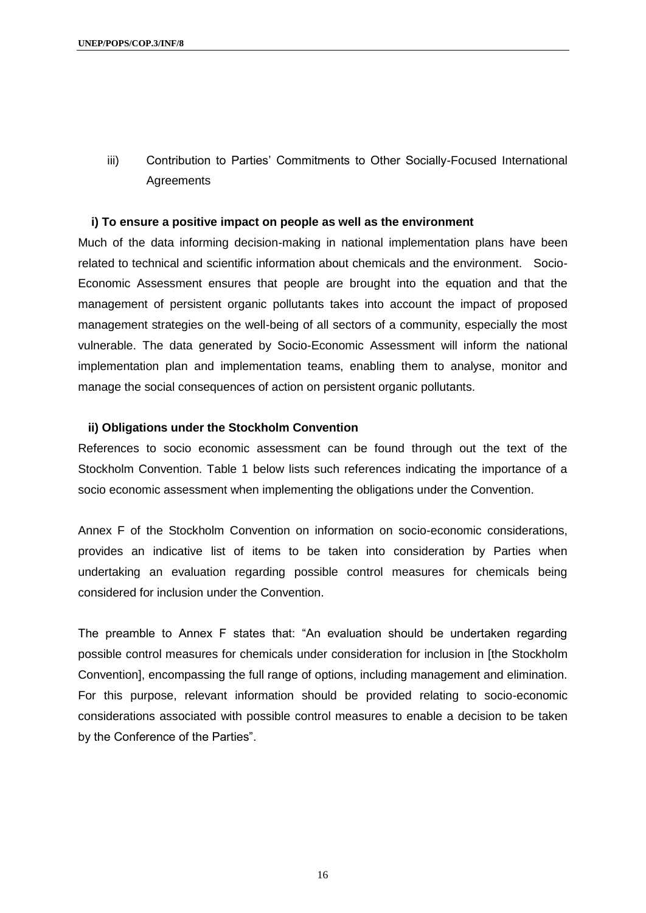iii) Contribution to Parties' Commitments to Other Socially-Focused International Agreements

### i) To ensure a positive impact on people as well as the environment

Much of the data informing decision-making in national implementation plans have been related to technical and scientific information about chemicals and the environment. Socio-Economic Assessment ensures that people are brought into the equation and that the management of persistent organic pollutants takes into account the impact of proposed management strategies on the well-being of all sectors of a community, especially the most vulnerable. The data generated by Socio-Economic Assessment will inform the national implementation plan and implementation teams, enabling them to analyse, monitor and manage the social consequences of action on persistent organic pollutants.

### ii) Obligations under the Stockholm Convention

References to socio economic assessment can be found through out the text of the Stockholm Convention. Table 1 below lists such references indicating the importance of a socio economic assessment when implementing the obligations under the Convention.

Annex F of the Stockholm Convention on information on socio-economic considerations, provides an indicative list of items to be taken into consideration by Parties when undertaking an evaluation regarding possible control measures for chemicals being considered for inclusion under the Convention.

The preamble to Annex F states that: "An evaluation should be undertaken regarding possible control measures for chemicals under consideration for inclusion in [the Stockholm Convention], encompassing the full range of options, including management and elimination. For this purpose, relevant information should be provided relating to socio-economic considerations associated with possible control measures to enable a decision to be taken by the Conference of the Parties".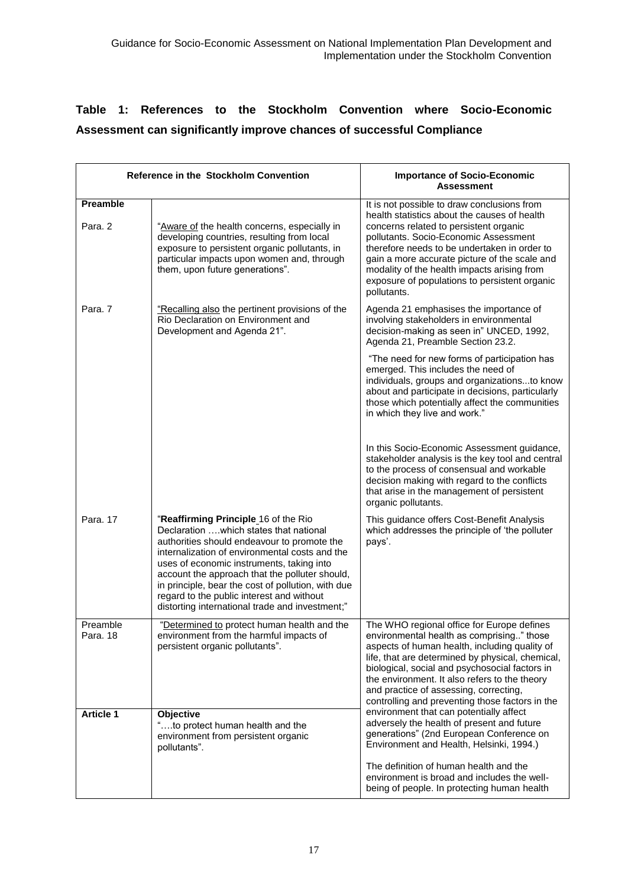## Table 1: References to the Stockholm Convention where Socio-Economic Assessment can significantly improve chances of successful Compliance

| Reference in the Stockholm Convention | | Importance of Socio-Economic Assessment |
|---|---|---|
| **Preamble**<br><br>Para. 2 | "Aware of the health concerns, especially in developing countries, resulting from local exposure to persistent organic pollutants, in particular impacts upon women and, through them, upon future generations". | It is not possible to draw conclusions from health statistics about the causes of health concerns related to persistent organic pollutants. Socio-Economic Assessment therefore needs to be undertaken in order to gain a more accurate picture of the scale and modality of the health impacts arising from exposure of populations to persistent organic pollutants. |
| Para. 7 | "Recalling also the pertinent provisions of the Rio Declaration on Environment and Development and Agenda 21". | Agenda 21 emphasises the importance of involving stakeholders in environmental decision-making as seen in" UNCED, 1992, Agenda 21, Preamble Section 23.2.<br><br>"The need for new forms of participation has emerged. This includes the need of individuals, groups and organizations...to know about and participate in decisions, particularly those which potentially affect the communities in which they live and work."<br><br>In this Socio-Economic Assessment guidance, stakeholder analysis is the key tool and central to the process of consensual and workable decision making with regard to the conflicts that arise in the management of persistent organic pollutants. |
| Para. 17 | "**Reaffirming Principle** 16 of the Rio Declaration ….which states that national authorities should endeavour to promote the internalization of environmental costs and the uses of economic instruments, taking into account the approach that the polluter should, in principle, bear the cost of pollution, with due regard to the public interest and without distorting international trade and investment;" | This guidance offers Cost-Benefit Analysis which addresses the principle of 'the polluter pays'. |
| Preamble Para. 18 | "Determined to protect human health and the environment from the harmful impacts of persistent organic pollutants". | The WHO regional office for Europe defines environmental health as comprising.." those aspects of human health, including quality of life, that are determined by physical, chemical, biological, social and psychosocial factors in the environment. It also refers to the theory and practice of assessing, correcting, controlling and preventing those factors in the environment that can potentially affect adversely the health of present and future generations" (2nd European Conference on Environment and Health, Helsinki, 1994.)<br><br>The definition of human health and the environment is broad and includes the well-being of people. In protecting human health |
| **Article 1** | **Objective**<br>"….to protect human health and the environment from persistent organic pollutants". | |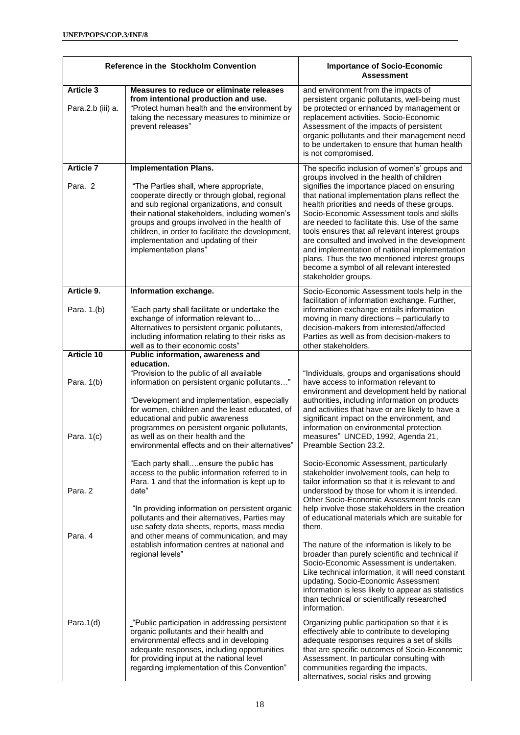| Reference in the Stockholm Convention | | Importance of Socio-Economic Assessment |
|---|---|---|
| **Article 3**<br><br>Para.2.b (iii) a. | **Measures to reduce or eliminate releases from intentional production and use.**<br>"Protect human health and the environment by taking the necessary measures to minimize or prevent releases" | and environment from the impacts of persistent organic pollutants, well-being must be protected or enhanced by management or replacement activities. Socio-Economic Assessment of the impacts of persistent organic pollutants and their management need to be undertaken to ensure that human health is not compromised. |
| **Article 7**<br><br>Para. 2 | **Implementation Plans.**<br><br>"The Parties shall, where appropriate, cooperate directly or through global, regional and sub regional organizations, and consult their national stakeholders, including women's groups and groups involved in the health of children, in order to facilitate the development, implementation and updating of their implementation plans" | The specific inclusion of women's' groups and groups involved in the health of children signifies the importance placed on ensuring that national implementation plans reflect the health priorities and needs of these groups. Socio-Economic Assessment tools and skills are needed to facilitate this. Use of the same tools ensures that *all* relevant interest groups are consulted and involved in the development and implementation of national implementation plans. Thus the two mentioned interest groups become a symbol of all relevant interested stakeholder groups. |
| **Article 9.**<br><br>Para. 1.(b) | **Information exchange.**<br><br>"Each party shall facilitate or undertake the exchange of information relevant to… Alternatives to persistent organic pollutants, including information relating to their risks as well as to their economic costs" | Socio-Economic Assessment tools help in the facilitation of information exchange. Further, information exchange entails information moving in many directions – particularly to decision-makers from interested/affected Parties as well as from decision-makers to other stakeholders. |
| **Article 10**<br><br>Para. 1(b)<br><br><br><br><br>Para. 1(c)<br><br><br><br><br>Para. 2<br><br><br><br>Para. 4 | **Public information, awareness and education.**<br>"Provision to the public of all available information on persistent organic pollutants…"<br><br>"Development and implementation, especially for women, children and the least educated, of educational and public awareness programmes on persistent organic pollutants, as well as on their health and the environmental effects and on their alternatives"<br><br>"Each party shall….ensure the public has access to the public information referred to in Para. 1 and that the information is kept up to date"<br><br>"In providing information on persistent organic pollutants and their alternatives, Parties may use safety data sheets, reports, mass media and other means of communication, and may establish information centres at national and regional levels" | "Individuals, groups and organisations should have access to information relevant to environment and development held by national authorities, including information on products and activities that have or are likely to have a significant impact on the environment, and information on environmental protection measures" UNCED, 1992, Agenda 21, Preamble Section 23.2.<br><br>Socio-Economic Assessment, particularly stakeholder involvement tools, can help to tailor information so that it is relevant to and understood by those for whom it is intended. Other Socio-Economic Assessment tools can help involve those stakeholders in the creation of educational materials which are suitable for them.<br><br>The nature of the information is likely to be broader than purely scientific and technical if Socio-Economic Assessment is undertaken. Like technical information, it will need constant updating. Socio-Economic Assessment information is less likely to appear as statistics than technical or scientifically researched information. |
| Para.1(d) | "Public participation in addressing persistent organic pollutants and their health and environmental effects and in developing adequate responses, including opportunities for providing input at the national level regarding implementation of this Convention" | Organizing public participation so that it is effectively able to contribute to developing adequate responses requires a set of skills that are specific outcomes of Socio-Economic Assessment. In particular consulting with communities regarding the impacts, alternatives, social risks and growing |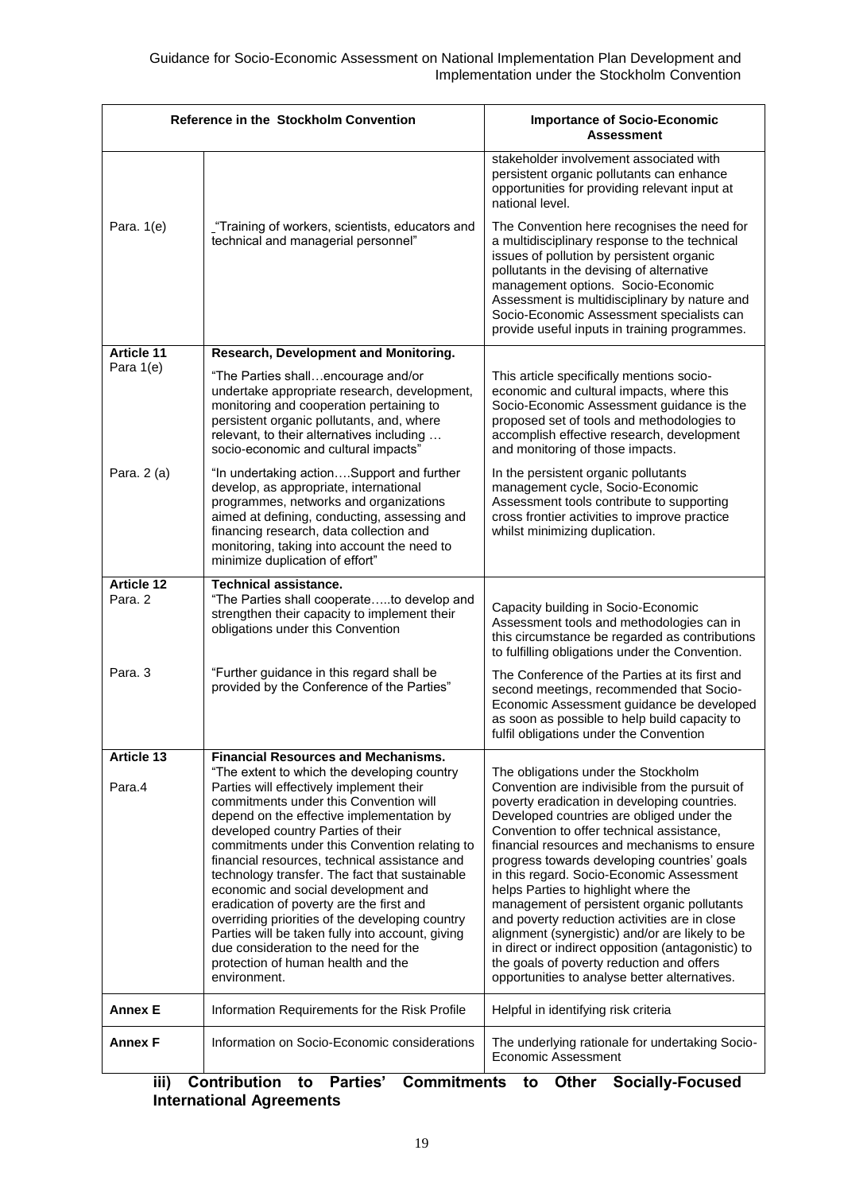| Reference in the Stockholm Convention | | Importance of Socio-Economic Assessment |
|---|---|---|
| | | stakeholder involvement associated with persistent organic pollutants can enhance opportunities for providing relevant input at national level. |
| Para. 1(e) | "Training of workers, scientists, educators and technical and managerial personnel" | The Convention here recognises the need for a multidisciplinary response to the technical issues of pollution by persistent organic pollutants in the devising of alternative management options. Socio-Economic Assessment is multidisciplinary by nature and Socio-Economic Assessment specialists can provide useful inputs in training programmes. |
| **Article 11** Para 1(e) | **Research, Development and Monitoring.** "The Parties shall…encourage and/or undertake appropriate research, development, monitoring and cooperation pertaining to persistent organic pollutants, and, where relevant, to their alternatives including … socio-economic and cultural impacts" | This article specifically mentions socio-economic and cultural impacts, where this Socio-Economic Assessment guidance is the proposed set of tools and methodologies to accomplish effective research, development and monitoring of those impacts. |
| Para. 2 (a) | "In undertaking action….Support and further develop, as appropriate, international programmes, networks and organizations aimed at defining, conducting, assessing and financing research, data collection and monitoring, taking into account the need to minimize duplication of effort" | In the persistent organic pollutants management cycle, Socio-Economic Assessment tools contribute to supporting cross frontier activities to improve practice whilst minimizing duplication. |
| **Article 12** Para. 2 | **Technical assistance.** "The Parties shall cooperate…..to develop and strengthen their capacity to implement their obligations under this Convention | Capacity building in Socio-Economic Assessment tools and methodologies can in this circumstance be regarded as contributions to fulfilling obligations under the Convention. |
| Para. 3 | "Further guidance in this regard shall be provided by the Conference of the Parties" | The Conference of the Parties at its first and second meetings, recommended that Socio-Economic Assessment guidance be developed as soon as possible to help build capacity to fulfil obligations under the Convention |
| **Article 13** Para.4 | **Financial Resources and Mechanisms.** "The extent to which the developing country Parties will effectively implement their commitments under this Convention will depend on the effective implementation by developed country Parties of their commitments under this Convention relating to financial resources, technical assistance and technology transfer. The fact that sustainable economic and social development and eradication of poverty are the first and overriding priorities of the developing country Parties will be taken fully into account, giving due consideration to the need for the protection of human health and the environment. | The obligations under the Stockholm Convention are indivisible from the pursuit of poverty eradication in developing countries. Developed countries are obliged under the Convention to offer technical assistance, financial resources and mechanisms to ensure progress towards developing countries' goals in this regard. Socio-Economic Assessment helps Parties to highlight where the management of persistent organic pollutants and poverty reduction activities are in close alignment (synergistic) and/or are likely to be in direct or indirect opposition (antagonistic) to the goals of poverty reduction and offers opportunities to analyse better alternatives. |
| **Annex E** | Information Requirements for the Risk Profile | Helpful in identifying risk criteria |
| **Annex F** | Information on Socio-Economic considerations | The underlying rationale for undertaking Socio-Economic Assessment |

**iii) Contribution to Parties' Commitments to Other Socially-Focused International Agreements**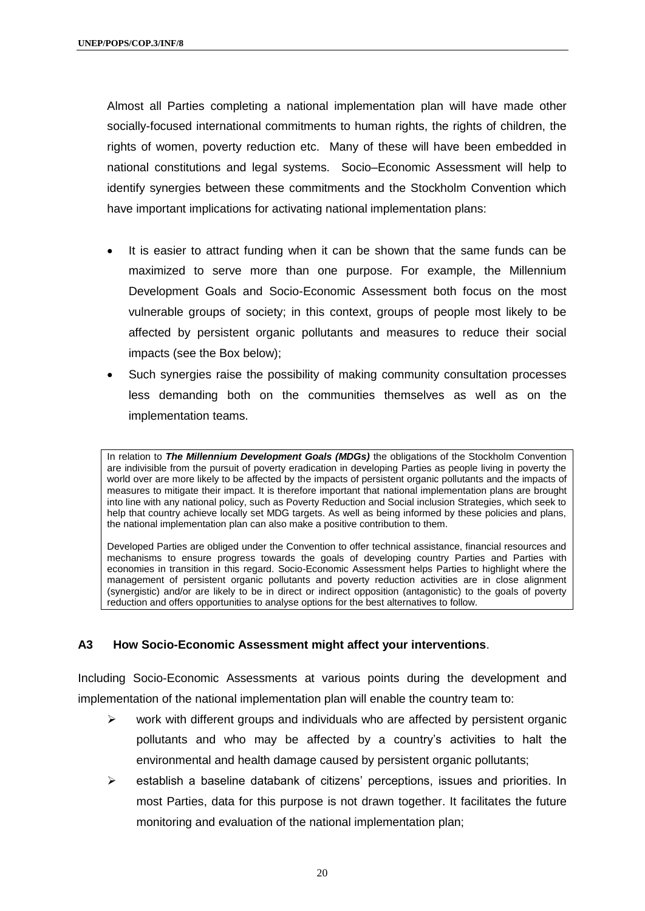Almost all Parties completing a national implementation plan will have made other socially-focused international commitments to human rights, the rights of children, the rights of women, poverty reduction etc. Many of these will have been embedded in national constitutions and legal systems. Socio–Economic Assessment will help to identify synergies between these commitments and the Stockholm Convention which have important implications for activating national implementation plans:

- It is easier to attract funding when it can be shown that the same funds can be maximized to serve more than one purpose. For example, the Millennium Development Goals and Socio-Economic Assessment both focus on the most vulnerable groups of society; in this context, groups of people most likely to be affected by persistent organic pollutants and measures to reduce their social impacts (see the Box below);
- Such synergies raise the possibility of making community consultation processes less demanding both on the communities themselves as well as on the implementation teams.

> In relation to ***The Millennium Development Goals (MDGs)*** the obligations of the Stockholm Convention are indivisible from the pursuit of poverty eradication in developing Parties as people living in poverty the world over are more likely to be affected by the impacts of persistent organic pollutants and the impacts of measures to mitigate their impact. It is therefore important that national implementation plans are brought into line with any national policy, such as Poverty Reduction and Social inclusion Strategies, which seek to help that country achieve locally set MDG targets. As well as being informed by these policies and plans, the national implementation plan can also make a positive contribution to them.
>
> Developed Parties are obliged under the Convention to offer technical assistance, financial resources and mechanisms to ensure progress towards the goals of developing country Parties and Parties with economies in transition in this regard. Socio-Economic Assessment helps Parties to highlight where the management of persistent organic pollutants and poverty reduction activities are in close alignment (synergistic) and/or are likely to be in direct or indirect opposition (antagonistic) to the goals of poverty reduction and offers opportunities to analyse options for the best alternatives to follow.

### A3 How Socio-Economic Assessment might affect your interventions.

Including Socio-Economic Assessments at various points during the development and implementation of the national implementation plan will enable the country team to:

- work with different groups and individuals who are affected by persistent organic pollutants and who may be affected by a country's activities to halt the environmental and health damage caused by persistent organic pollutants;
- establish a baseline databank of citizens' perceptions, issues and priorities. In most Parties, data for this purpose is not drawn together. It facilitates the future monitoring and evaluation of the national implementation plan;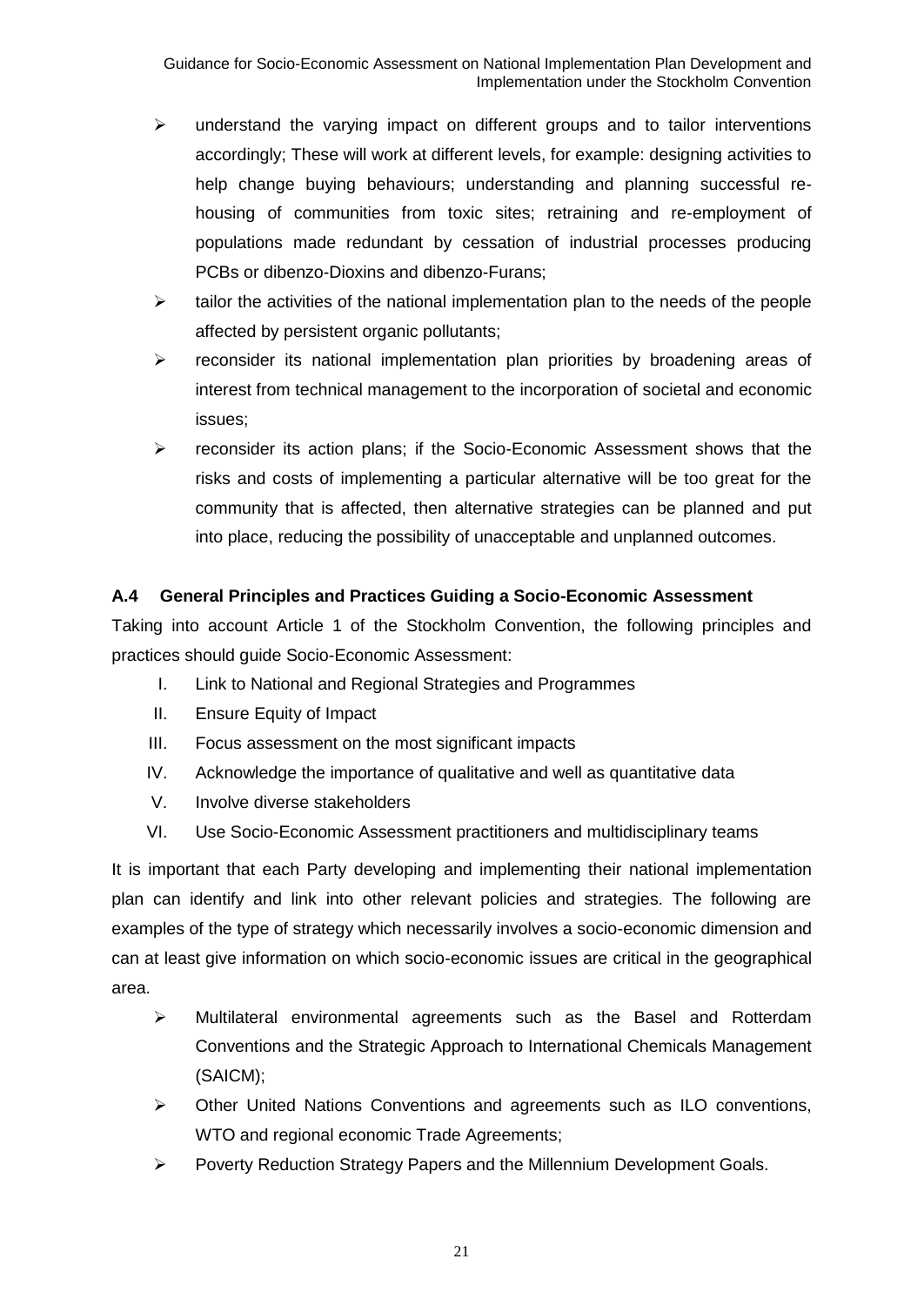- understand the varying impact on different groups and to tailor interventions accordingly; These will work at different levels, for example: designing activities to help change buying behaviours; understanding and planning successful re-housing of communities from toxic sites; retraining and re-employment of populations made redundant by cessation of industrial processes producing PCBs or dibenzo-Dioxins and dibenzo-Furans;
- tailor the activities of the national implementation plan to the needs of the people affected by persistent organic pollutants;
- reconsider its national implementation plan priorities by broadening areas of interest from technical management to the incorporation of societal and economic issues;
- reconsider its action plans; if the Socio-Economic Assessment shows that the risks and costs of implementing a particular alternative will be too great for the community that is affected, then alternative strategies can be planned and put into place, reducing the possibility of unacceptable and unplanned outcomes.

### A.4 General Principles and Practices Guiding a Socio-Economic Assessment

Taking into account Article 1 of the Stockholm Convention, the following principles and practices should guide Socio-Economic Assessment:

I. Link to National and Regional Strategies and Programmes
II. Ensure Equity of Impact
III. Focus assessment on the most significant impacts
IV. Acknowledge the importance of qualitative and well as quantitative data
V. Involve diverse stakeholders
VI. Use Socio-Economic Assessment practitioners and multidisciplinary teams

It is important that each Party developing and implementing their national implementation plan can identify and link into other relevant policies and strategies. The following are examples of the type of strategy which necessarily involves a socio-economic dimension and can at least give information on which socio-economic issues are critical in the geographical area.

- Multilateral environmental agreements such as the Basel and Rotterdam Conventions and the Strategic Approach to International Chemicals Management (SAICM);
- Other United Nations Conventions and agreements such as ILO conventions, WTO and regional economic Trade Agreements;
- Poverty Reduction Strategy Papers and the Millennium Development Goals.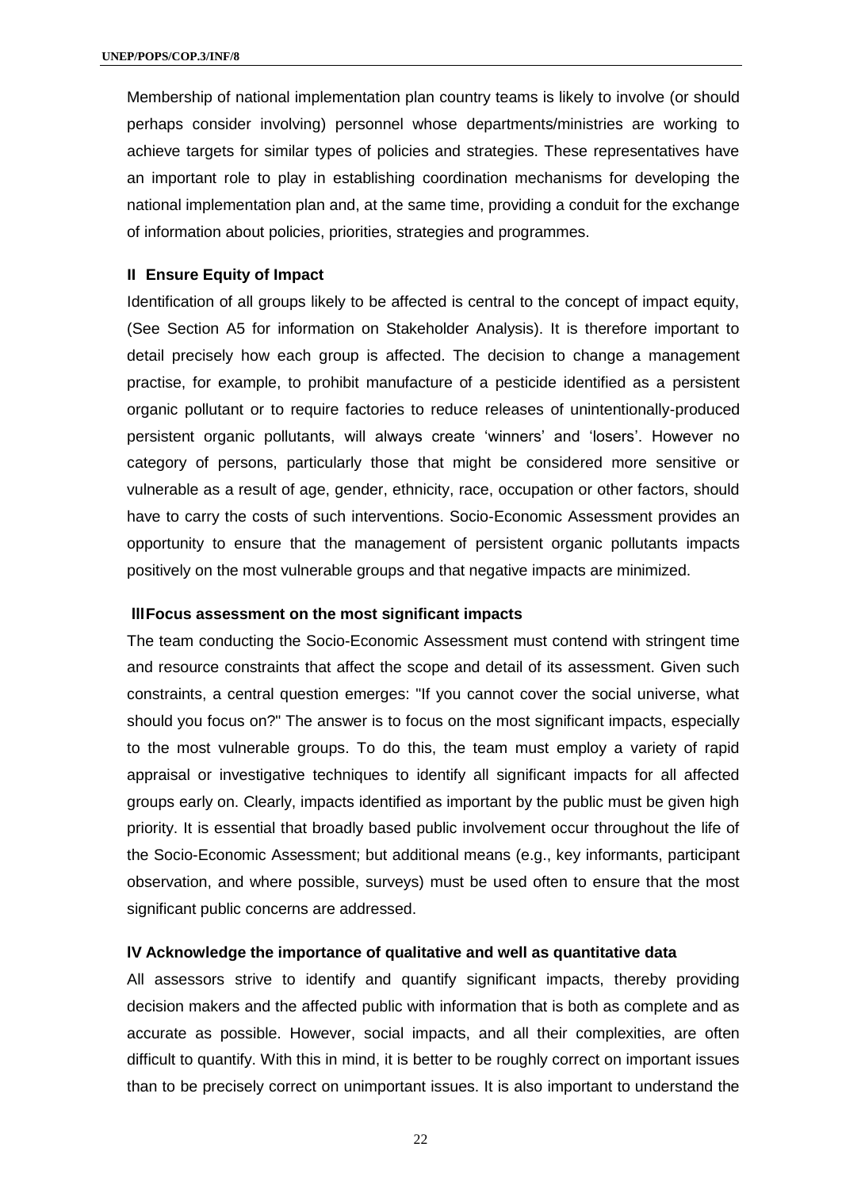Membership of national implementation plan country teams is likely to involve (or should perhaps consider involving) personnel whose departments/ministries are working to achieve targets for similar types of policies and strategies. These representatives have an important role to play in establishing coordination mechanisms for developing the national implementation plan and, at the same time, providing a conduit for the exchange of information about policies, priorities, strategies and programmes.

**II Ensure Equity of Impact**

Identification of all groups likely to be affected is central to the concept of impact equity, (See Section A5 for information on Stakeholder Analysis). It is therefore important to detail precisely how each group is affected. The decision to change a management practise, for example, to prohibit manufacture of a pesticide identified as a persistent organic pollutant or to require factories to reduce releases of unintentionally-produced persistent organic pollutants, will always create 'winners' and 'losers'. However no category of persons, particularly those that might be considered more sensitive or vulnerable as a result of age, gender, ethnicity, race, occupation or other factors, should have to carry the costs of such interventions. Socio-Economic Assessment provides an opportunity to ensure that the management of persistent organic pollutants impacts positively on the most vulnerable groups and that negative impacts are minimized.

**III Focus assessment on the most significant impacts**

The team conducting the Socio-Economic Assessment must contend with stringent time and resource constraints that affect the scope and detail of its assessment. Given such constraints, a central question emerges: "If you cannot cover the social universe, what should you focus on?" The answer is to focus on the most significant impacts, especially to the most vulnerable groups. To do this, the team must employ a variety of rapid appraisal or investigative techniques to identify all significant impacts for all affected groups early on. Clearly, impacts identified as important by the public must be given high priority. It is essential that broadly based public involvement occur throughout the life of the Socio-Economic Assessment; but additional means (e.g., key informants, participant observation, and where possible, surveys) must be used often to ensure that the most significant public concerns are addressed.

**IV Acknowledge the importance of qualitative and well as quantitative data**

All assessors strive to identify and quantify significant impacts, thereby providing decision makers and the affected public with information that is both as complete and as accurate as possible. However, social impacts, and all their complexities, are often difficult to quantify. With this in mind, it is better to be roughly correct on important issues than to be precisely correct on unimportant issues. It is also important to understand the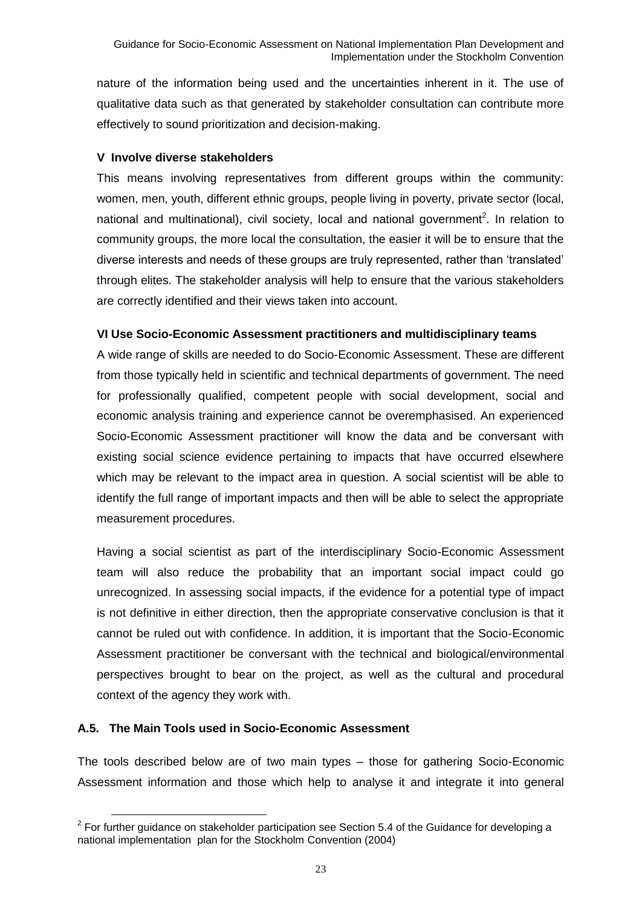nature of the information being used and the uncertainties inherent in it. The use of qualitative data such as that generated by stakeholder consultation can contribute more effectively to sound prioritization and decision-making.

**V Involve diverse stakeholders**

This means involving representatives from different groups within the community: women, men, youth, different ethnic groups, people living in poverty, private sector (local, national and multinational), civil society, local and national government[2]. In relation to community groups, the more local the consultation, the easier it will be to ensure that the diverse interests and needs of these groups are truly represented, rather than 'translated' through elites. The stakeholder analysis will help to ensure that the various stakeholders are correctly identified and their views taken into account.

**VI Use Socio-Economic Assessment practitioners and multidisciplinary teams**

A wide range of skills are needed to do Socio-Economic Assessment. These are different from those typically held in scientific and technical departments of government. The need for professionally qualified, competent people with social development, social and economic analysis training and experience cannot be overemphasised. An experienced Socio-Economic Assessment practitioner will know the data and be conversant with existing social science evidence pertaining to impacts that have occurred elsewhere which may be relevant to the impact area in question. A social scientist will be able to identify the full range of important impacts and then will be able to select the appropriate measurement procedures.

Having a social scientist as part of the interdisciplinary Socio-Economic Assessment team will also reduce the probability that an important social impact could go unrecognized. In assessing social impacts, if the evidence for a potential type of impact is not definitive in either direction, then the appropriate conservative conclusion is that it cannot be ruled out with confidence. In addition, it is important that the Socio-Economic Assessment practitioner be conversant with the technical and biological/environmental perspectives brought to bear on the project, as well as the cultural and procedural context of the agency they work with.

### A.5. The Main Tools used in Socio-Economic Assessment

The tools described below are of two main types – those for gathering Socio-Economic Assessment information and those which help to analyse it and integrate it into general

---

[2] For further guidance on stakeholder participation see Section 5.4 of the Guidance for developing a national implementation plan for the Stockholm Convention (2004)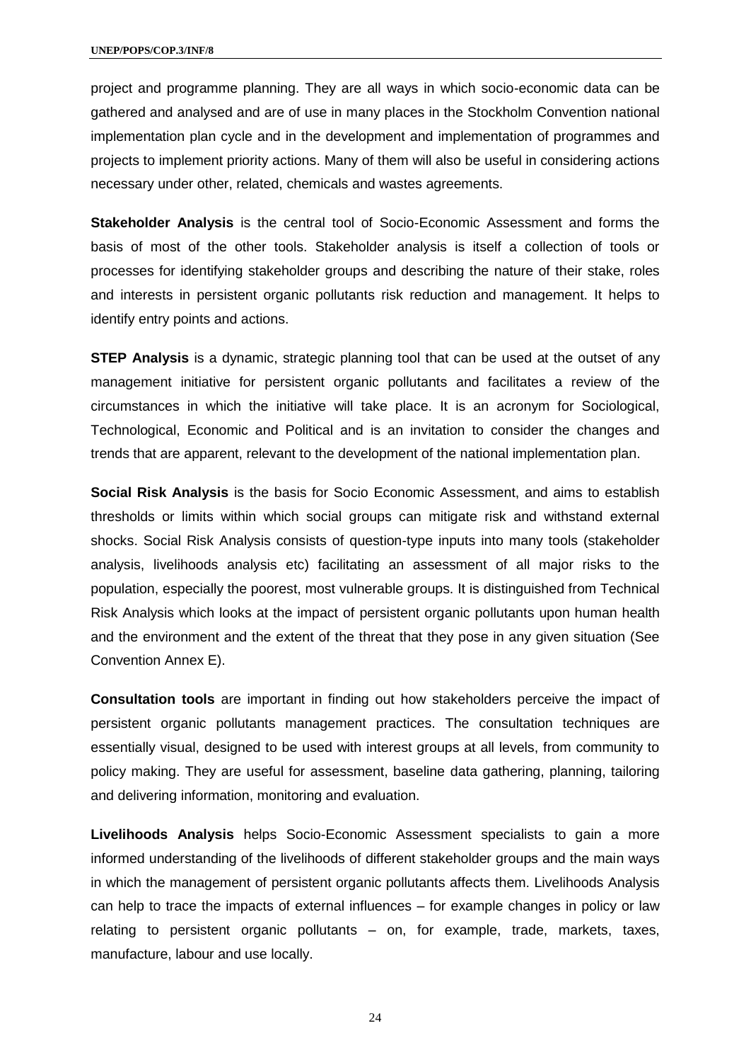project and programme planning. They are all ways in which socio-economic data can be gathered and analysed and are of use in many places in the Stockholm Convention national implementation plan cycle and in the development and implementation of programmes and projects to implement priority actions. Many of them will also be useful in considering actions necessary under other, related, chemicals and wastes agreements.

**Stakeholder Analysis** is the central tool of Socio-Economic Assessment and forms the basis of most of the other tools. Stakeholder analysis is itself a collection of tools or processes for identifying stakeholder groups and describing the nature of their stake, roles and interests in persistent organic pollutants risk reduction and management. It helps to identify entry points and actions.

**STEP Analysis** is a dynamic, strategic planning tool that can be used at the outset of any management initiative for persistent organic pollutants and facilitates a review of the circumstances in which the initiative will take place. It is an acronym for Sociological, Technological, Economic and Political and is an invitation to consider the changes and trends that are apparent, relevant to the development of the national implementation plan.

**Social Risk Analysis** is the basis for Socio Economic Assessment, and aims to establish thresholds or limits within which social groups can mitigate risk and withstand external shocks. Social Risk Analysis consists of question-type inputs into many tools (stakeholder analysis, livelihoods analysis etc) facilitating an assessment of all major risks to the population, especially the poorest, most vulnerable groups. It is distinguished from Technical Risk Analysis which looks at the impact of persistent organic pollutants upon human health and the environment and the extent of the threat that they pose in any given situation (See Convention Annex E).

**Consultation tools** are important in finding out how stakeholders perceive the impact of persistent organic pollutants management practices. The consultation techniques are essentially visual, designed to be used with interest groups at all levels, from community to policy making. They are useful for assessment, baseline data gathering, planning, tailoring and delivering information, monitoring and evaluation.

**Livelihoods Analysis** helps Socio-Economic Assessment specialists to gain a more informed understanding of the livelihoods of different stakeholder groups and the main ways in which the management of persistent organic pollutants affects them. Livelihoods Analysis can help to trace the impacts of external influences – for example changes in policy or law relating to persistent organic pollutants – on, for example, trade, markets, taxes, manufacture, labour and use locally.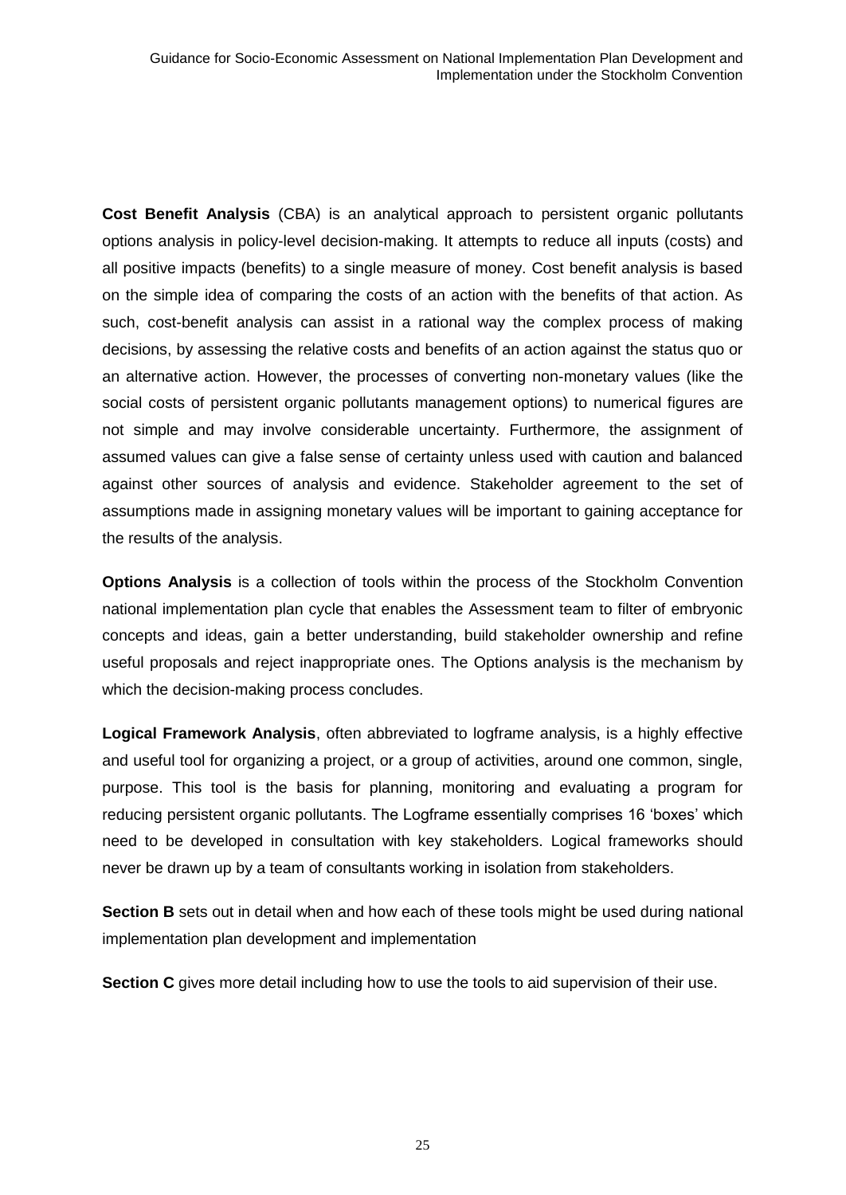**Cost Benefit Analysis** (CBA) is an analytical approach to persistent organic pollutants options analysis in policy-level decision-making. It attempts to reduce all inputs (costs) and all positive impacts (benefits) to a single measure of money. Cost benefit analysis is based on the simple idea of comparing the costs of an action with the benefits of that action. As such, cost-benefit analysis can assist in a rational way the complex process of making decisions, by assessing the relative costs and benefits of an action against the status quo or an alternative action. However, the processes of converting non-monetary values (like the social costs of persistent organic pollutants management options) to numerical figures are not simple and may involve considerable uncertainty. Furthermore, the assignment of assumed values can give a false sense of certainty unless used with caution and balanced against other sources of analysis and evidence. Stakeholder agreement to the set of assumptions made in assigning monetary values will be important to gaining acceptance for the results of the analysis.

**Options Analysis** is a collection of tools within the process of the Stockholm Convention national implementation plan cycle that enables the Assessment team to filter of embryonic concepts and ideas, gain a better understanding, build stakeholder ownership and refine useful proposals and reject inappropriate ones. The Options analysis is the mechanism by which the decision-making process concludes.

**Logical Framework Analysis**, often abbreviated to logframe analysis, is a highly effective and useful tool for organizing a project, or a group of activities, around one common, single, purpose. This tool is the basis for planning, monitoring and evaluating a program for reducing persistent organic pollutants. The Logframe essentially comprises 16 'boxes' which need to be developed in consultation with key stakeholders. Logical frameworks should never be drawn up by a team of consultants working in isolation from stakeholders.

**Section B** sets out in detail when and how each of these tools might be used during national implementation plan development and implementation

**Section C** gives more detail including how to use the tools to aid supervision of their use.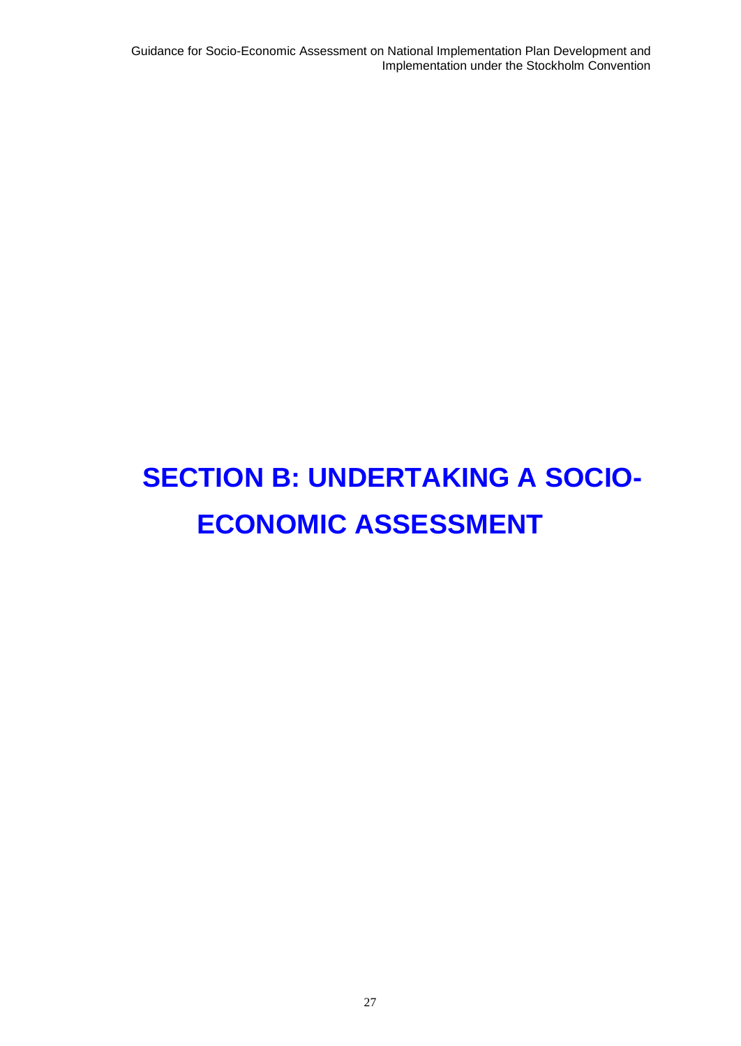# SECTION B: UNDERTAKING A SOCIO-ECONOMIC ASSESSMENT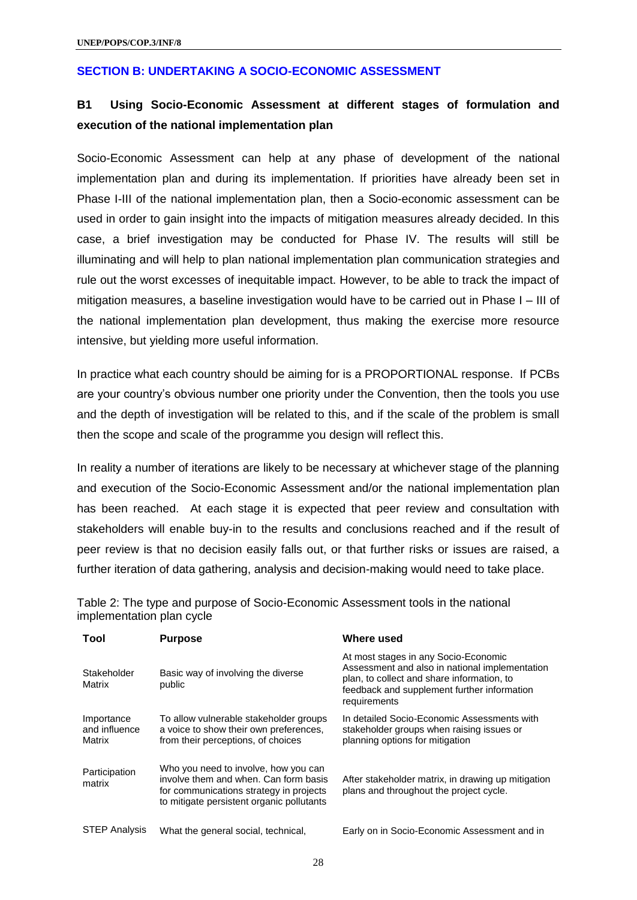## SECTION B: UNDERTAKING A SOCIO-ECONOMIC ASSESSMENT

### B1 Using Socio-Economic Assessment at different stages of formulation and execution of the national implementation plan

Socio-Economic Assessment can help at any phase of development of the national implementation plan and during its implementation. If priorities have already been set in Phase I-III of the national implementation plan, then a Socio-economic assessment can be used in order to gain insight into the impacts of mitigation measures already decided. In this case, a brief investigation may be conducted for Phase IV. The results will still be illuminating and will help to plan national implementation plan communication strategies and rule out the worst excesses of inequitable impact. However, to be able to track the impact of mitigation measures, a baseline investigation would have to be carried out in Phase I – III of the national implementation plan development, thus making the exercise more resource intensive, but yielding more useful information.

In practice what each country should be aiming for is a PROPORTIONAL response. If PCBs are your country's obvious number one priority under the Convention, then the tools you use and the depth of investigation will be related to this, and if the scale of the problem is small then the scope and scale of the programme you design will reflect this.

In reality a number of iterations are likely to be necessary at whichever stage of the planning and execution of the Socio-Economic Assessment and/or the national implementation plan has been reached. At each stage it is expected that peer review and consultation with stakeholders will enable buy-in to the results and conclusions reached and if the result of peer review is that no decision easily falls out, or that further risks or issues are raised, a further iteration of data gathering, analysis and decision-making would need to take place.

Table 2: The type and purpose of Socio-Economic Assessment tools in the national implementation plan cycle

| Tool | Purpose | Where used |
|---|---|---|
| Stakeholder Matrix | Basic way of involving the diverse public | At most stages in any Socio-Economic Assessment and also in national implementation plan, to collect and share information, to feedback and supplement further information requirements |
| Importance and influence Matrix | To allow vulnerable stakeholder groups a voice to show their own preferences, from their perceptions, of choices | In detailed Socio-Economic Assessments with stakeholder groups when raising issues or planning options for mitigation |
| Participation matrix | Who you need to involve, how you can involve them and when. Can form basis for communications strategy in projects to mitigate persistent organic pollutants | After stakeholder matrix, in drawing up mitigation plans and throughout the project cycle. |
| STEP Analysis | What the general social, technical, | Early on in Socio-Economic Assessment and in |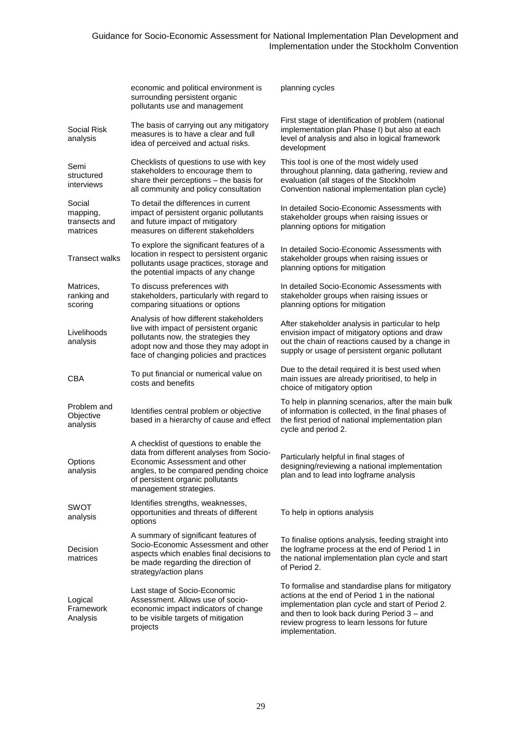| | | |
|---|---|---|
| | economic and political environment is surrounding persistent organic pollutants use and management | planning cycles |
| Social Risk analysis | The basis of carrying out any mitigatory measures is to have a clear and full idea of perceived and actual risks. | First stage of identification of problem (national implementation plan Phase I) but also at each level of analysis and also in logical framework development |
| Semi structured interviews | Checklists of questions to use with key stakeholders to encourage them to share their perceptions – the basis for all community and policy consultation | This tool is one of the most widely used throughout planning, data gathering, review and evaluation (all stages of the Stockholm Convention national implementation plan cycle) |
| Social mapping, transects and matrices | To detail the differences in current impact of persistent organic pollutants and future impact of mitigatory measures on different stakeholders | In detailed Socio-Economic Assessments with stakeholder groups when raising issues or planning options for mitigation |
| Transect walks | To explore the significant features of a location in respect to persistent organic pollutants usage practices, storage and the potential impacts of any change | In detailed Socio-Economic Assessments with stakeholder groups when raising issues or planning options for mitigation |
| Matrices, ranking and scoring | To discuss preferences with stakeholders, particularly with regard to comparing situations or options | In detailed Socio-Economic Assessments with stakeholder groups when raising issues or planning options for mitigation |
| Livelihoods analysis | Analysis of how different stakeholders live with impact of persistent organic pollutants now, the strategies they adopt now and those they may adopt in face of changing policies and practices | After stakeholder analysis in particular to help envision impact of mitigatory options and draw out the chain of reactions caused by a change in supply or usage of persistent organic pollutant |
| CBA | To put financial or numerical value on costs and benefits | Due to the detail required it is best used when main issues are already prioritised, to help in choice of mitigatory option |
| Problem and Objective analysis | Identifies central problem or objective based in a hierarchy of cause and effect | To help in planning scenarios, after the main bulk of information is collected, in the final phases of the first period of national implementation plan cycle and period 2. |
| Options analysis | A checklist of questions to enable the data from different analyses from Socio-Economic Assessment and other angles, to be compared pending choice of persistent organic pollutants management strategies. | Particularly helpful in final stages of designing/reviewing a national implementation plan and to lead into logframe analysis |
| SWOT analysis | Identifies strengths, weaknesses, opportunities and threats of different options | To help in options analysis |
| Decision matrices | A summary of significant features of Socio-Economic Assessment and other aspects which enables final decisions to be made regarding the direction of strategy/action plans | To finalise options analysis, feeding straight into the logframe process at the end of Period 1 in the national implementation plan cycle and start of Period 2. |
| Logical Framework Analysis | Last stage of Socio-Economic Assessment. Allows use of socio-economic impact indicators of change to be visible targets of mitigation projects | To formalise and standardise plans for mitigatory actions at the end of Period 1 in the national implementation plan cycle and start of Period 2. and then to look back during Period 3 – and review progress to learn lessons for future implementation. |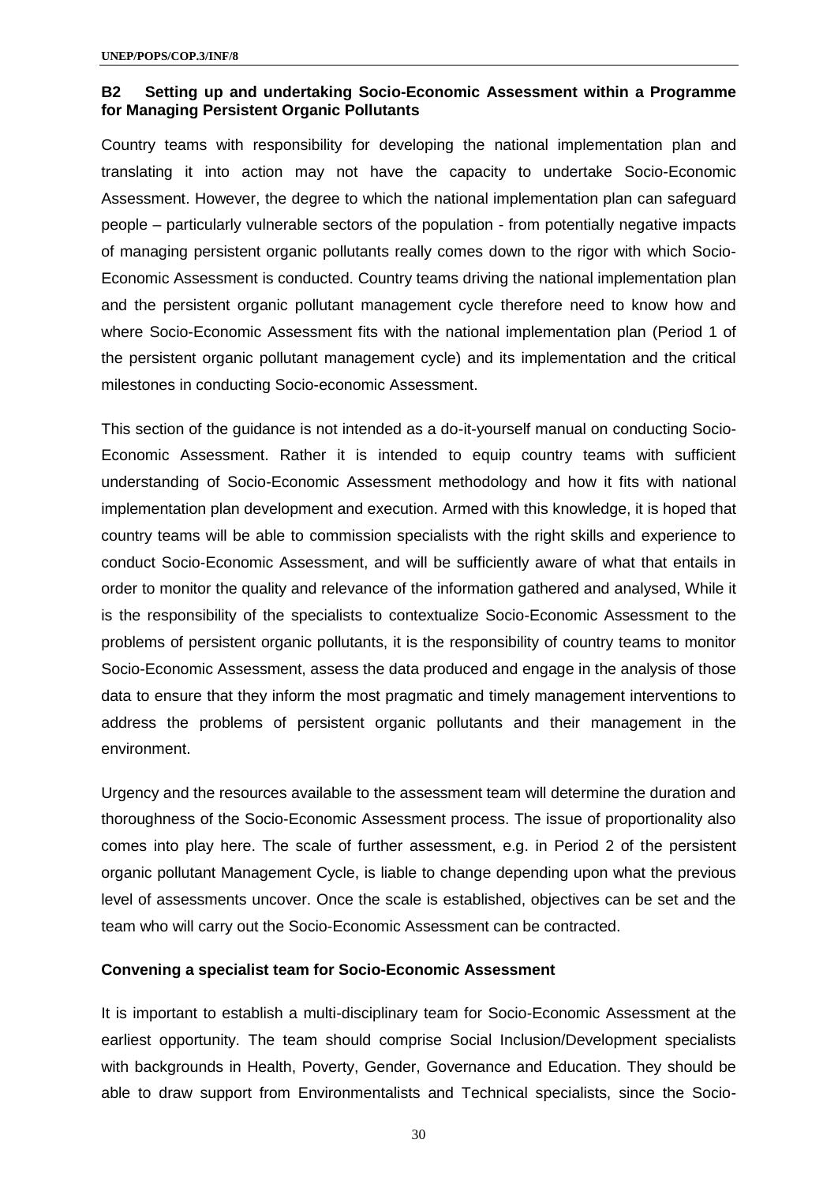**B2 Setting up and undertaking Socio-Economic Assessment within a Programme for Managing Persistent Organic Pollutants**

Country teams with responsibility for developing the national implementation plan and translating it into action may not have the capacity to undertake Socio-Economic Assessment. However, the degree to which the national implementation plan can safeguard people – particularly vulnerable sectors of the population - from potentially negative impacts of managing persistent organic pollutants really comes down to the rigor with which Socio-Economic Assessment is conducted. Country teams driving the national implementation plan and the persistent organic pollutant management cycle therefore need to know how and where Socio-Economic Assessment fits with the national implementation plan (Period 1 of the persistent organic pollutant management cycle) and its implementation and the critical milestones in conducting Socio-economic Assessment.

This section of the guidance is not intended as a do-it-yourself manual on conducting Socio-Economic Assessment. Rather it is intended to equip country teams with sufficient understanding of Socio-Economic Assessment methodology and how it fits with national implementation plan development and execution. Armed with this knowledge, it is hoped that country teams will be able to commission specialists with the right skills and experience to conduct Socio-Economic Assessment, and will be sufficiently aware of what that entails in order to monitor the quality and relevance of the information gathered and analysed, While it is the responsibility of the specialists to contextualize Socio-Economic Assessment to the problems of persistent organic pollutants, it is the responsibility of country teams to monitor Socio-Economic Assessment, assess the data produced and engage in the analysis of those data to ensure that they inform the most pragmatic and timely management interventions to address the problems of persistent organic pollutants and their management in the environment.

Urgency and the resources available to the assessment team will determine the duration and thoroughness of the Socio-Economic Assessment process. The issue of proportionality also comes into play here. The scale of further assessment, e.g. in Period 2 of the persistent organic pollutant Management Cycle, is liable to change depending upon what the previous level of assessments uncover. Once the scale is established, objectives can be set and the team who will carry out the Socio-Economic Assessment can be contracted.

**Convening a specialist team for Socio-Economic Assessment**

It is important to establish a multi-disciplinary team for Socio-Economic Assessment at the earliest opportunity. The team should comprise Social Inclusion/Development specialists with backgrounds in Health, Poverty, Gender, Governance and Education. They should be able to draw support from Environmentalists and Technical specialists, since the Socio-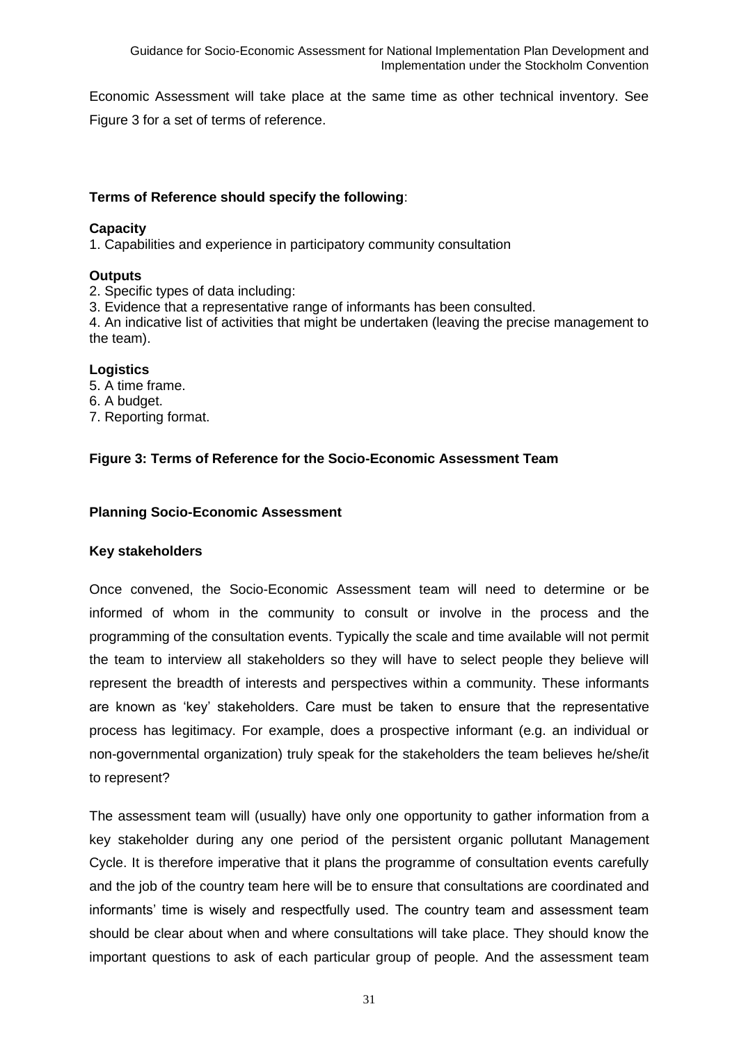Economic Assessment will take place at the same time as other technical inventory. See Figure 3 for a set of terms of reference.

**Terms of Reference should specify the following**:

**Capacity**

1. Capabilities and experience in participatory community consultation

**Outputs**

2. Specific types of data including:
3. Evidence that a representative range of informants has been consulted.
4. An indicative list of activities that might be undertaken (leaving the precise management to the team).

**Logistics**

5. A time frame.
6. A budget.
7. Reporting format.

**Figure 3: Terms of Reference for the Socio-Economic Assessment Team**

### Planning Socio-Economic Assessment

#### Key stakeholders

Once convened, the Socio-Economic Assessment team will need to determine or be informed of whom in the community to consult or involve in the process and the programming of the consultation events. Typically the scale and time available will not permit the team to interview all stakeholders so they will have to select people they believe will represent the breadth of interests and perspectives within a community. These informants are known as 'key' stakeholders. Care must be taken to ensure that the representative process has legitimacy. For example, does a prospective informant (e.g. an individual or non-governmental organization) truly speak for the stakeholders the team believes he/she/it to represent?

The assessment team will (usually) have only one opportunity to gather information from a key stakeholder during any one period of the persistent organic pollutant Management Cycle. It is therefore imperative that it plans the programme of consultation events carefully and the job of the country team here will be to ensure that consultations are coordinated and informants' time is wisely and respectfully used. The country team and assessment team should be clear about when and where consultations will take place. They should know the important questions to ask of each particular group of people. And the assessment team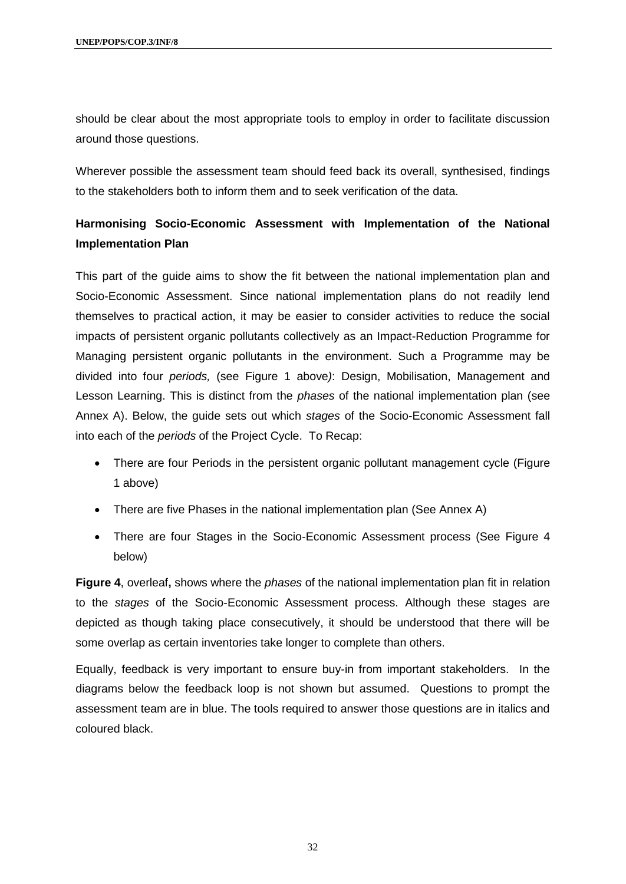should be clear about the most appropriate tools to employ in order to facilitate discussion around those questions.

Wherever possible the assessment team should feed back its overall, synthesised, findings to the stakeholders both to inform them and to seek verification of the data.

**Harmonising Socio-Economic Assessment with Implementation of the National Implementation Plan**

This part of the guide aims to show the fit between the national implementation plan and Socio-Economic Assessment. Since national implementation plans do not readily lend themselves to practical action, it may be easier to consider activities to reduce the social impacts of persistent organic pollutants collectively as an Impact-Reduction Programme for Managing persistent organic pollutants in the environment. Such a Programme may be divided into four *periods,* (see Figure 1 above*)*: Design, Mobilisation, Management and Lesson Learning. This is distinct from the *phases* of the national implementation plan (see Annex A). Below, the guide sets out which *stages* of the Socio-Economic Assessment fall into each of the *periods* of the Project Cycle. To Recap:

- There are four Periods in the persistent organic pollutant management cycle (Figure 1 above)
- There are five Phases in the national implementation plan (See Annex A)
- There are four Stages in the Socio-Economic Assessment process (See Figure 4 below)

**Figure 4**, overleaf**,** shows where the *phases* of the national implementation plan fit in relation to the *stages* of the Socio-Economic Assessment process. Although these stages are depicted as though taking place consecutively, it should be understood that there will be some overlap as certain inventories take longer to complete than others.

Equally, feedback is very important to ensure buy-in from important stakeholders. In the diagrams below the feedback loop is not shown but assumed. Questions to prompt the assessment team are in blue. The tools required to answer those questions are in italics and coloured black.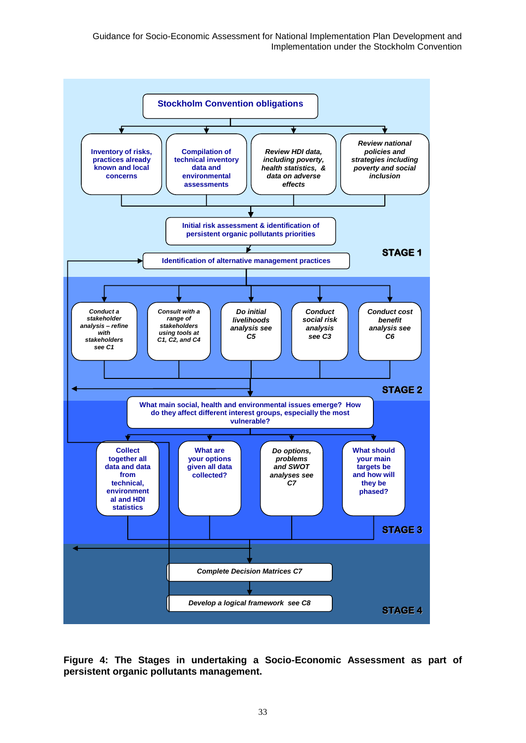**Stockholm Convention obligations**

- Inventory of risks, practices already known and local concerns
- Compilation of technical inventory data and environmental assessments
- *Review HDI data, including poverty, health statistics, & data on adverse effects*
- *Review national policies and strategies including poverty and social inclusion*

**Initial risk assessment & identification of persistent organic pollutants priorities**

**Identification of alternative management practices**

**STAGE 1**

- *Conduct a stakeholder analysis – refine with stakeholders see C1*
- *Consult with a range of stakeholders using tools at C1, C2, and C4*
- *Do initial livelihoods analysis see C5*
- *Conduct social risk analysis see C3*
- *Conduct cost benefit analysis see C6*

**STAGE 2**

**What main social, health and environmental issues emerge? How do they affect different interest groups, especially the most vulnerable?**

- Collect together all data and data from technical, environmental and HDI statistics
- What are your options given all data collected?
- *Do options, problems and SWOT analyses see C7*
- What should your main targets be and how will they be phased?

**STAGE 3**

*Complete Decision Matrices C7*

*Develop a logical framework see C8*

**STAGE 4**

**Figure 4: The Stages in undertaking a Socio-Economic Assessment as part of persistent organic pollutants management.**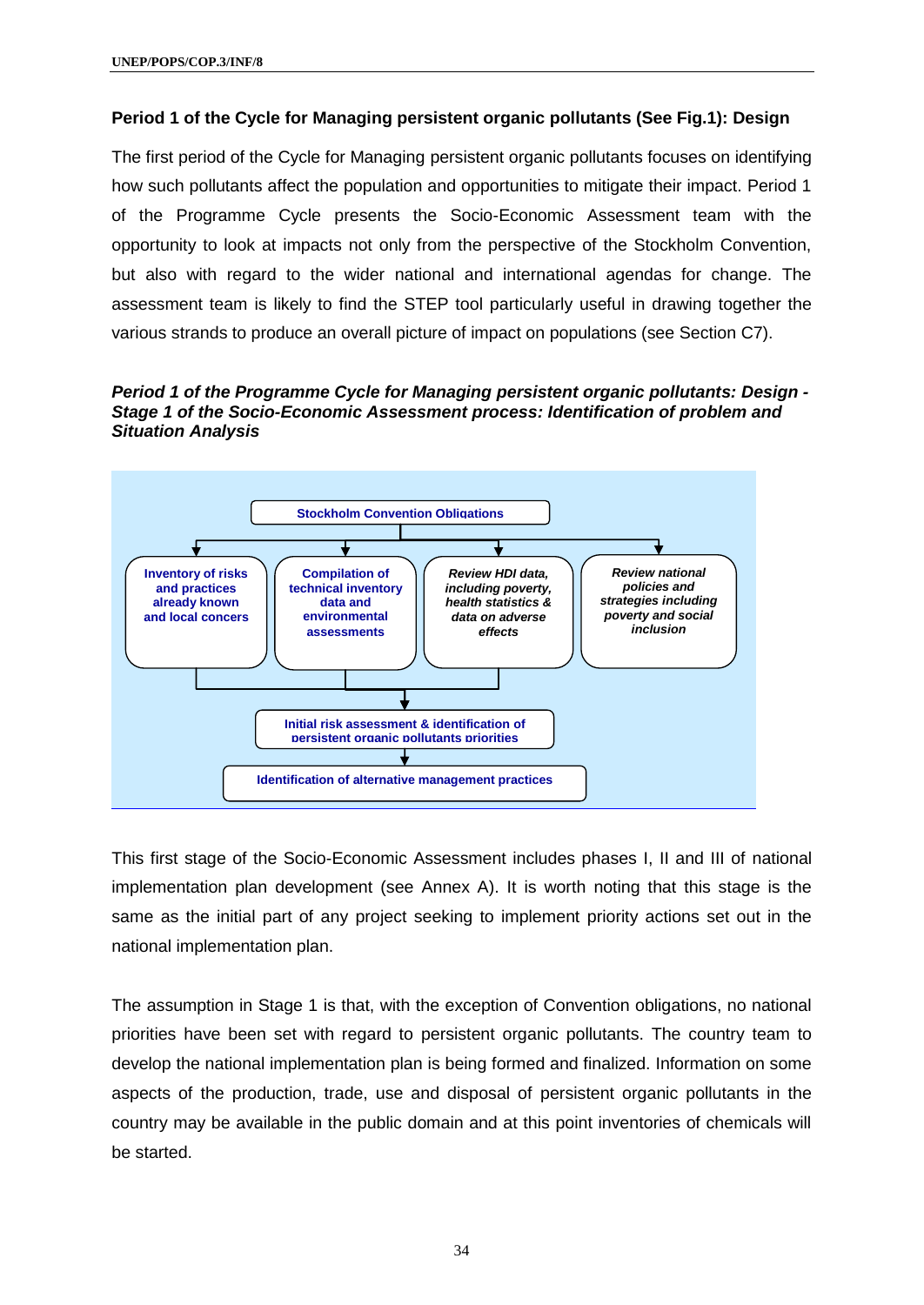**Period 1 of the Cycle for Managing persistent organic pollutants (See Fig.1): Design**

The first period of the Cycle for Managing persistent organic pollutants focuses on identifying how such pollutants affect the population and opportunities to mitigate their impact. Period 1 of the Programme Cycle presents the Socio-Economic Assessment team with the opportunity to look at impacts not only from the perspective of the Stockholm Convention, but also with regard to the wider national and international agendas for change. The assessment team is likely to find the STEP tool particularly useful in drawing together the various strands to produce an overall picture of impact on populations (see Section C7).

***Period 1 of the Programme Cycle for Managing persistent organic pollutants: Design - Stage 1 of the Socio-Economic Assessment process: Identification of problem and Situation Analysis***

**Stockholm Convention Obligations**

- **Inventory of risks and practices already known and local concers**
- **Compilation of technical inventory data and environmental assessments**
- ***Review HDI data, including poverty, health statistics & data on adverse effects***
- ***Review national policies and strategies including poverty and social inclusion***

**Initial risk assessment & identification of persistent organic pollutants priorities**

**Identification of alternative management practices**

This first stage of the Socio-Economic Assessment includes phases I, II and III of national implementation plan development (see Annex A). It is worth noting that this stage is the same as the initial part of any project seeking to implement priority actions set out in the national implementation plan.

The assumption in Stage 1 is that, with the exception of Convention obligations, no national priorities have been set with regard to persistent organic pollutants. The country team to develop the national implementation plan is being formed and finalized. Information on some aspects of the production, trade, use and disposal of persistent organic pollutants in the country may be available in the public domain and at this point inventories of chemicals will be started.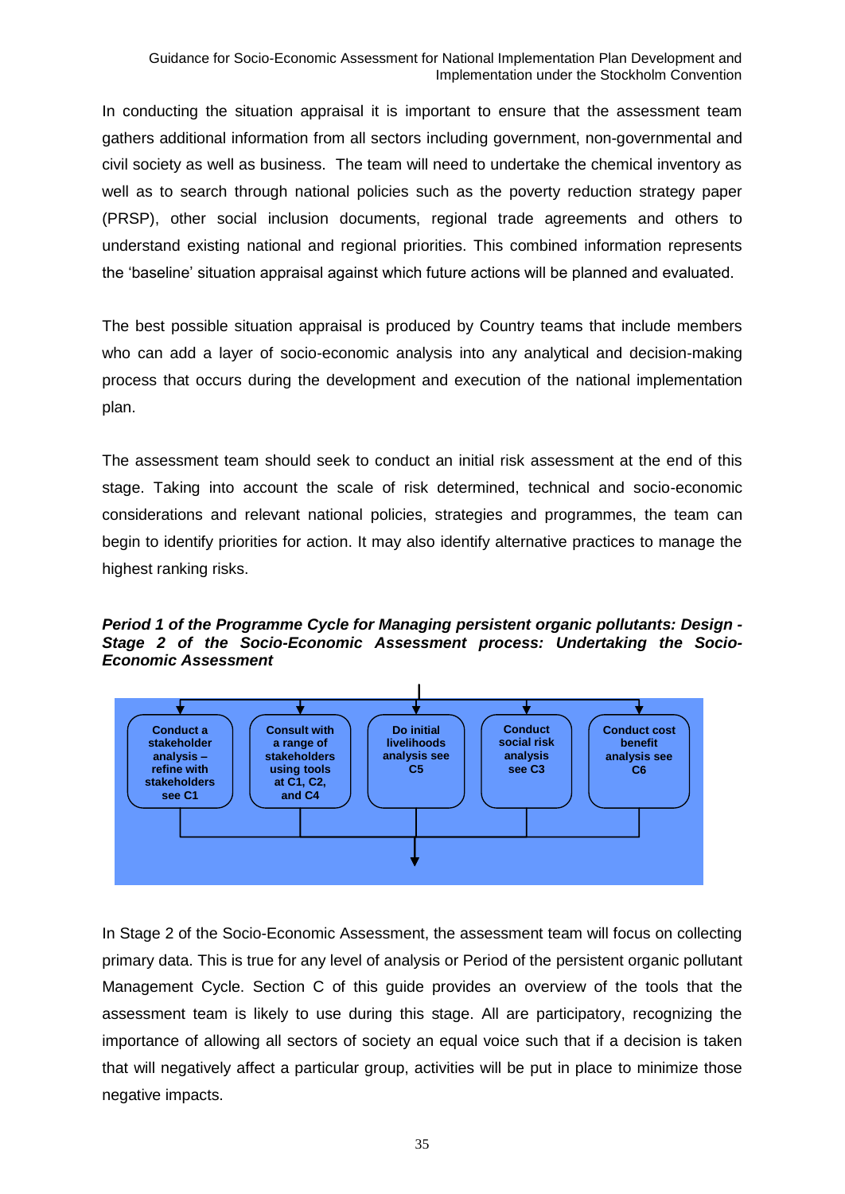In conducting the situation appraisal it is important to ensure that the assessment team gathers additional information from all sectors including government, non-governmental and civil society as well as business. The team will need to undertake the chemical inventory as well as to search through national policies such as the poverty reduction strategy paper (PRSP), other social inclusion documents, regional trade agreements and others to understand existing national and regional priorities. This combined information represents the 'baseline' situation appraisal against which future actions will be planned and evaluated.

The best possible situation appraisal is produced by Country teams that include members who can add a layer of socio-economic analysis into any analytical and decision-making process that occurs during the development and execution of the national implementation plan.

The assessment team should seek to conduct an initial risk assessment at the end of this stage. Taking into account the scale of risk determined, technical and socio-economic considerations and relevant national policies, strategies and programmes, the team can begin to identify priorities for action. It may also identify alternative practices to manage the highest ranking risks.

***Period 1 of the Programme Cycle for Managing persistent organic pollutants: Design - Stage 2 of the Socio-Economic Assessment process: Undertaking the Socio-Economic Assessment***

- **Conduct a stakeholder analysis – refine with stakeholders see C1**
- **Consult with a range of stakeholders using tools at C1, C2, and C4**
- **Do initial livelihoods analysis see C5**
- **Conduct social risk analysis see C3**
- **Conduct cost benefit analysis see C6**

In Stage 2 of the Socio-Economic Assessment, the assessment team will focus on collecting primary data. This is true for any level of analysis or Period of the persistent organic pollutant Management Cycle. Section C of this guide provides an overview of the tools that the assessment team is likely to use during this stage. All are participatory, recognizing the importance of allowing all sectors of society an equal voice such that if a decision is taken that will negatively affect a particular group, activities will be put in place to minimize those negative impacts.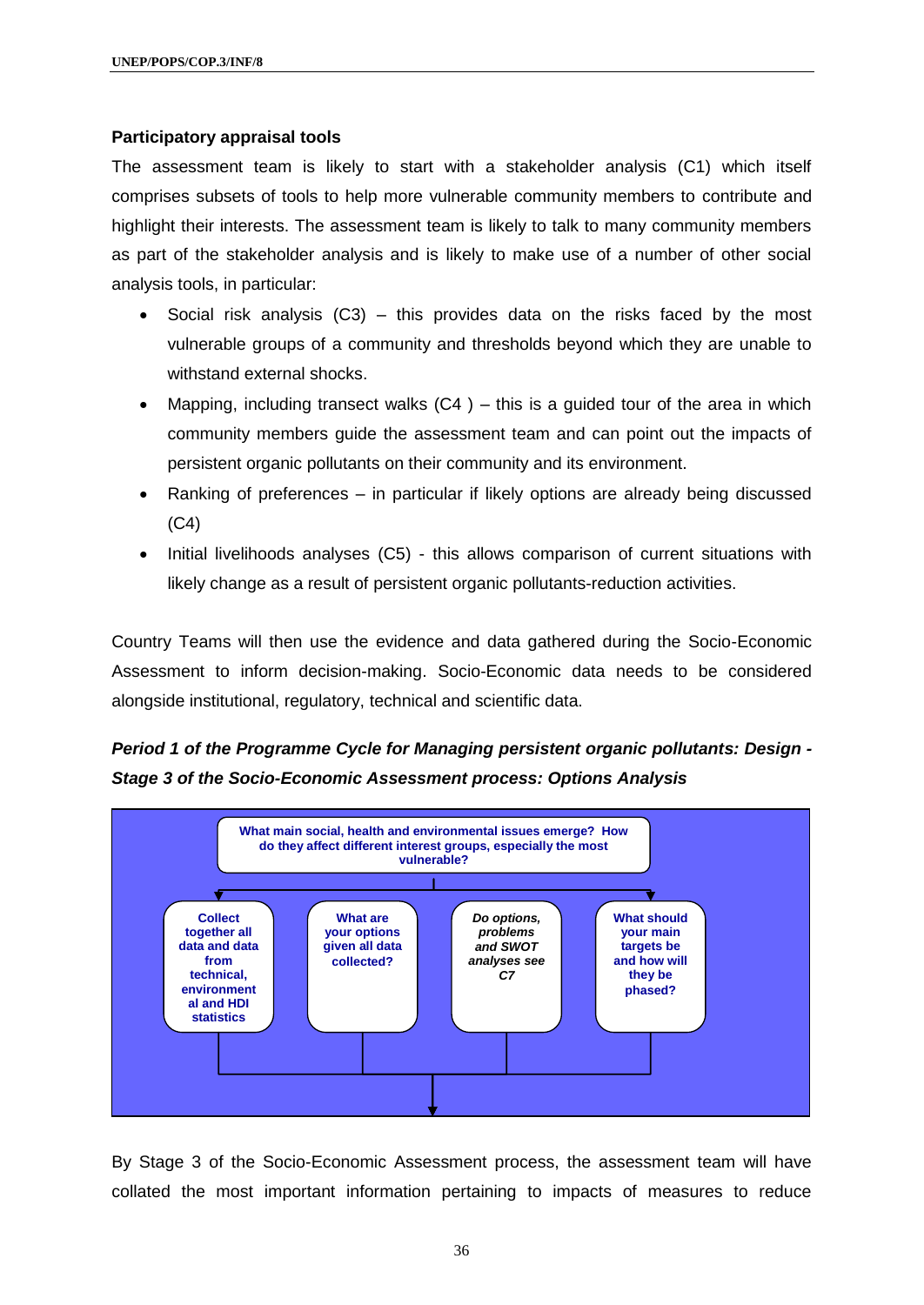**Participatory appraisal tools**

The assessment team is likely to start with a stakeholder analysis (C1) which itself comprises subsets of tools to help more vulnerable community members to contribute and highlight their interests. The assessment team is likely to talk to many community members as part of the stakeholder analysis and is likely to make use of a number of other social analysis tools, in particular:

- Social risk analysis (C3) – this provides data on the risks faced by the most vulnerable groups of a community and thresholds beyond which they are unable to withstand external shocks.
- Mapping, including transect walks (C4 ) – this is a guided tour of the area in which community members guide the assessment team and can point out the impacts of persistent organic pollutants on their community and its environment.
- Ranking of preferences – in particular if likely options are already being discussed (C4)
- Initial livelihoods analyses (C5) - this allows comparison of current situations with likely change as a result of persistent organic pollutants-reduction activities.

Country Teams will then use the evidence and data gathered during the Socio-Economic Assessment to inform decision-making. Socio-Economic data needs to be considered alongside institutional, regulatory, technical and scientific data.

***Period 1 of the Programme Cycle for Managing persistent organic pollutants: Design - Stage 3 of the Socio-Economic Assessment process: Options Analysis***

**What main social, health and environmental issues emerge? How do they affect different interest groups, especially the most vulnerable?**

- **Collect together all data and data from technical, environmental and HDI statistics**
- **What are your options given all data collected?**
- ***Do options, problems and SWOT analyses see C7***
- **What should your main targets be and how will they be phased?**

By Stage 3 of the Socio-Economic Assessment process, the assessment team will have collated the most important information pertaining to impacts of measures to reduce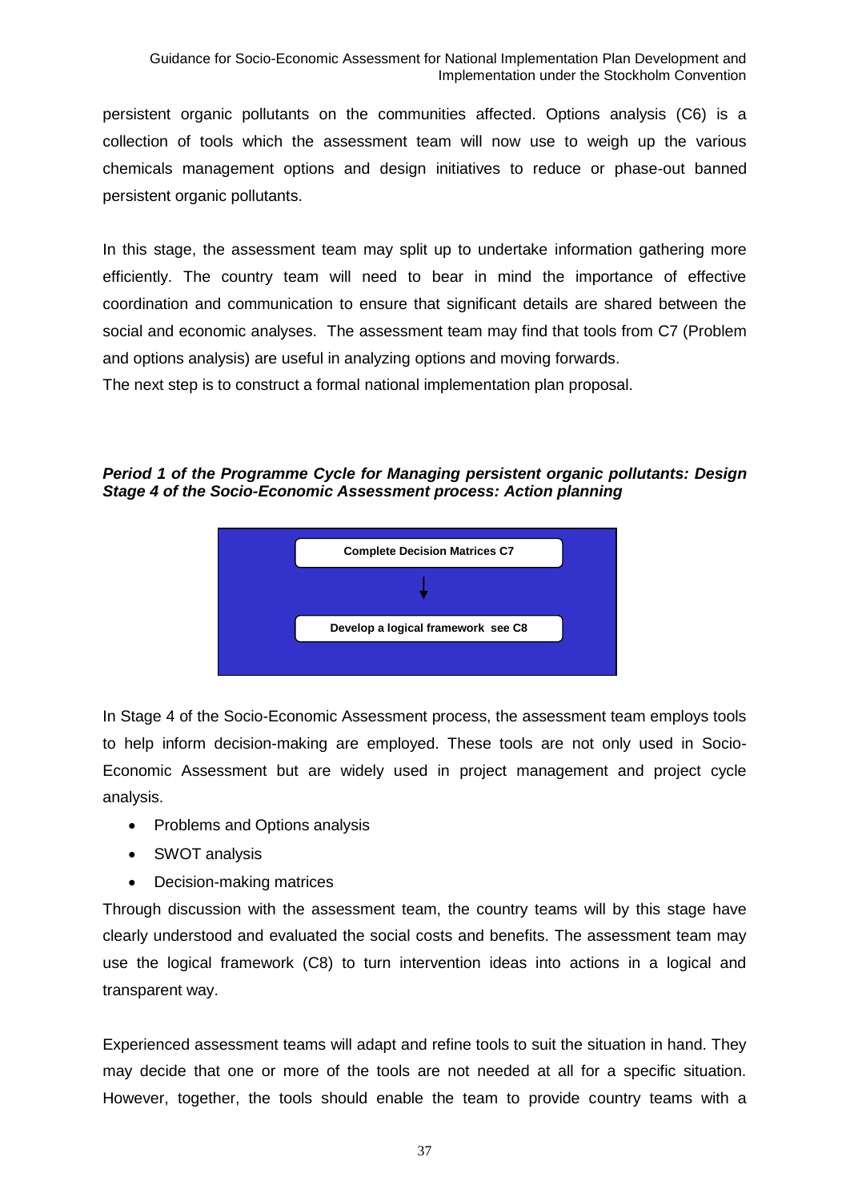persistent organic pollutants on the communities affected. Options analysis (C6) is a collection of tools which the assessment team will now use to weigh up the various chemicals management options and design initiatives to reduce or phase-out banned persistent organic pollutants.

In this stage, the assessment team may split up to undertake information gathering more efficiently. The country team will need to bear in mind the importance of effective coordination and communication to ensure that significant details are shared between the social and economic analyses. The assessment team may find that tools from C7 (Problem and options analysis) are useful in analyzing options and moving forwards.

The next step is to construct a formal national implementation plan proposal.

***Period 1 of the Programme Cycle for Managing persistent organic pollutants: Design***
***Stage 4 of the Socio-Economic Assessment process: Action planning***

**Complete Decision Matrices C7**

↓

**Develop a logical framework see C8**

In Stage 4 of the Socio-Economic Assessment process, the assessment team employs tools to help inform decision-making are employed. These tools are not only used in Socio-Economic Assessment but are widely used in project management and project cycle analysis.

- Problems and Options analysis
- SWOT analysis
- Decision-making matrices

Through discussion with the assessment team, the country teams will by this stage have clearly understood and evaluated the social costs and benefits. The assessment team may use the logical framework (C8) to turn intervention ideas into actions in a logical and transparent way.

Experienced assessment teams will adapt and refine tools to suit the situation in hand. They may decide that one or more of the tools are not needed at all for a specific situation. However, together, the tools should enable the team to provide country teams with a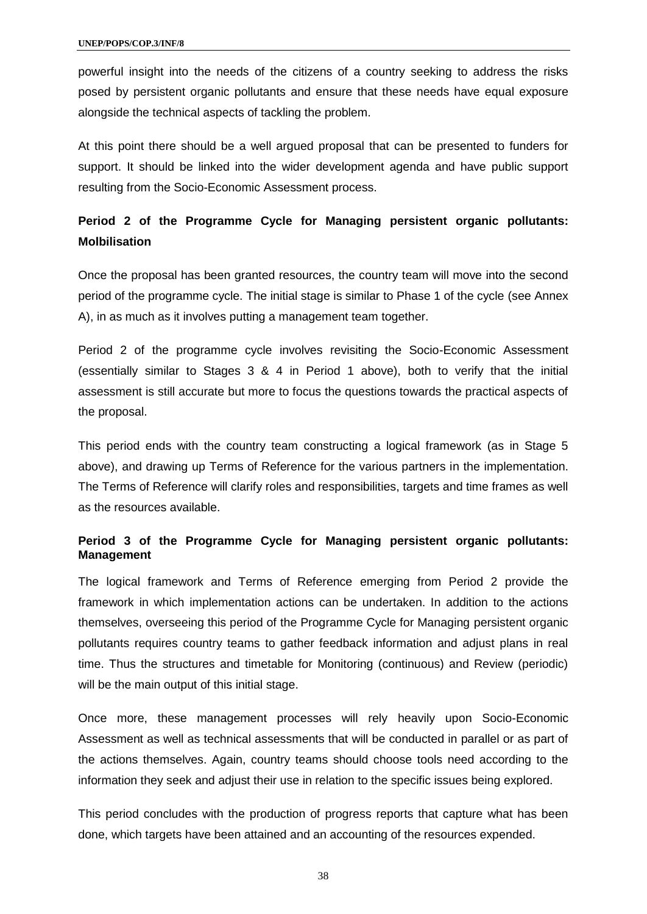powerful insight into the needs of the citizens of a country seeking to address the risks posed by persistent organic pollutants and ensure that these needs have equal exposure alongside the technical aspects of tackling the problem.

At this point there should be a well argued proposal that can be presented to funders for support. It should be linked into the wider development agenda and have public support resulting from the Socio-Economic Assessment process.

**Period 2 of the Programme Cycle for Managing persistent organic pollutants: Molbilisation**

Once the proposal has been granted resources, the country team will move into the second period of the programme cycle. The initial stage is similar to Phase 1 of the cycle (see Annex A), in as much as it involves putting a management team together.

Period 2 of the programme cycle involves revisiting the Socio-Economic Assessment (essentially similar to Stages 3 & 4 in Period 1 above), both to verify that the initial assessment is still accurate but more to focus the questions towards the practical aspects of the proposal.

This period ends with the country team constructing a logical framework (as in Stage 5 above), and drawing up Terms of Reference for the various partners in the implementation. The Terms of Reference will clarify roles and responsibilities, targets and time frames as well as the resources available.

**Period 3 of the Programme Cycle for Managing persistent organic pollutants: Management**

The logical framework and Terms of Reference emerging from Period 2 provide the framework in which implementation actions can be undertaken. In addition to the actions themselves, overseeing this period of the Programme Cycle for Managing persistent organic pollutants requires country teams to gather feedback information and adjust plans in real time. Thus the structures and timetable for Monitoring (continuous) and Review (periodic) will be the main output of this initial stage.

Once more, these management processes will rely heavily upon Socio-Economic Assessment as well as technical assessments that will be conducted in parallel or as part of the actions themselves. Again, country teams should choose tools need according to the information they seek and adjust their use in relation to the specific issues being explored.

This period concludes with the production of progress reports that capture what has been done, which targets have been attained and an accounting of the resources expended.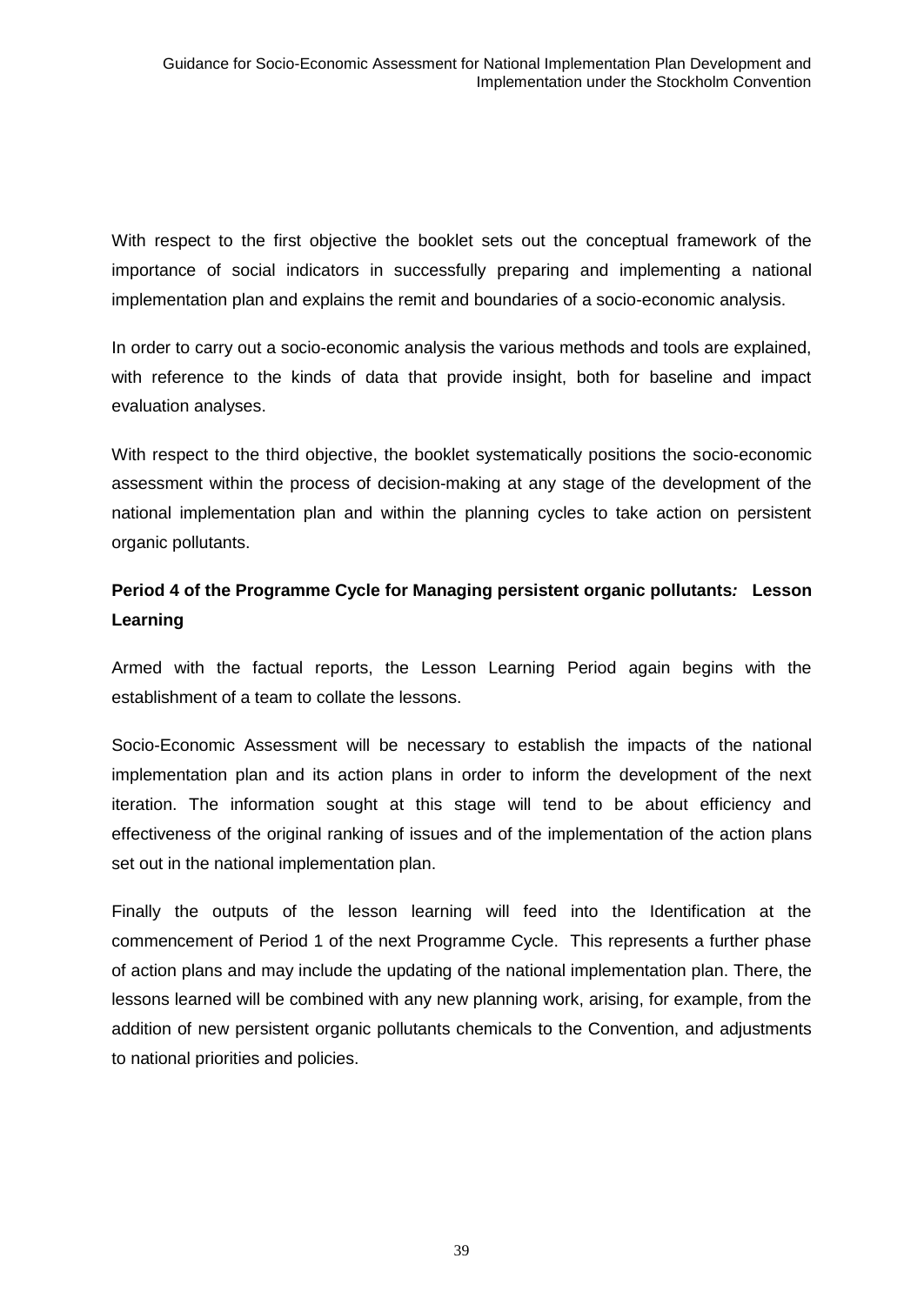With respect to the first objective the booklet sets out the conceptual framework of the importance of social indicators in successfully preparing and implementing a national implementation plan and explains the remit and boundaries of a socio-economic analysis.

In order to carry out a socio-economic analysis the various methods and tools are explained, with reference to the kinds of data that provide insight, both for baseline and impact evaluation analyses.

With respect to the third objective, the booklet systematically positions the socio-economic assessment within the process of decision-making at any stage of the development of the national implementation plan and within the planning cycles to take action on persistent organic pollutants.

**Period 4 of the Programme Cycle for Managing persistent organic pollutants*:* Lesson Learning**

Armed with the factual reports, the Lesson Learning Period again begins with the establishment of a team to collate the lessons.

Socio-Economic Assessment will be necessary to establish the impacts of the national implementation plan and its action plans in order to inform the development of the next iteration. The information sought at this stage will tend to be about efficiency and effectiveness of the original ranking of issues and of the implementation of the action plans set out in the national implementation plan.

Finally the outputs of the lesson learning will feed into the Identification at the commencement of Period 1 of the next Programme Cycle. This represents a further phase of action plans and may include the updating of the national implementation plan. There, the lessons learned will be combined with any new planning work, arising, for example, from the addition of new persistent organic pollutants chemicals to the Convention, and adjustments to national priorities and policies.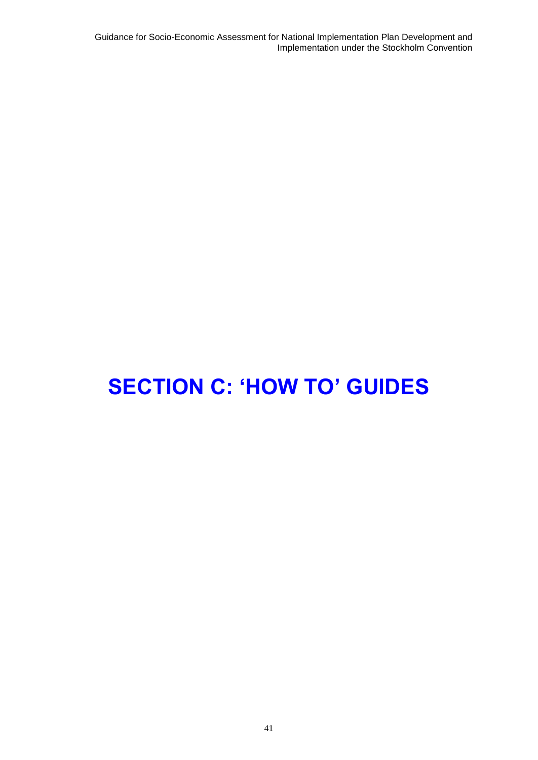# SECTION C: 'HOW TO' GUIDES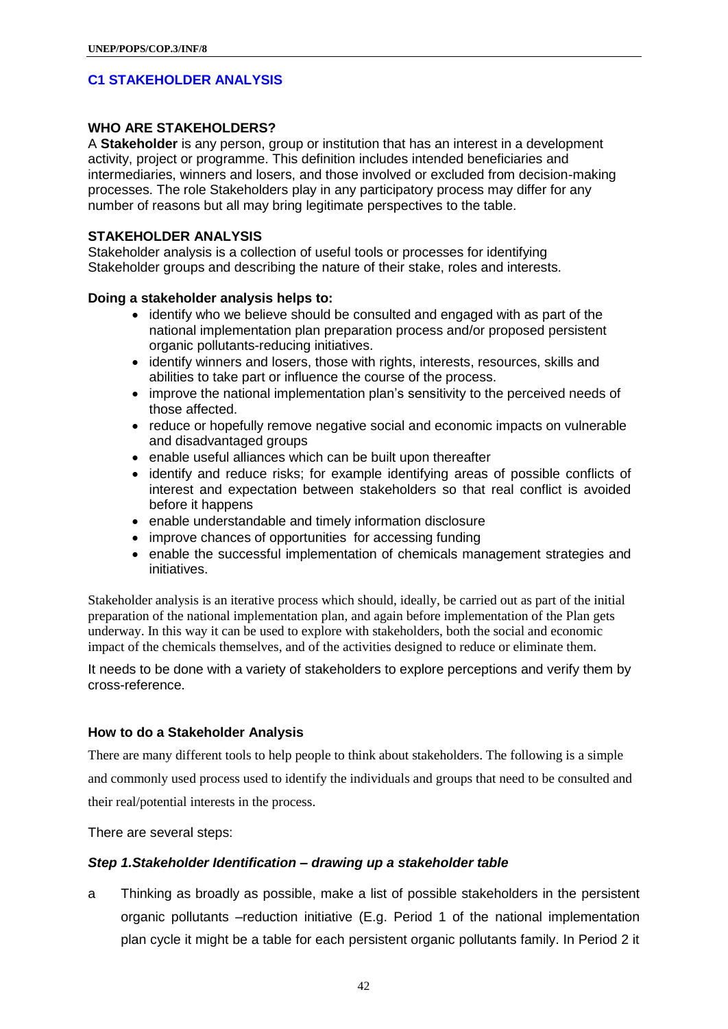## C1 STAKEHOLDER ANALYSIS

### WHO ARE STAKEHOLDERS?

A **Stakeholder** is any person, group or institution that has an interest in a development activity, project or programme. This definition includes intended beneficiaries and intermediaries, winners and losers, and those involved or excluded from decision-making processes. The role Stakeholders play in any participatory process may differ for any number of reasons but all may bring legitimate perspectives to the table.

### STAKEHOLDER ANALYSIS

Stakeholder analysis is a collection of useful tools or processes for identifying Stakeholder groups and describing the nature of their stake, roles and interests.

**Doing a stakeholder analysis helps to:**

- identify who we believe should be consulted and engaged with as part of the national implementation plan preparation process and/or proposed persistent organic pollutants-reducing initiatives.
- identify winners and losers, those with rights, interests, resources, skills and abilities to take part or influence the course of the process.
- improve the national implementation plan's sensitivity to the perceived needs of those affected.
- reduce or hopefully remove negative social and economic impacts on vulnerable and disadvantaged groups
- enable useful alliances which can be built upon thereafter
- identify and reduce risks; for example identifying areas of possible conflicts of interest and expectation between stakeholders so that real conflict is avoided before it happens
- enable understandable and timely information disclosure
- improve chances of opportunities for accessing funding
- enable the successful implementation of chemicals management strategies and initiatives.

Stakeholder analysis is an iterative process which should, ideally, be carried out as part of the initial preparation of the national implementation plan, and again before implementation of the Plan gets underway. In this way it can be used to explore with stakeholders, both the social and economic impact of the chemicals themselves, and of the activities designed to reduce or eliminate them.

It needs to be done with a variety of stakeholders to explore perceptions and verify them by cross-reference.

### How to do a Stakeholder Analysis

There are many different tools to help people to think about stakeholders. The following is a simple and commonly used process used to identify the individuals and groups that need to be consulted and their real/potential interests in the process.

There are several steps:

#### *Step 1.Stakeholder Identification – drawing up a stakeholder table*

a Thinking as broadly as possible, make a list of possible stakeholders in the persistent organic pollutants –reduction initiative (E.g. Period 1 of the national implementation plan cycle it might be a table for each persistent organic pollutants family. In Period 2 it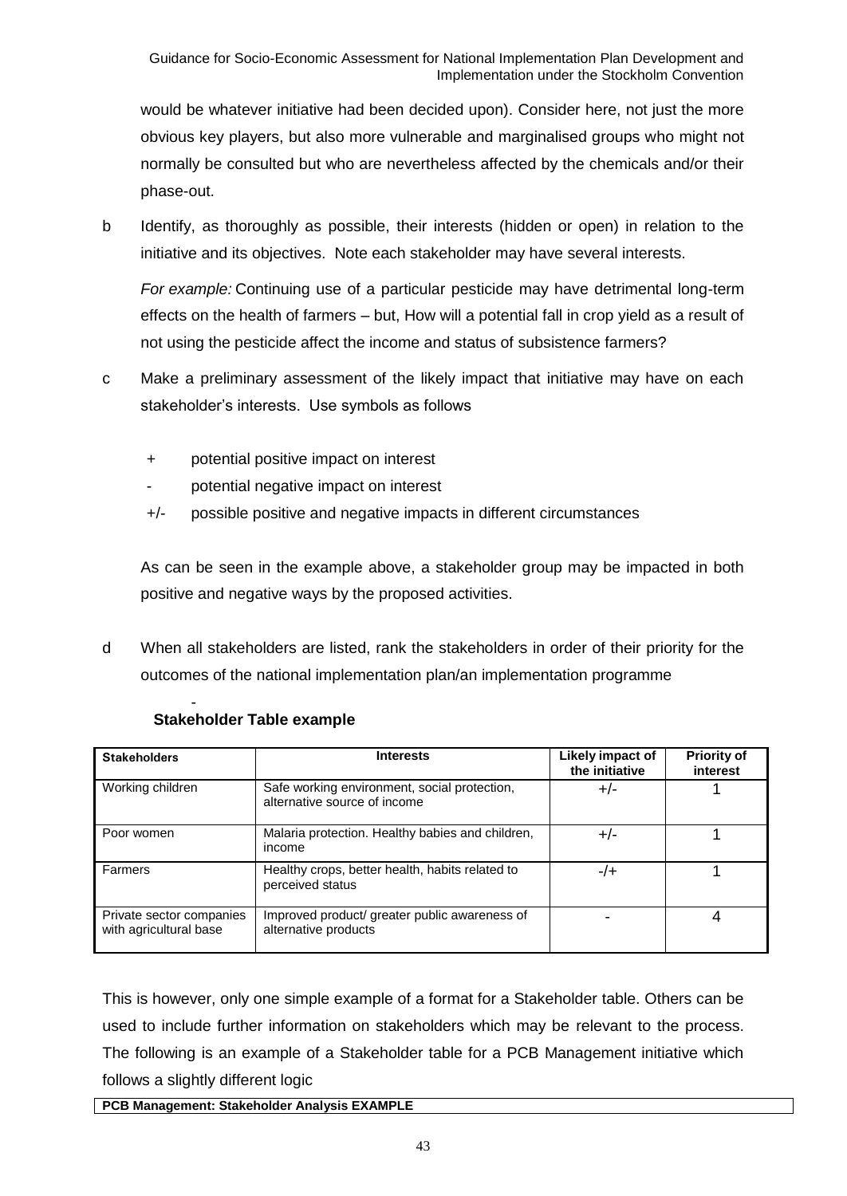would be whatever initiative had been decided upon). Consider here, not just the more obvious key players, but also more vulnerable and marginalised groups who might not normally be consulted but who are nevertheless affected by the chemicals and/or their phase-out.

b Identify, as thoroughly as possible, their interests (hidden or open) in relation to the initiative and its objectives. Note each stakeholder may have several interests.

*For example:* Continuing use of a particular pesticide may have detrimental long-term effects on the health of farmers – but, How will a potential fall in crop yield as a result of not using the pesticide affect the income and status of subsistence farmers?

c Make a preliminary assessment of the likely impact that initiative may have on each stakeholder's interests. Use symbols as follows

- \+ potential positive impact on interest
- \- potential negative impact on interest
- +/- possible positive and negative impacts in different circumstances

As can be seen in the example above, a stakeholder group may be impacted in both positive and negative ways by the proposed activities.

d When all stakeholders are listed, rank the stakeholders in order of their priority for the outcomes of the national implementation plan/an implementation programme

-

**Stakeholder Table example**

| Stakeholders | Interests | Likely impact of the initiative | Priority of interest |
|---|---|---|---|
| Working children | Safe working environment, social protection, alternative source of income | +/- | 1 |
| Poor women | Malaria protection. Healthy babies and children, income | +/- | 1 |
| Farmers | Healthy crops, better health, habits related to perceived status | -/+ | 1 |
| Private sector companies with agricultural base | Improved product/ greater public awareness of alternative products | - | 4 |

This is however, only one simple example of a format for a Stakeholder table. Others can be used to include further information on stakeholders which may be relevant to the process. The following is an example of a Stakeholder table for a PCB Management initiative which follows a slightly different logic

**PCB Management: Stakeholder Analysis EXAMPLE**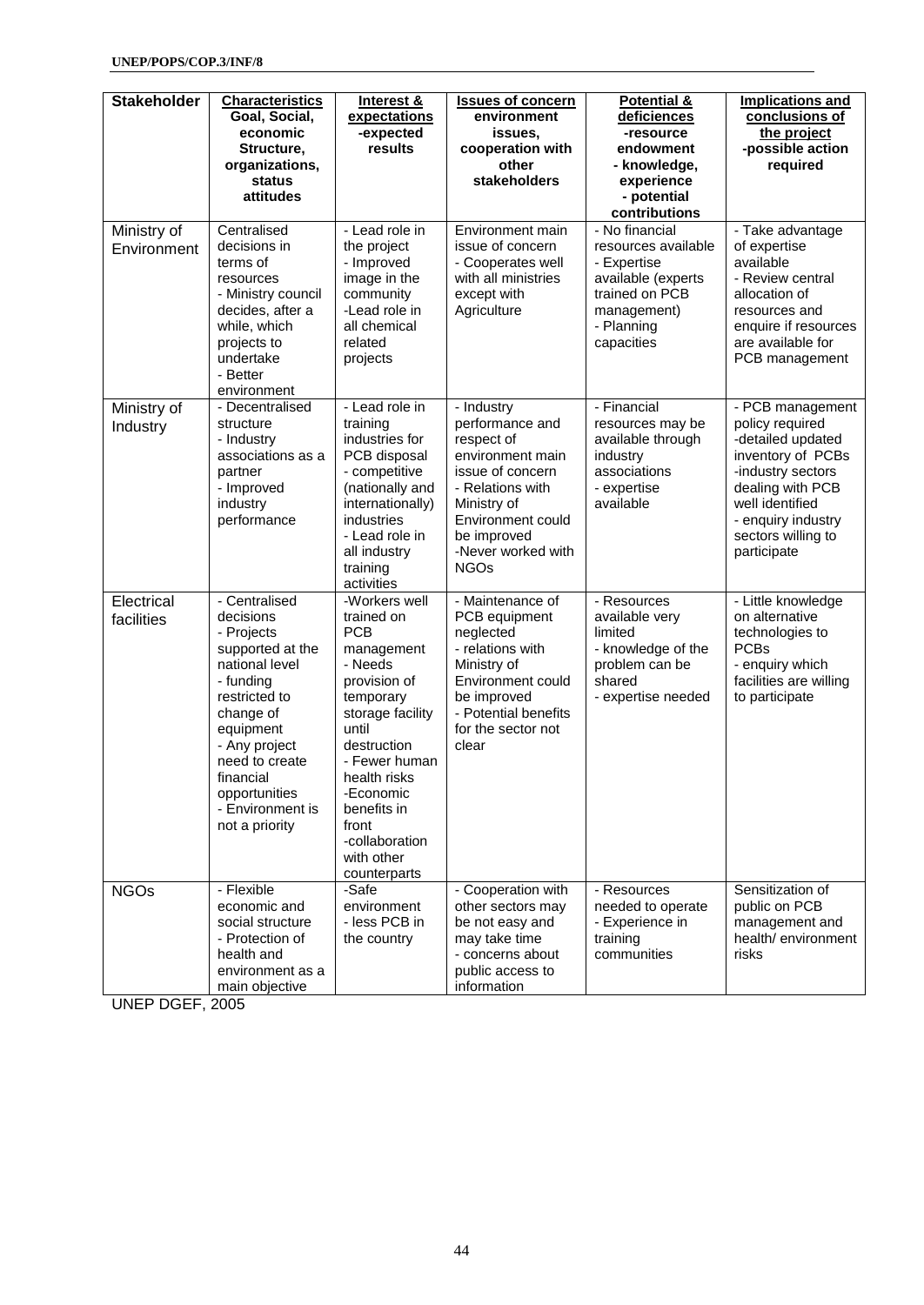| Stakeholder | Characteristics Goal, Social, economic Structure, organizations, status attitudes | Interest & expectations -expected results | Issues of concern environment issues, cooperation with other stakeholders | Potential & deficiences -resource endowment - knowledge, experience - potential contributions | Implications and conclusions of the project -possible action required |
|---|---|---|---|---|---|
| Ministry of Environment | Centralised decisions in terms of resources<br>- Ministry council decides, after a while, which projects to undertake<br>- Better environment | - Lead role in the project<br>- Improved image in the community<br>-Lead role in all chemical related projects | Environment main issue of concern<br>- Cooperates well with all ministries except with Agriculture | - No financial resources available<br>- Expertise available (experts trained on PCB management)<br>- Planning capacities | - Take advantage of expertise available<br>- Review central allocation of resources and enquire if resources are available for PCB management |
| Ministry of Industry | - Decentralised structure<br>- Industry associations as a partner<br>- Improved industry performance | - Lead role in training industries for PCB disposal<br>- competitive (nationally and internationally) industries<br>- Lead role in all industry training activities | - Industry performance and respect of environment main issue of concern<br>- Relations with Ministry of Environment could be improved<br>-Never worked with NGOs | - Financial resources may be available through industry associations<br>- expertise available | - PCB management policy required<br>-detailed updated inventory of PCBs<br>-industry sectors dealing with PCB well identified<br>- enquiry industry sectors willing to participate |
| Electrical facilities | - Centralised decisions<br>- Projects supported at the national level<br>- funding restricted to change of equipment<br>- Any project need to create financial opportunities<br>- Environment is not a priority | -Workers well trained on PCB management<br>- Needs provision of temporary storage facility until destruction<br>- Fewer human health risks<br>-Economic benefits in front<br>-collaboration with other counterparts | - Maintenance of PCB equipment neglected<br>- relations with Ministry of Environment could be improved<br>- Potential benefits for the sector not clear | - Resources available very limited<br>- knowledge of the problem can be shared<br>- expertise needed | - Little knowledge on alternative technologies to PCBs<br>- enquiry which facilities are willing to participate |
| NGOs | - Flexible economic and social structure<br>- Protection of health and environment as a main objective | -Safe environment<br>- less PCB in the country | - Cooperation with other sectors may be not easy and may take time<br>- concerns about public access to information | - Resources needed to operate<br>- Experience in training communities | Sensitization of public on PCB management and health/ environment risks |

UNEP DGEF, 2005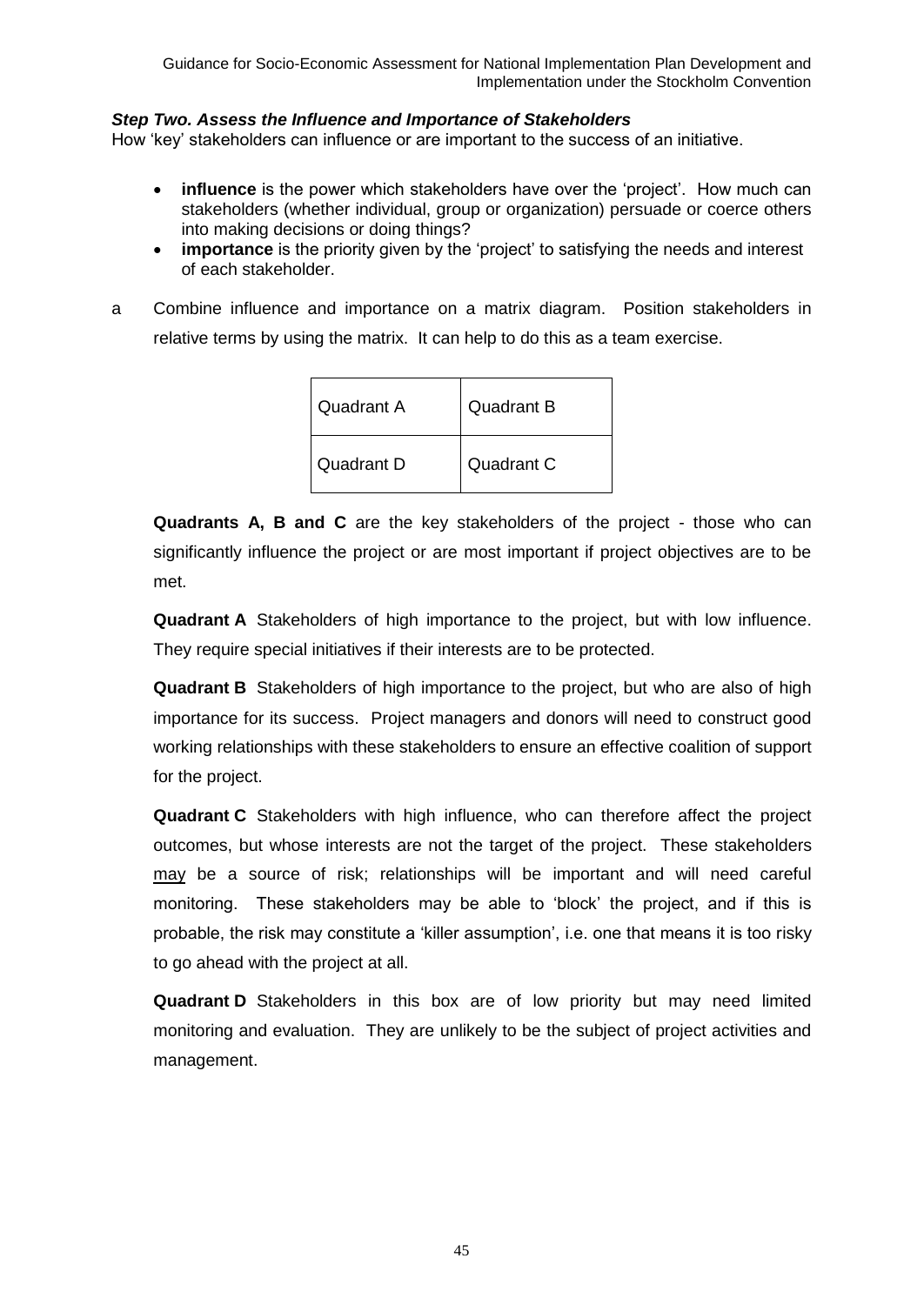***Step Two. Assess the Influence and Importance of Stakeholders***

How 'key' stakeholders can influence or are important to the success of an initiative.

- **influence** is the power which stakeholders have over the 'project'. How much can stakeholders (whether individual, group or organization) persuade or coerce others into making decisions or doing things?
- **importance** is the priority given by the 'project' to satisfying the needs and interest of each stakeholder.

a Combine influence and importance on a matrix diagram. Position stakeholders in relative terms by using the matrix. It can help to do this as a team exercise.

| Quadrant A | Quadrant B |
|---|---|
| Quadrant D | Quadrant C |

**Quadrants A, B and C** are the key stakeholders of the project - those who can significantly influence the project or are most important if project objectives are to be met.

**Quadrant A** Stakeholders of high importance to the project, but with low influence. They require special initiatives if their interests are to be protected.

**Quadrant B** Stakeholders of high importance to the project, but who are also of high importance for its success. Project managers and donors will need to construct good working relationships with these stakeholders to ensure an effective coalition of support for the project.

**Quadrant C** Stakeholders with high influence, who can therefore affect the project outcomes, but whose interests are not the target of the project. These stakeholders may be a source of risk; relationships will be important and will need careful monitoring. These stakeholders may be able to 'block' the project, and if this is probable, the risk may constitute a 'killer assumption', i.e. one that means it is too risky to go ahead with the project at all.

**Quadrant D** Stakeholders in this box are of low priority but may need limited monitoring and evaluation. They are unlikely to be the subject of project activities and management.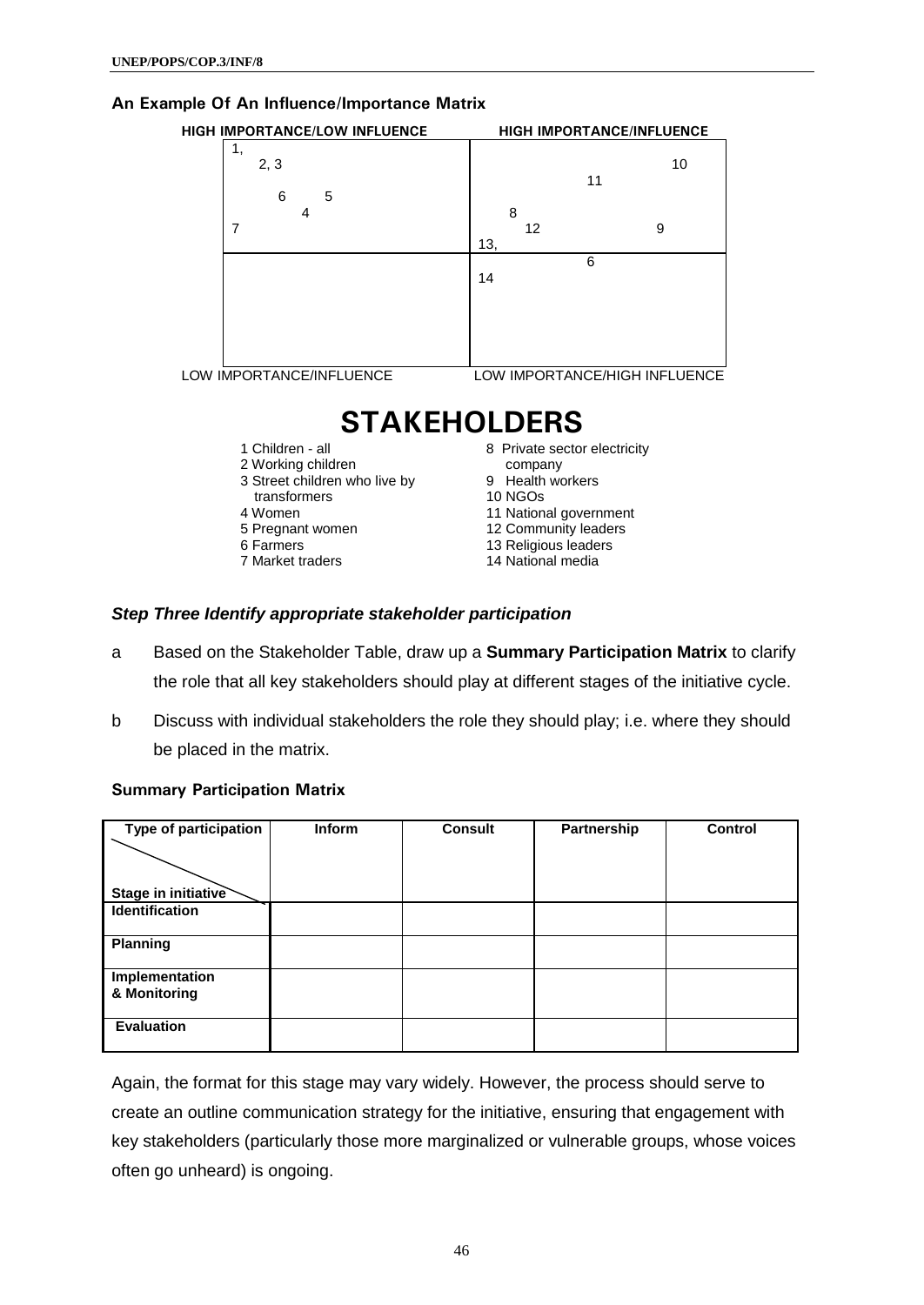**An Example Of An Influence/Importance Matrix**

| HIGH IMPORTANCE/LOW INFLUENCE | HIGH IMPORTANCE/INFLUENCE |
|---|---|
| 1, 2, 3, 6, 5, 4, 7 | 10, 11, 8, 12, 9, 13, |
| | 6, 14 |
| LOW IMPORTANCE/INFLUENCE | LOW IMPORTANCE/HIGH INFLUENCE |

# STAKEHOLDERS

1 Children - all
2 Working children
3 Street children who live by transformers
4 Women
5 Pregnant women
6 Farmers
7 Market traders
8 Private sector electricity company
9 Health workers
10 NGOs
11 National government
12 Community leaders
13 Religious leaders
14 National media

***Step Three Identify appropriate stakeholder participation***

a  Based on the Stakeholder Table, draw up a **Summary Participation Matrix** to clarify the role that all key stakeholders should play at different stages of the initiative cycle.

b  Discuss with individual stakeholders the role they should play; i.e. where they should be placed in the matrix.

**Summary Participation Matrix**

| Type of participation / Stage in initiative | Inform | Consult | Partnership | Control |
|---|---|---|---|---|
| **Identification** | | | | |
| **Planning** | | | | |
| **Implementation & Monitoring** | | | | |
| **Evaluation** | | | | |

Again, the format for this stage may vary widely. However, the process should serve to create an outline communication strategy for the initiative, ensuring that engagement with key stakeholders (particularly those more marginalized or vulnerable groups, whose voices often go unheard) is ongoing.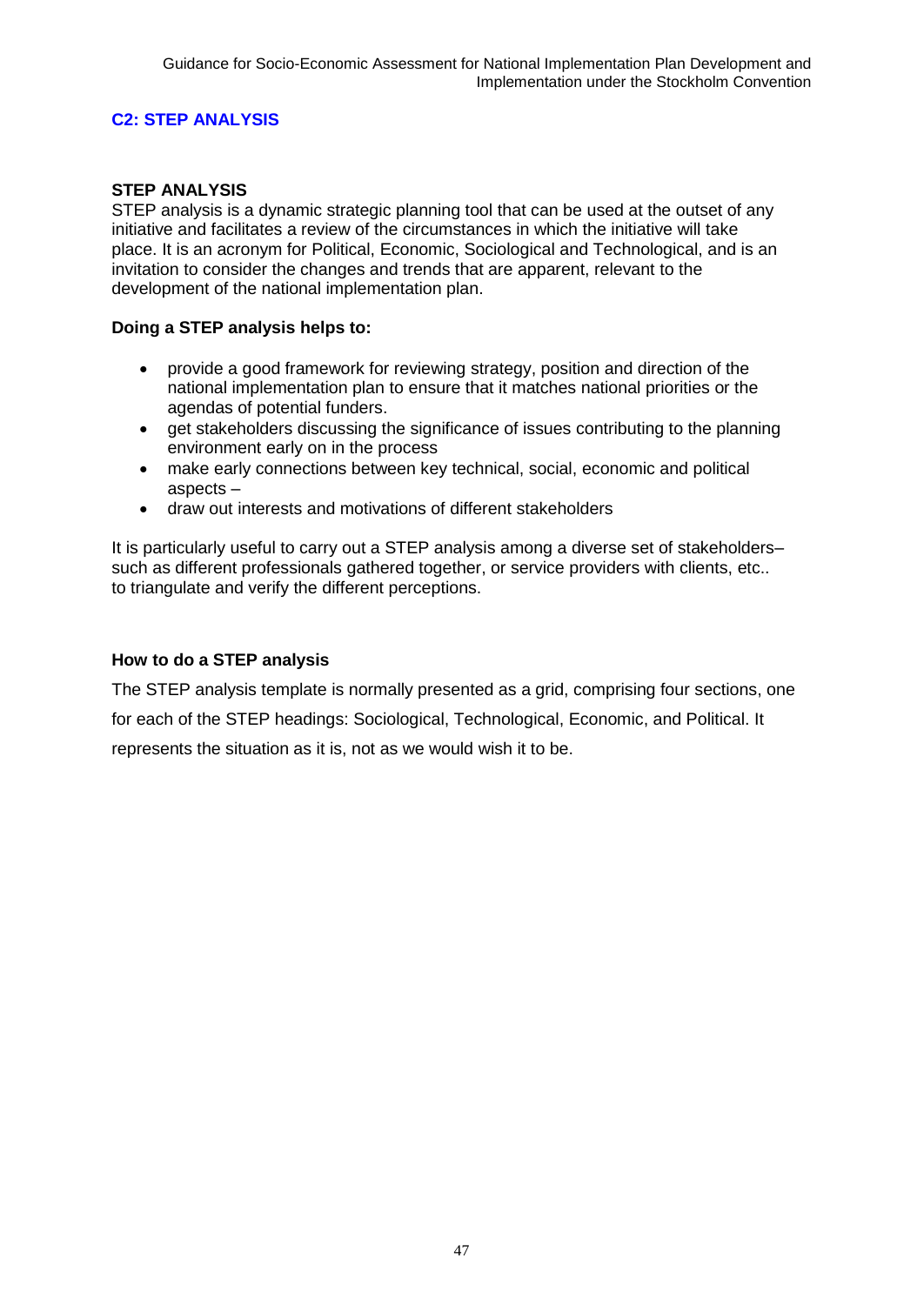## C2: STEP ANALYSIS

### STEP ANALYSIS

STEP analysis is a dynamic strategic planning tool that can be used at the outset of any initiative and facilitates a review of the circumstances in which the initiative will take place. It is an acronym for Political, Economic, Sociological and Technological, and is an invitation to consider the changes and trends that are apparent, relevant to the development of the national implementation plan.

**Doing a STEP analysis helps to:**

- provide a good framework for reviewing strategy, position and direction of the national implementation plan to ensure that it matches national priorities or the agendas of potential funders.
- get stakeholders discussing the significance of issues contributing to the planning environment early on in the process
- make early connections between key technical, social, economic and political aspects –
- draw out interests and motivations of different stakeholders

It is particularly useful to carry out a STEP analysis among a diverse set of stakeholders– such as different professionals gathered together, or service providers with clients, etc.. to triangulate and verify the different perceptions.

### How to do a STEP analysis

The STEP analysis template is normally presented as a grid, comprising four sections, one for each of the STEP headings: Sociological, Technological, Economic, and Political. It represents the situation as it is, not as we would wish it to be.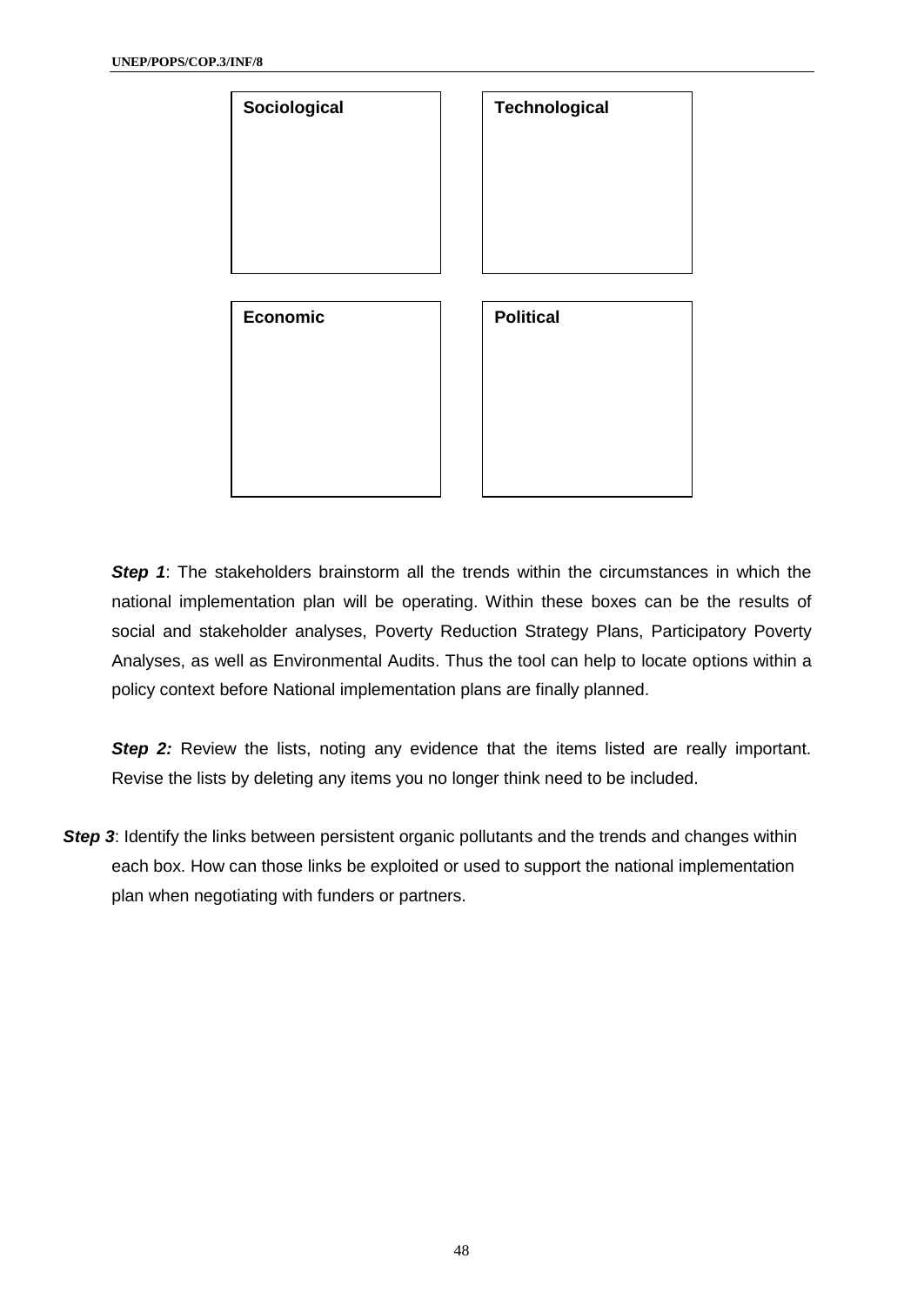| Sociological | Technological |
| --- | --- |
| | |

| Economic | Political |
| --- | --- |
| | |

***Step 1***: The stakeholders brainstorm all the trends within the circumstances in which the national implementation plan will be operating. Within these boxes can be the results of social and stakeholder analyses, Poverty Reduction Strategy Plans, Participatory Poverty Analyses, as well as Environmental Audits. Thus the tool can help to locate options within a policy context before National implementation plans are finally planned.

***Step 2:*** Review the lists, noting any evidence that the items listed are really important. Revise the lists by deleting any items you no longer think need to be included.

***Step 3***: Identify the links between persistent organic pollutants and the trends and changes within each box. How can those links be exploited or used to support the national implementation plan when negotiating with funders or partners.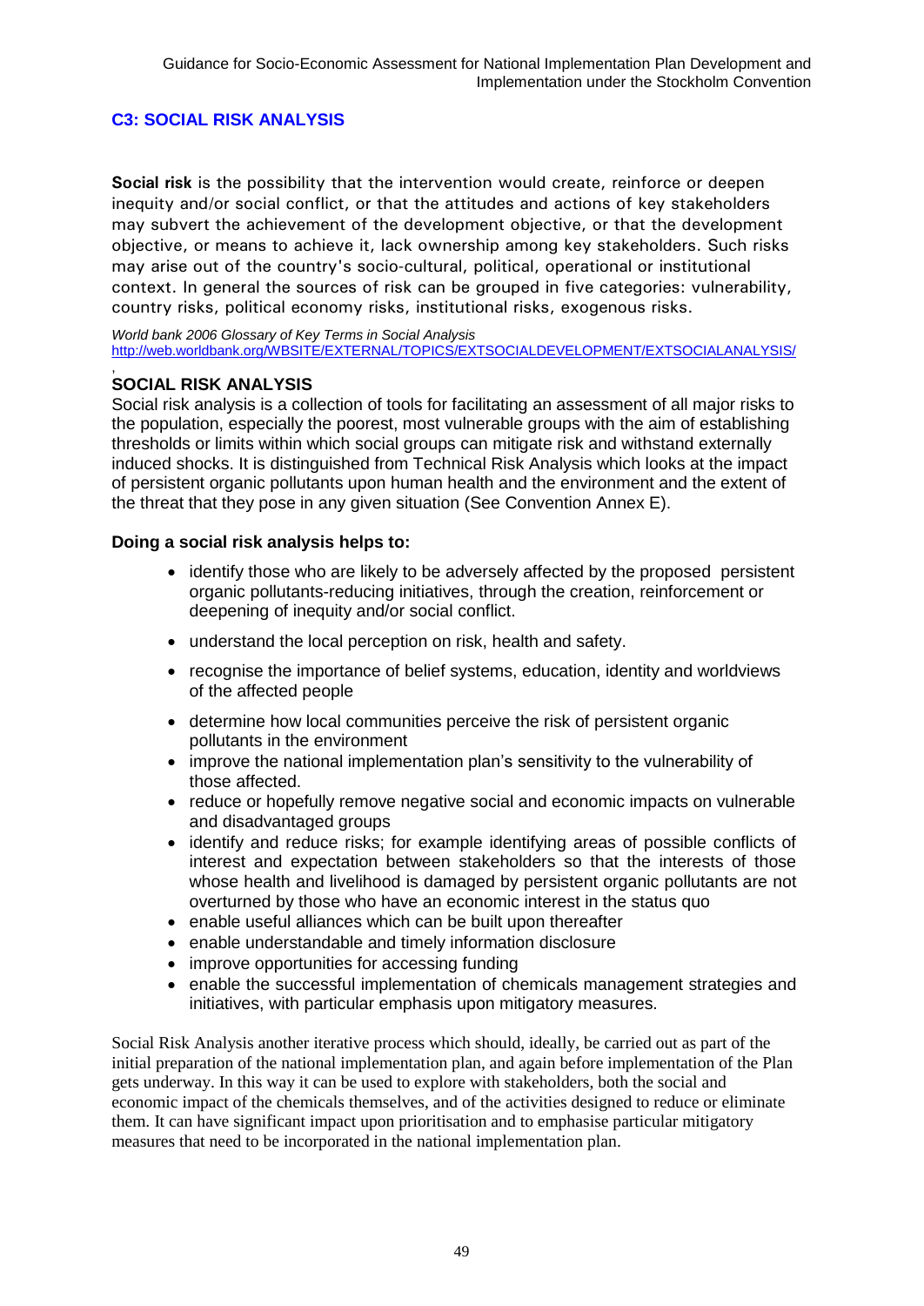## C3: SOCIAL RISK ANALYSIS

**Social risk** is the possibility that the intervention would create, reinforce or deepen inequity and/or social conflict, or that the attitudes and actions of key stakeholders may subvert the achievement of the development objective, or that the development objective, or means to achieve it, lack ownership among key stakeholders. Such risks may arise out of the country's socio-cultural, political, operational or institutional context. In general the sources of risk can be grouped in five categories: vulnerability, country risks, political economy risks, institutional risks, exogenous risks.

*World bank 2006 Glossary of Key Terms in Social Analysis*
http://web.worldbank.org/WBSITE/EXTERNAL/TOPICS/EXTSOCIALDEVELOPMENT/EXTSOCIALANALYSIS/
,

### SOCIAL RISK ANALYSIS

Social risk analysis is a collection of tools for facilitating an assessment of all major risks to the population, especially the poorest, most vulnerable groups with the aim of establishing thresholds or limits within which social groups can mitigate risk and withstand externally induced shocks. It is distinguished from Technical Risk Analysis which looks at the impact of persistent organic pollutants upon human health and the environment and the extent of the threat that they pose in any given situation (See Convention Annex E).

**Doing a social risk analysis helps to:**

- identify those who are likely to be adversely affected by the proposed persistent organic pollutants-reducing initiatives, through the creation, reinforcement or deepening of inequity and/or social conflict.
- understand the local perception on risk, health and safety.
- recognise the importance of belief systems, education, identity and worldviews of the affected people
- determine how local communities perceive the risk of persistent organic pollutants in the environment
- improve the national implementation plan's sensitivity to the vulnerability of those affected.
- reduce or hopefully remove negative social and economic impacts on vulnerable and disadvantaged groups
- identify and reduce risks; for example identifying areas of possible conflicts of interest and expectation between stakeholders so that the interests of those whose health and livelihood is damaged by persistent organic pollutants are not overturned by those who have an economic interest in the status quo
- enable useful alliances which can be built upon thereafter
- enable understandable and timely information disclosure
- improve opportunities for accessing funding
- enable the successful implementation of chemicals management strategies and initiatives, with particular emphasis upon mitigatory measures.

Social Risk Analysis another iterative process which should, ideally, be carried out as part of the initial preparation of the national implementation plan, and again before implementation of the Plan gets underway. In this way it can be used to explore with stakeholders, both the social and economic impact of the chemicals themselves, and of the activities designed to reduce or eliminate them. It can have significant impact upon prioritisation and to emphasise particular mitigatory measures that need to be incorporated in the national implementation plan.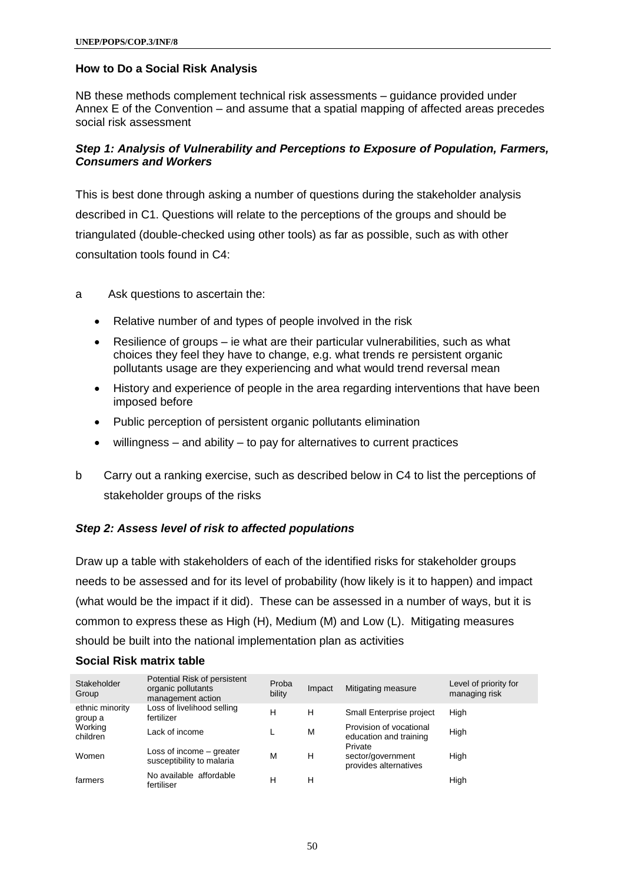### How to Do a Social Risk Analysis

NB these methods complement technical risk assessments – guidance provided under Annex E of the Convention – and assume that a spatial mapping of affected areas precedes social risk assessment

#### *Step 1: Analysis of Vulnerability and Perceptions to Exposure of Population, Farmers, Consumers and Workers*

This is best done through asking a number of questions during the stakeholder analysis described in C1. Questions will relate to the perceptions of the groups and should be triangulated (double-checked using other tools) as far as possible, such as with other consultation tools found in C4:

a Ask questions to ascertain the:

- Relative number of and types of people involved in the risk
- Resilience of groups – ie what are their particular vulnerabilities, such as what choices they feel they have to change, e.g. what trends re persistent organic pollutants usage are they experiencing and what would trend reversal mean
- History and experience of people in the area regarding interventions that have been imposed before
- Public perception of persistent organic pollutants elimination
- willingness – and ability – to pay for alternatives to current practices

b Carry out a ranking exercise, such as described below in C4 to list the perceptions of stakeholder groups of the risks

#### *Step 2: Assess level of risk to affected populations*

Draw up a table with stakeholders of each of the identified risks for stakeholder groups needs to be assessed and for its level of probability (how likely is it to happen) and impact (what would be the impact if it did). These can be assessed in a number of ways, but it is common to express these as High (H), Medium (M) and Low (L). Mitigating measures should be built into the national implementation plan as activities

**Social Risk matrix table**

| Stakeholder Group | Potential Risk of persistent organic pollutants management action | Probability | Impact | Mitigating measure | Level of priority for managing risk |
|---|---|---|---|---|---|
| ethnic minority group a | Loss of livelihood selling fertilizer | H | H | Small Enterprise project | High |
| Working children | Lack of income | L | M | Provision of vocational education and training | High |
| Women | Loss of income – greater susceptibility to malaria | M | H | Private sector/government provides alternatives | High |
| farmers | No available affordable fertiliser | H | H | | High |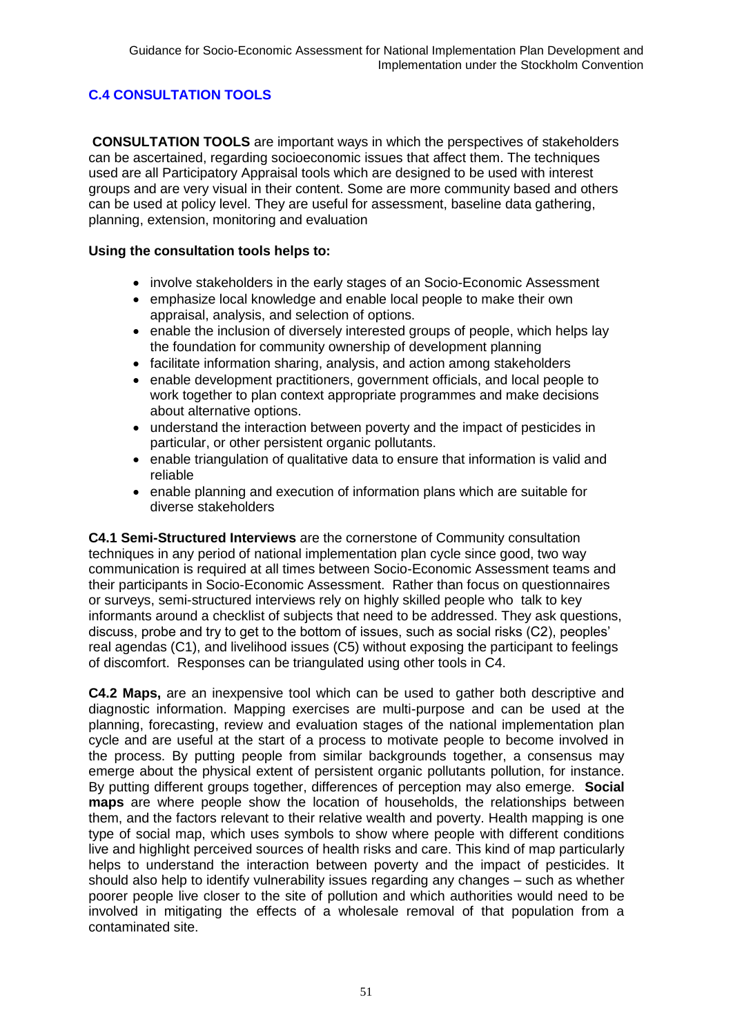## C.4 CONSULTATION TOOLS

**CONSULTATION TOOLS** are important ways in which the perspectives of stakeholders can be ascertained, regarding socioeconomic issues that affect them. The techniques used are all Participatory Appraisal tools which are designed to be used with interest groups and are very visual in their content. Some are more community based and others can be used at policy level. They are useful for assessment, baseline data gathering, planning, extension, monitoring and evaluation

**Using the consultation tools helps to:**

- involve stakeholders in the early stages of an Socio-Economic Assessment
- emphasize local knowledge and enable local people to make their own appraisal, analysis, and selection of options.
- enable the inclusion of diversely interested groups of people, which helps lay the foundation for community ownership of development planning
- facilitate information sharing, analysis, and action among stakeholders
- enable development practitioners, government officials, and local people to work together to plan context appropriate programmes and make decisions about alternative options.
- understand the interaction between poverty and the impact of pesticides in particular, or other persistent organic pollutants.
- enable triangulation of qualitative data to ensure that information is valid and reliable
- enable planning and execution of information plans which are suitable for diverse stakeholders

**C4.1 Semi-Structured Interviews** are the cornerstone of Community consultation techniques in any period of national implementation plan cycle since good, two way communication is required at all times between Socio-Economic Assessment teams and their participants in Socio-Economic Assessment. Rather than focus on questionnaires or surveys, semi-structured interviews rely on highly skilled people who talk to key informants around a checklist of subjects that need to be addressed. They ask questions, discuss, probe and try to get to the bottom of issues, such as social risks (C2), peoples' real agendas (C1), and livelihood issues (C5) without exposing the participant to feelings of discomfort. Responses can be triangulated using other tools in C4.

**C4.2 Maps,** are an inexpensive tool which can be used to gather both descriptive and diagnostic information. Mapping exercises are multi-purpose and can be used at the planning, forecasting, review and evaluation stages of the national implementation plan cycle and are useful at the start of a process to motivate people to become involved in the process. By putting people from similar backgrounds together, a consensus may emerge about the physical extent of persistent organic pollutants pollution, for instance. By putting different groups together, differences of perception may also emerge. **Social maps** are where people show the location of households, the relationships between them, and the factors relevant to their relative wealth and poverty. Health mapping is one type of social map, which uses symbols to show where people with different conditions live and highlight perceived sources of health risks and care. This kind of map particularly helps to understand the interaction between poverty and the impact of pesticides. It should also help to identify vulnerability issues regarding any changes – such as whether poorer people live closer to the site of pollution and which authorities would need to be involved in mitigating the effects of a wholesale removal of that population from a contaminated site.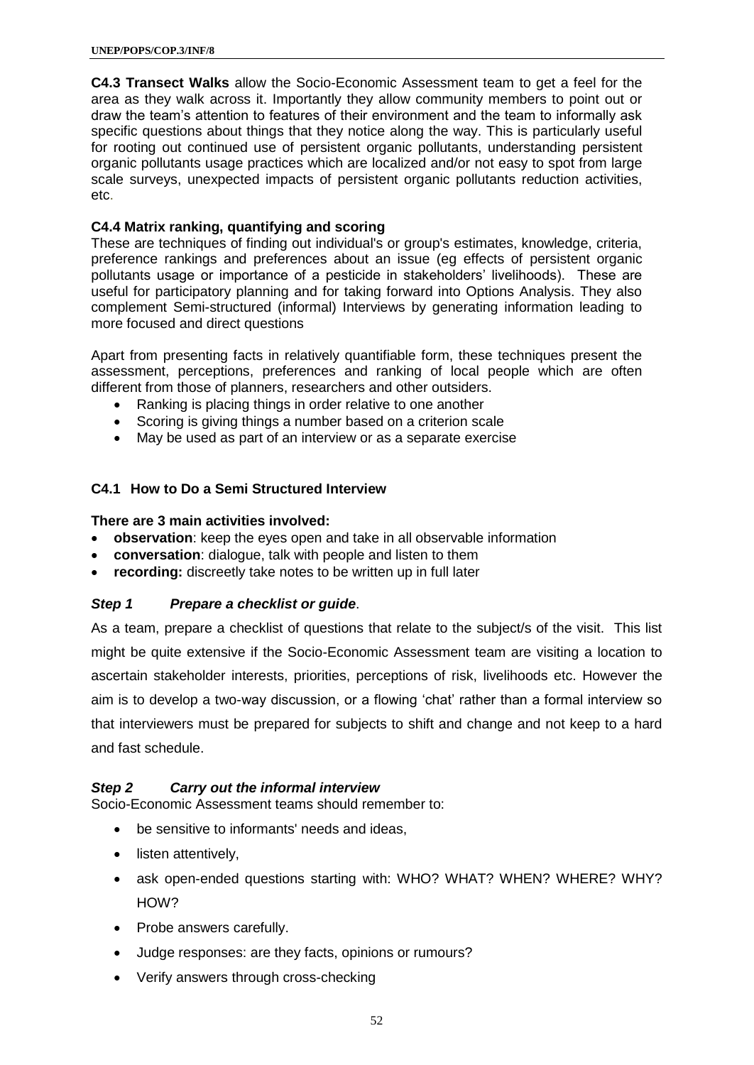**C4.3 Transect Walks** allow the Socio-Economic Assessment team to get a feel for the area as they walk across it. Importantly they allow community members to point out or draw the team's attention to features of their environment and the team to informally ask specific questions about things that they notice along the way. This is particularly useful for rooting out continued use of persistent organic pollutants, understanding persistent organic pollutants usage practices which are localized and/or not easy to spot from large scale surveys, unexpected impacts of persistent organic pollutants reduction activities, etc.

**C4.4 Matrix ranking, quantifying and scoring**

These are techniques of finding out individual's or group's estimates, knowledge, criteria, preference rankings and preferences about an issue (eg effects of persistent organic pollutants usage or importance of a pesticide in stakeholders' livelihoods). These are useful for participatory planning and for taking forward into Options Analysis. They also complement Semi-structured (informal) Interviews by generating information leading to more focused and direct questions

Apart from presenting facts in relatively quantifiable form, these techniques present the assessment, perceptions, preferences and ranking of local people which are often different from those of planners, researchers and other outsiders.

- Ranking is placing things in order relative to one another
- Scoring is giving things a number based on a criterion scale
- May be used as part of an interview or as a separate exercise

### C4.1 How to Do a Semi Structured Interview

**There are 3 main activities involved:**

- **observation**: keep the eyes open and take in all observable information
- **conversation**: dialogue, talk with people and listen to them
- **recording:** discreetly take notes to be written up in full later

***Step 1 Prepare a checklist or guide***.

As a team, prepare a checklist of questions that relate to the subject/s of the visit. This list might be quite extensive if the Socio-Economic Assessment team are visiting a location to ascertain stakeholder interests, priorities, perceptions of risk, livelihoods etc. However the aim is to develop a two-way discussion, or a flowing 'chat' rather than a formal interview so that interviewers must be prepared for subjects to shift and change and not keep to a hard and fast schedule.

***Step 2 Carry out the informal interview***

Socio-Economic Assessment teams should remember to:

- be sensitive to informants' needs and ideas,
- listen attentively,
- ask open-ended questions starting with: WHO? WHAT? WHEN? WHERE? WHY? HOW?
- Probe answers carefully.
- Judge responses: are they facts, opinions or rumours?
- Verify answers through cross-checking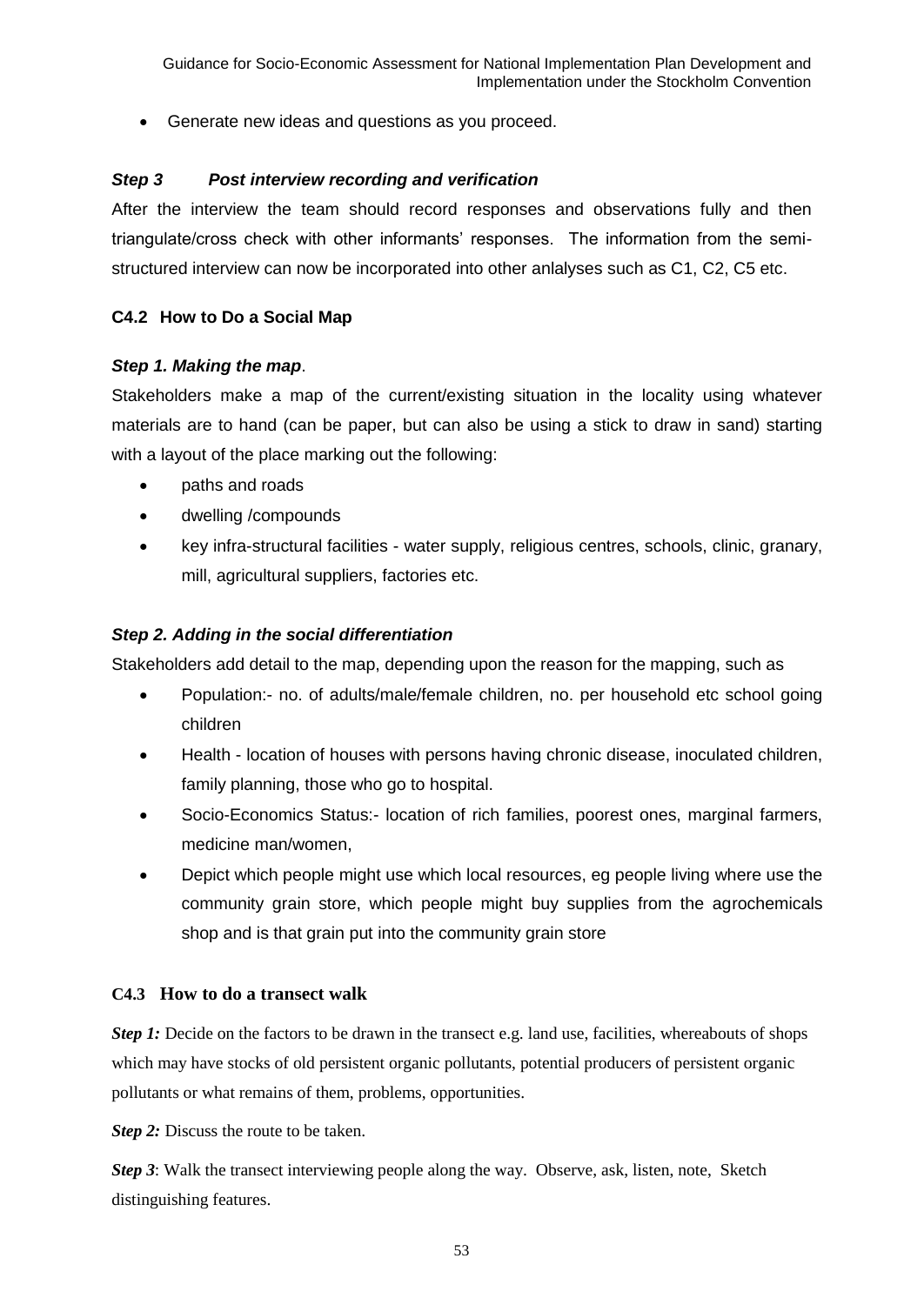- Generate new ideas and questions as you proceed.

### *Step 3 Post interview recording and verification*

After the interview the team should record responses and observations fully and then triangulate/cross check with other informants' responses. The information from the semi-structured interview can now be incorporated into other anlalyses such as C1, C2, C5 etc.

## C4.2 How to Do a Social Map

### *Step 1. Making the map*.

Stakeholders make a map of the current/existing situation in the locality using whatever materials are to hand (can be paper, but can also be using a stick to draw in sand) starting with a layout of the place marking out the following:

- paths and roads
- dwelling /compounds
- key infra-structural facilities - water supply, religious centres, schools, clinic, granary, mill, agricultural suppliers, factories etc.

### *Step 2. Adding in the social differentiation*

Stakeholders add detail to the map, depending upon the reason for the mapping, such as

- Population:- no. of adults/male/female children, no. per household etc school going children
- Health - location of houses with persons having chronic disease, inoculated children, family planning, those who go to hospital.
- Socio-Economics Status:- location of rich families, poorest ones, marginal farmers, medicine man/women,
- Depict which people might use which local resources, eg people living where use the community grain store, which people might buy supplies from the agrochemicals shop and is that grain put into the community grain store

## C4.3 How to do a transect walk

***Step 1:*** Decide on the factors to be drawn in the transect e.g. land use, facilities, whereabouts of shops which may have stocks of old persistent organic pollutants, potential producers of persistent organic pollutants or what remains of them, problems, opportunities.

***Step 2:*** Discuss the route to be taken.

***Step 3***: Walk the transect interviewing people along the way. Observe, ask, listen, note, Sketch distinguishing features.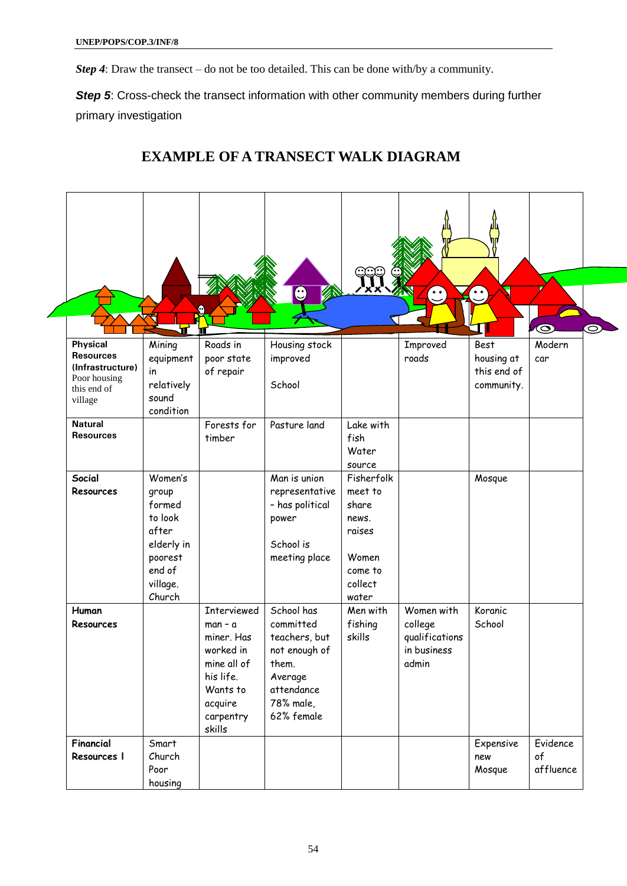***Step 4***: Draw the transect – do not be too detailed. This can be done with/by a community.

***Step 5***: Cross-check the transect information with other community members during further primary investigation

## EXAMPLE OF A TRANSECT WALK DIAGRAM

| | | | | | | | |
|---|---|---|---|---|---|---|---|
| **Physical Resources (Infrastructure)** Poor housing this end of village | Mining equipment in relatively sound condition | Roads in poor state of repair | Housing stock improved<br><br>School | | Improved roads | Best housing at this end of community. | Modern car |
| **Natural Resources** | | Forests for timber | Pasture land | Lake with fish Water source | | | |
| **Social Resources** | Women's group formed to look after elderly in poorest end of village. Church | | Man is union representative – has political power<br><br>School is meeting place | Fisherfolk meet to share news. raises<br><br>Women come to collect water | | Mosque | |
| **Human Resources** | | Interviewed man – a miner. Has worked in mine all of his life. Wants to acquire carpentry skills | School has committed teachers, but not enough of them. Average attendance 78% male, 62% female | Men with fishing skills | Women with college qualifications in business admin | Koranic School | |
| **Financial Resources I** | Smart Church Poor housing | | | | | Expensive new Mosque | Evidence of affluence |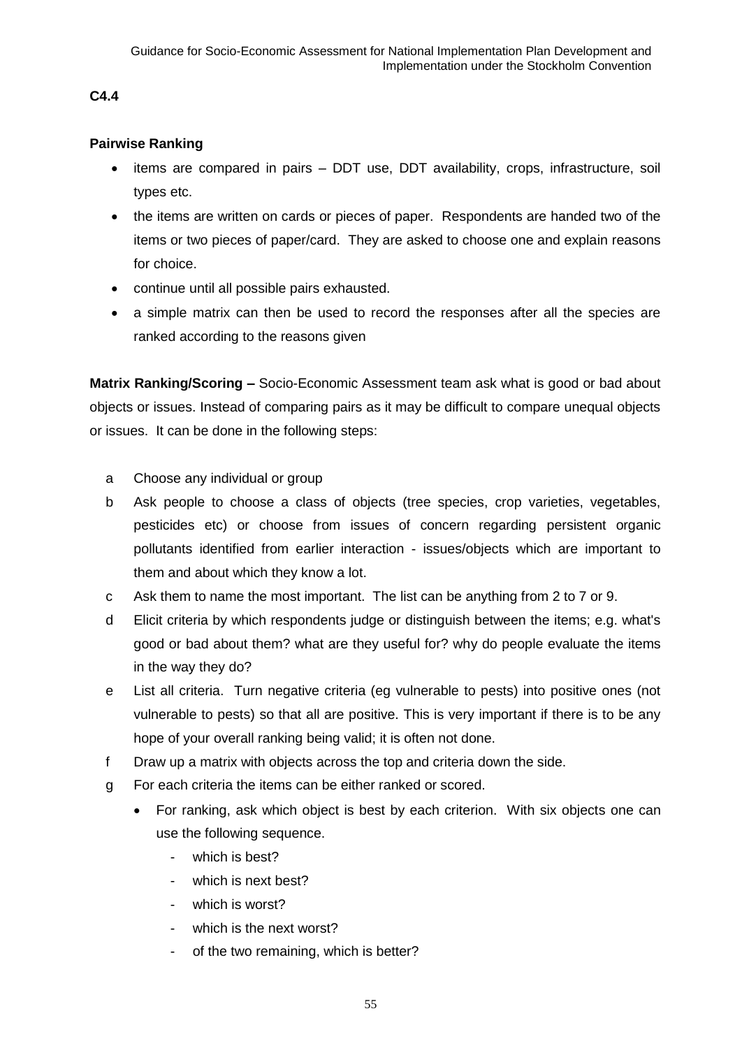**C4.4**

**Pairwise Ranking**

- items are compared in pairs – DDT use, DDT availability, crops, infrastructure, soil types etc.
- the items are written on cards or pieces of paper. Respondents are handed two of the items or two pieces of paper/card. They are asked to choose one and explain reasons for choice.
- continue until all possible pairs exhausted.
- a simple matrix can then be used to record the responses after all the species are ranked according to the reasons given

**Matrix Ranking/Scoring –** Socio-Economic Assessment team ask what is good or bad about objects or issues. Instead of comparing pairs as it may be difficult to compare unequal objects or issues. It can be done in the following steps:

a Choose any individual or group

b Ask people to choose a class of objects (tree species, crop varieties, vegetables, pesticides etc) or choose from issues of concern regarding persistent organic pollutants identified from earlier interaction - issues/objects which are important to them and about which they know a lot.

c Ask them to name the most important. The list can be anything from 2 to 7 or 9.

d Elicit criteria by which respondents judge or distinguish between the items; e.g. what's good or bad about them? what are they useful for? why do people evaluate the items in the way they do?

e List all criteria. Turn negative criteria (eg vulnerable to pests) into positive ones (not vulnerable to pests) so that all are positive. This is very important if there is to be any hope of your overall ranking being valid; it is often not done.

f Draw up a matrix with objects across the top and criteria down the side.

g For each criteria the items can be either ranked or scored.

- For ranking, ask which object is best by each criterion. With six objects one can use the following sequence.
    - which is best?
    - which is next best?
    - which is worst?
    - which is the next worst?
    - of the two remaining, which is better?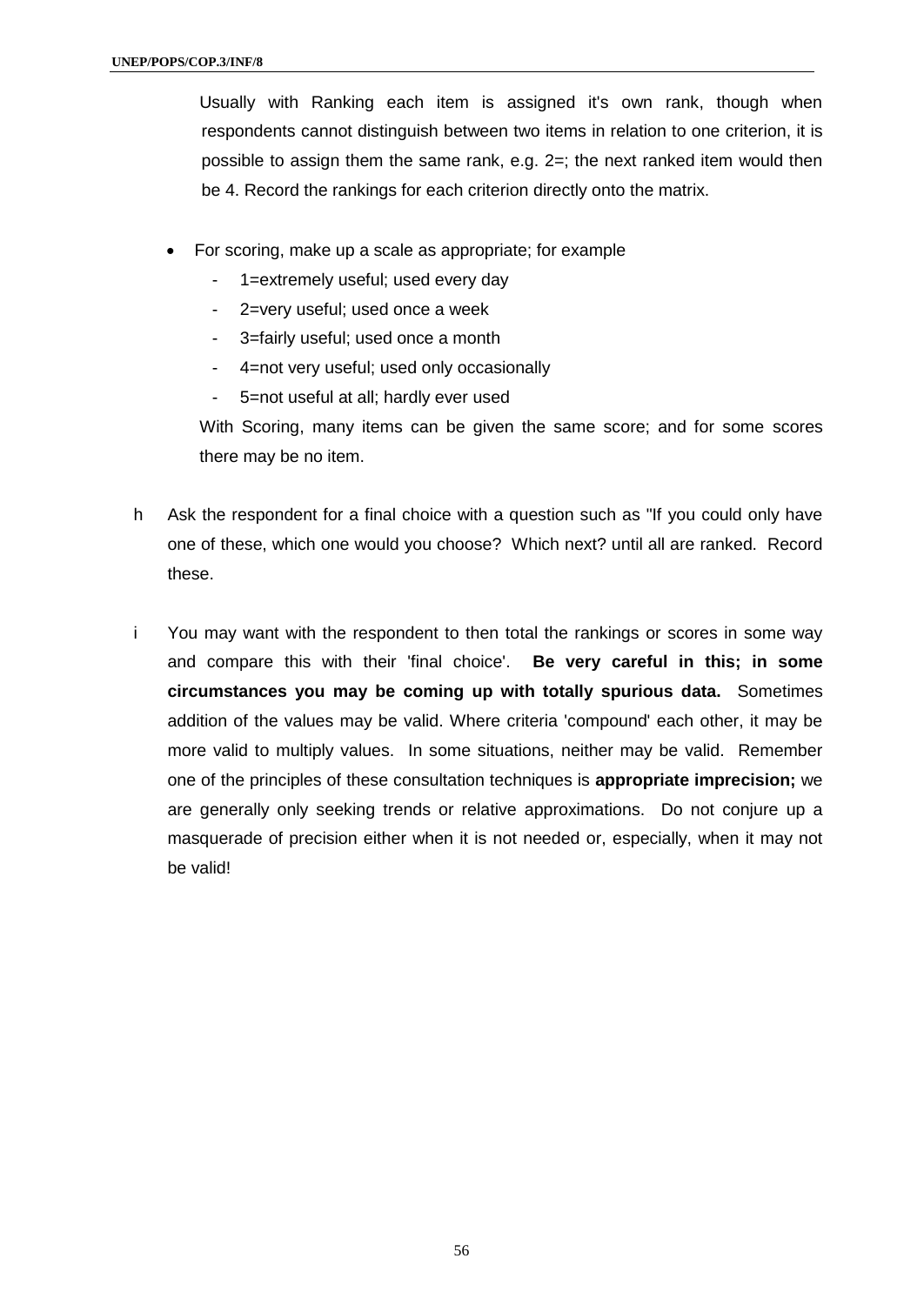Usually with Ranking each item is assigned it's own rank, though when respondents cannot distinguish between two items in relation to one criterion, it is possible to assign them the same rank, e.g. 2=; the next ranked item would then be 4. Record the rankings for each criterion directly onto the matrix.

- For scoring, make up a scale as appropriate; for example
  - 1=extremely useful; used every day
  - 2=very useful; used once a week
  - 3=fairly useful; used once a month
  - 4=not very useful; used only occasionally
  - 5=not useful at all; hardly ever used

  With Scoring, many items can be given the same score; and for some scores there may be no item.

h Ask the respondent for a final choice with a question such as "If you could only have one of these, which one would you choose? Which next? until all are ranked. Record these.

i You may want with the respondent to then total the rankings or scores in some way and compare this with their 'final choice'. **Be very careful in this; in some circumstances you may be coming up with totally spurious data.** Sometimes addition of the values may be valid. Where criteria 'compound' each other, it may be more valid to multiply values. In some situations, neither may be valid. Remember one of the principles of these consultation techniques is **appropriate imprecision;** we are generally only seeking trends or relative approximations. Do not conjure up a masquerade of precision either when it is not needed or, especially, when it may not be valid!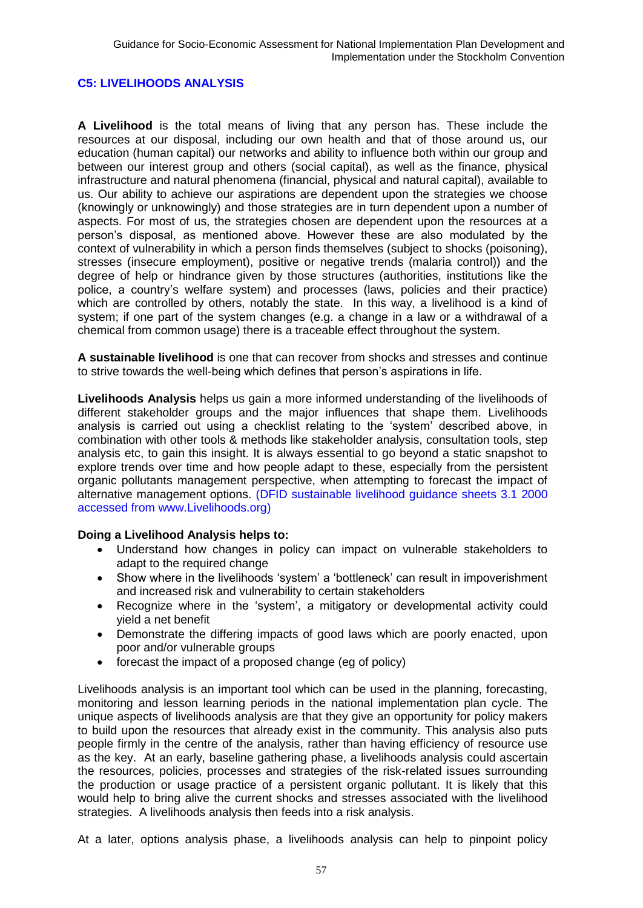## C5: LIVELIHOODS ANALYSIS

**A Livelihood** is the total means of living that any person has. These include the resources at our disposal, including our own health and that of those around us, our education (human capital) our networks and ability to influence both within our group and between our interest group and others (social capital), as well as the finance, physical infrastructure and natural phenomena (financial, physical and natural capital), available to us. Our ability to achieve our aspirations are dependent upon the strategies we choose (knowingly or unknowingly) and those strategies are in turn dependent upon a number of aspects. For most of us, the strategies chosen are dependent upon the resources at a person's disposal, as mentioned above. However these are also modulated by the context of vulnerability in which a person finds themselves (subject to shocks (poisoning), stresses (insecure employment), positive or negative trends (malaria control)) and the degree of help or hindrance given by those structures (authorities, institutions like the police, a country's welfare system) and processes (laws, policies and their practice) which are controlled by others, notably the state. In this way, a livelihood is a kind of system; if one part of the system changes (e.g. a change in a law or a withdrawal of a chemical from common usage) there is a traceable effect throughout the system.

**A sustainable livelihood** is one that can recover from shocks and stresses and continue to strive towards the well-being which defines that person's aspirations in life.

**Livelihoods Analysis** helps us gain a more informed understanding of the livelihoods of different stakeholder groups and the major influences that shape them. Livelihoods analysis is carried out using a checklist relating to the 'system' described above, in combination with other tools & methods like stakeholder analysis, consultation tools, step analysis etc, to gain this insight. It is always essential to go beyond a static snapshot to explore trends over time and how people adapt to these, especially from the persistent organic pollutants management perspective, when attempting to forecast the impact of alternative management options. (DFID sustainable livelihood guidance sheets 3.1 2000 accessed from www.Livelihoods.org)

**Doing a Livelihood Analysis helps to:**

- Understand how changes in policy can impact on vulnerable stakeholders to adapt to the required change
- Show where in the livelihoods 'system' a 'bottleneck' can result in impoverishment and increased risk and vulnerability to certain stakeholders
- Recognize where in the 'system', a mitigatory or developmental activity could yield a net benefit
- Demonstrate the differing impacts of good laws which are poorly enacted, upon poor and/or vulnerable groups
- forecast the impact of a proposed change (eg of policy)

Livelihoods analysis is an important tool which can be used in the planning, forecasting, monitoring and lesson learning periods in the national implementation plan cycle. The unique aspects of livelihoods analysis are that they give an opportunity for policy makers to build upon the resources that already exist in the community. This analysis also puts people firmly in the centre of the analysis, rather than having efficiency of resource use as the key. At an early, baseline gathering phase, a livelihoods analysis could ascertain the resources, policies, processes and strategies of the risk-related issues surrounding the production or usage practice of a persistent organic pollutant. It is likely that this would help to bring alive the current shocks and stresses associated with the livelihood strategies. A livelihoods analysis then feeds into a risk analysis.

At a later, options analysis phase, a livelihoods analysis can help to pinpoint policy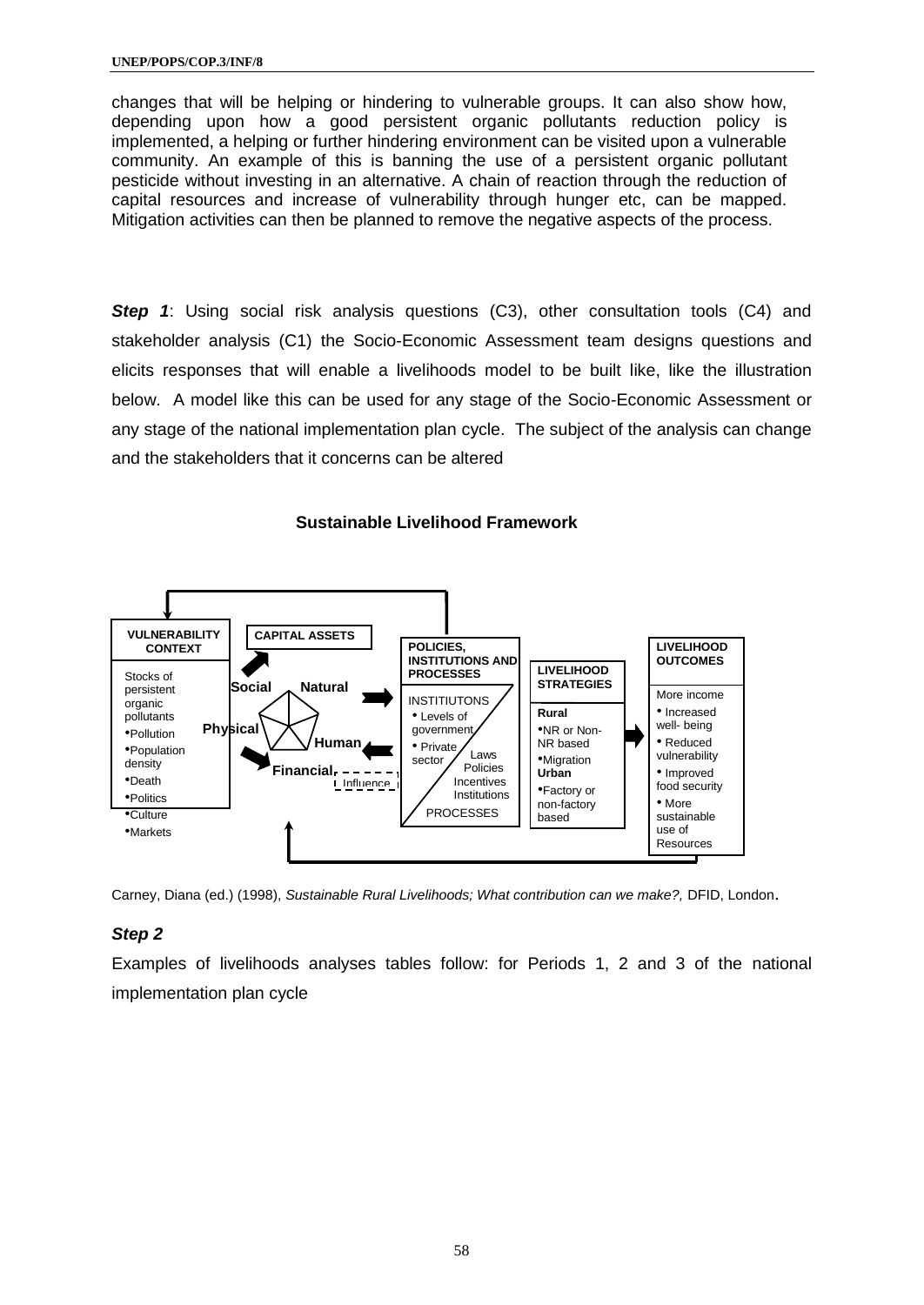changes that will be helping or hindering to vulnerable groups. It can also show how, depending upon how a good persistent organic pollutants reduction policy is implemented, a helping or further hindering environment can be visited upon a vulnerable community. An example of this is banning the use of a persistent organic pollutant pesticide without investing in an alternative. A chain of reaction through the reduction of capital resources and increase of vulnerability through hunger etc, can be mapped. Mitigation activities can then be planned to remove the negative aspects of the process.

***Step 1***: Using social risk analysis questions (C3), other consultation tools (C4) and stakeholder analysis (C1) the Socio-Economic Assessment team designs questions and elicits responses that will enable a livelihoods model to be built like, like the illustration below. A model like this can be used for any stage of the Socio-Economic Assessment or any stage of the national implementation plan cycle. The subject of the analysis can change and the stakeholders that it concerns can be altered

**Sustainable Livelihood Framework**

**VULNERABILITY CONTEXT**

Stocks of persistent organic pollutants
- Pollution
- Population density
- Death
- Politics
- Culture
- Markets

**CAPITAL ASSETS**

Social, Natural, Physical, Human, Financial

Influence

**POLICIES, INSTITUTIONS AND PROCESSES**

INSTITIUTONS
- Levels of government
- Private sector

Laws, Policies, Incentives, Institutions

PROCESSES

**LIVELIHOOD STRATEGIES**

**Rural**
- NR or Non-NR based
- Migration

**Urban**
- Factory or non-factory based

**LIVELIHOOD OUTCOMES**

More income
- Increased well- being
- Reduced vulnerability
- Improved food security
- More sustainable use of Resources

Carney, Diana (ed.) (1998), *Sustainable Rural Livelihoods; What contribution can we make?,* DFID, London.

***Step 2***

Examples of livelihoods analyses tables follow: for Periods 1, 2 and 3 of the national implementation plan cycle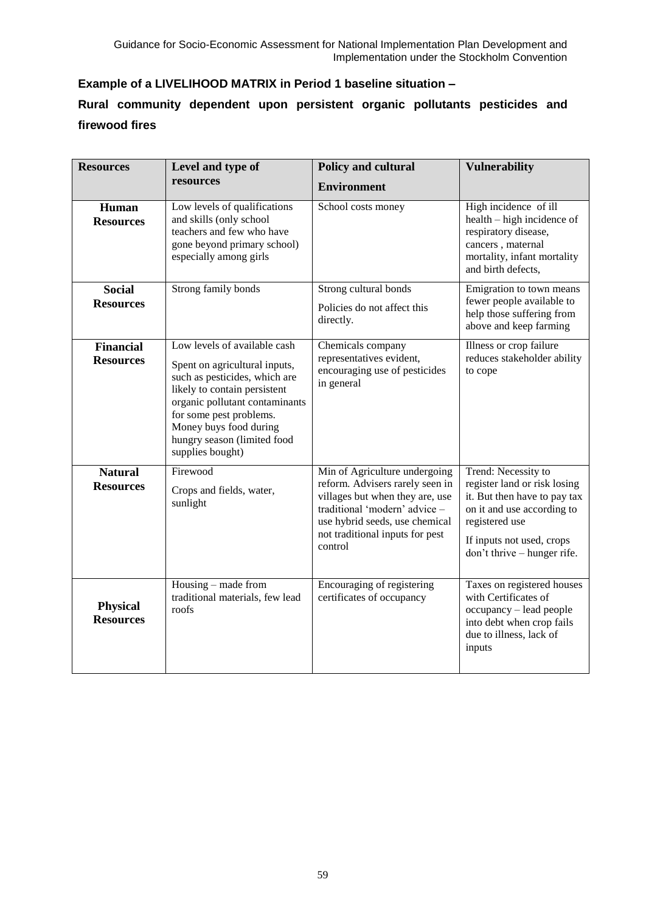**Example of a LIVELIHOOD MATRIX in Period 1 baseline situation –**

**Rural community dependent upon persistent organic pollutants pesticides and firewood fires**

| Resources | Level and type of resources | Policy and cultural Environment | Vulnerability |
|---|---|---|---|
| **Human Resources** | Low levels of qualifications and skills (only school teachers and few who have gone beyond primary school) especially among girls | School costs money | High incidence of ill health – high incidence of respiratory disease, cancers , maternal mortality, infant mortality and birth defects, |
| **Social Resources** | Strong family bonds | Strong cultural bonds<br><br>Policies do not affect this directly. | Emigration to town means fewer people available to help those suffering from above and keep farming |
| **Financial Resources** | Low levels of available cash<br><br>Spent on agricultural inputs, such as pesticides, which are likely to contain persistent organic pollutant contaminants for some pest problems. Money buys food during hungry season (limited food supplies bought) | Chemicals company representatives evident, encouraging use of pesticides in general | Illness or crop failure reduces stakeholder ability to cope |
| **Natural Resources** | Firewood<br><br>Crops and fields, water, sunlight | Min of Agriculture undergoing reform. Advisers rarely seen in villages but when they are, use traditional 'modern' advice – use hybrid seeds, use chemical not traditional inputs for pest control | Trend: Necessity to register land or risk losing it. But then have to pay tax on it and use according to registered use<br><br>If inputs not used, crops don't thrive – hunger rife. |
| **Physical Resources** | Housing – made from traditional materials, few lead roofs | Encouraging of registering certificates of occupancy | Taxes on registered houses with Certificates of occupancy – lead people into debt when crop fails due to illness, lack of inputs |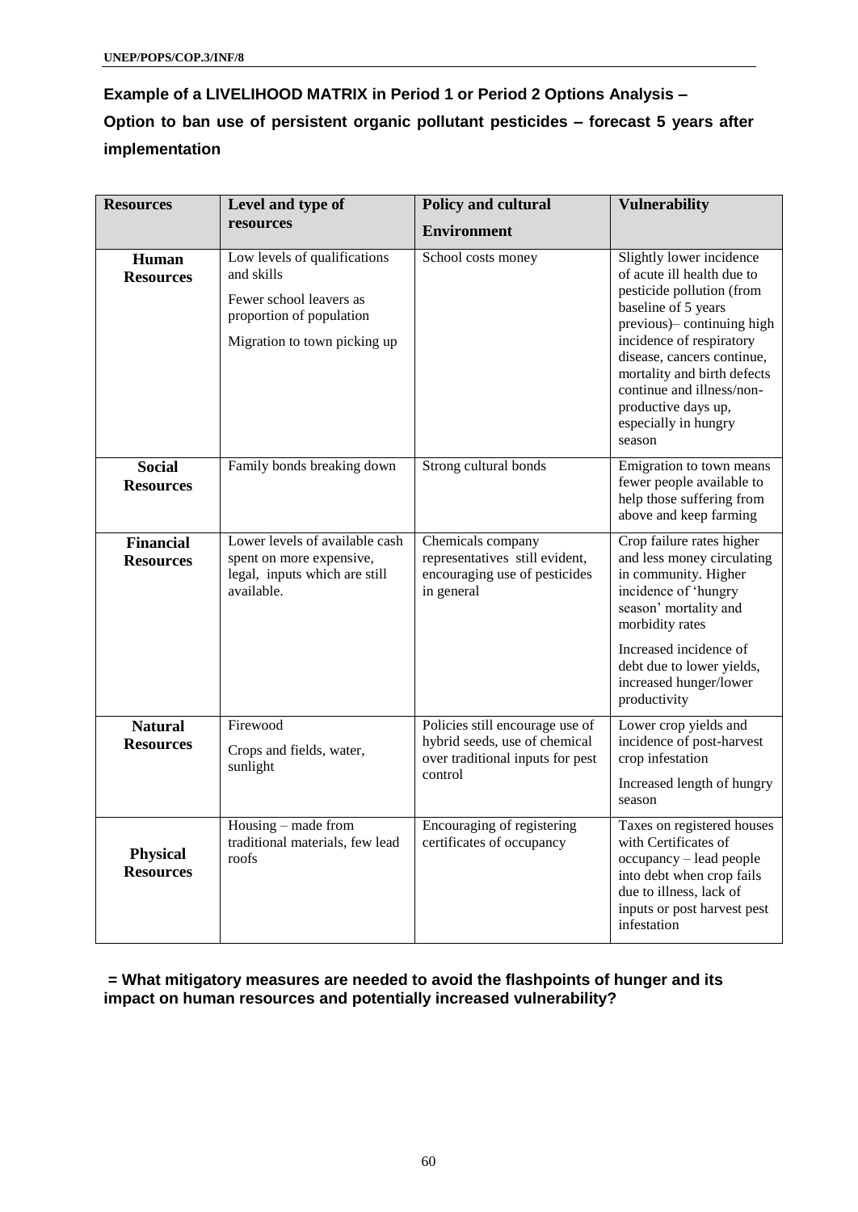**Example of a LIVELIHOOD MATRIX in Period 1 or Period 2 Options Analysis – Option to ban use of persistent organic pollutant pesticides – forecast 5 years after implementation**

| Resources | Level and type of resources | Policy and cultural Environment | Vulnerability |
|---|---|---|---|
| **Human Resources** | Low levels of qualifications and skills<br><br>Fewer school leavers as proportion of population<br><br>Migration to town picking up | School costs money | Slightly lower incidence of acute ill health due to pesticide pollution (from baseline of 5 years previous)– continuing high incidence of respiratory disease, cancers continue, mortality and birth defects continue and illness/non-productive days up, especially in hungry season |
| **Social Resources** | Family bonds breaking down | Strong cultural bonds | Emigration to town means fewer people available to help those suffering from above and keep farming |
| **Financial Resources** | Lower levels of available cash spent on more expensive, legal, inputs which are still available. | Chemicals company representatives still evident, encouraging use of pesticides in general | Crop failure rates higher and less money circulating in community. Higher incidence of 'hungry season' mortality and morbidity rates<br><br>Increased incidence of debt due to lower yields, increased hunger/lower productivity |
| **Natural Resources** | Firewood<br><br>Crops and fields, water, sunlight | Policies still encourage use of hybrid seeds, use of chemical over traditional inputs for pest control | Lower crop yields and incidence of post-harvest crop infestation<br><br>Increased length of hungry season |
| **Physical Resources** | Housing – made from traditional materials, few lead roofs | Encouraging of registering certificates of occupancy | Taxes on registered houses with Certificates of occupancy – lead people into debt when crop fails due to illness, lack of inputs or post harvest pest infestation |

**= What mitigatory measures are needed to avoid the flashpoints of hunger and its impact on human resources and potentially increased vulnerability?**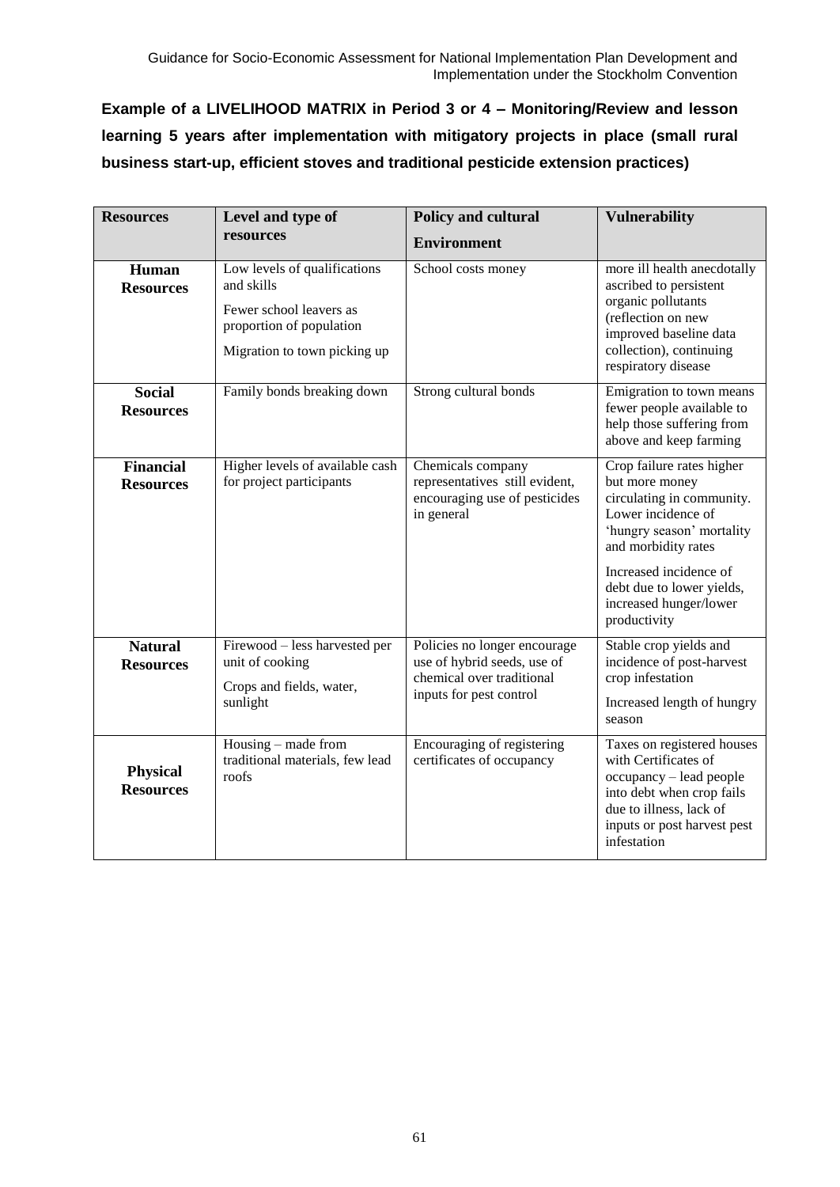**Example of a LIVELIHOOD MATRIX in Period 3 or 4 – Monitoring/Review and lesson learning 5 years after implementation with mitigatory projects in place (small rural business start-up, efficient stoves and traditional pesticide extension practices)**

| Resources | Level and type of resources | Policy and cultural Environment | Vulnerability |
|---|---|---|---|
| **Human Resources** | Low levels of qualifications and skills<br><br>Fewer school leavers as proportion of population<br><br>Migration to town picking up | School costs money | more ill health anecdotally ascribed to persistent organic pollutants (reflection on new improved baseline data collection), continuing respiratory disease |
| **Social Resources** | Family bonds breaking down | Strong cultural bonds | Emigration to town means fewer people available to help those suffering from above and keep farming |
| **Financial Resources** | Higher levels of available cash for project participants | Chemicals company representatives still evident, encouraging use of pesticides in general | Crop failure rates higher but more money circulating in community. Lower incidence of 'hungry season' mortality and morbidity rates<br><br>Increased incidence of debt due to lower yields, increased hunger/lower productivity |
| **Natural Resources** | Firewood – less harvested per unit of cooking<br><br>Crops and fields, water, sunlight | Policies no longer encourage use of hybrid seeds, use of chemical over traditional inputs for pest control | Stable crop yields and incidence of post-harvest crop infestation<br><br>Increased length of hungry season |
| **Physical Resources** | Housing – made from traditional materials, few lead roofs | Encouraging of registering certificates of occupancy | Taxes on registered houses with Certificates of occupancy – lead people into debt when crop fails due to illness, lack of inputs or post harvest pest infestation |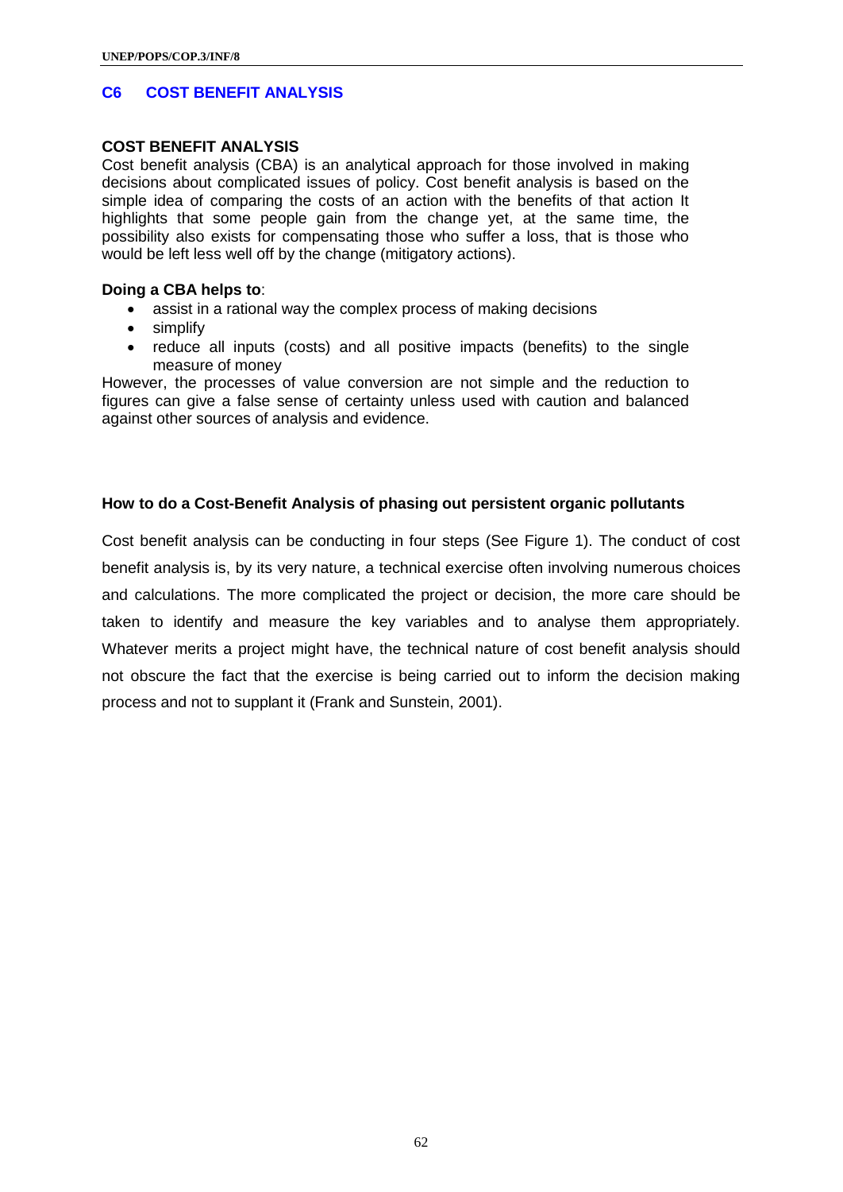## C6 COST BENEFIT ANALYSIS

**COST BENEFIT ANALYSIS**

Cost benefit analysis (CBA) is an analytical approach for those involved in making decisions about complicated issues of policy. Cost benefit analysis is based on the simple idea of comparing the costs of an action with the benefits of that action It highlights that some people gain from the change yet, at the same time, the possibility also exists for compensating those who suffer a loss, that is those who would be left less well off by the change (mitigatory actions).

**Doing a CBA helps to**:

- assist in a rational way the complex process of making decisions
- simplify
- reduce all inputs (costs) and all positive impacts (benefits) to the single measure of money

However, the processes of value conversion are not simple and the reduction to figures can give a false sense of certainty unless used with caution and balanced against other sources of analysis and evidence.

**How to do a Cost-Benefit Analysis of phasing out persistent organic pollutants**

Cost benefit analysis can be conducting in four steps (See Figure 1). The conduct of cost benefit analysis is, by its very nature, a technical exercise often involving numerous choices and calculations. The more complicated the project or decision, the more care should be taken to identify and measure the key variables and to analyse them appropriately. Whatever merits a project might have, the technical nature of cost benefit analysis should not obscure the fact that the exercise is being carried out to inform the decision making process and not to supplant it (Frank and Sunstein, 2001).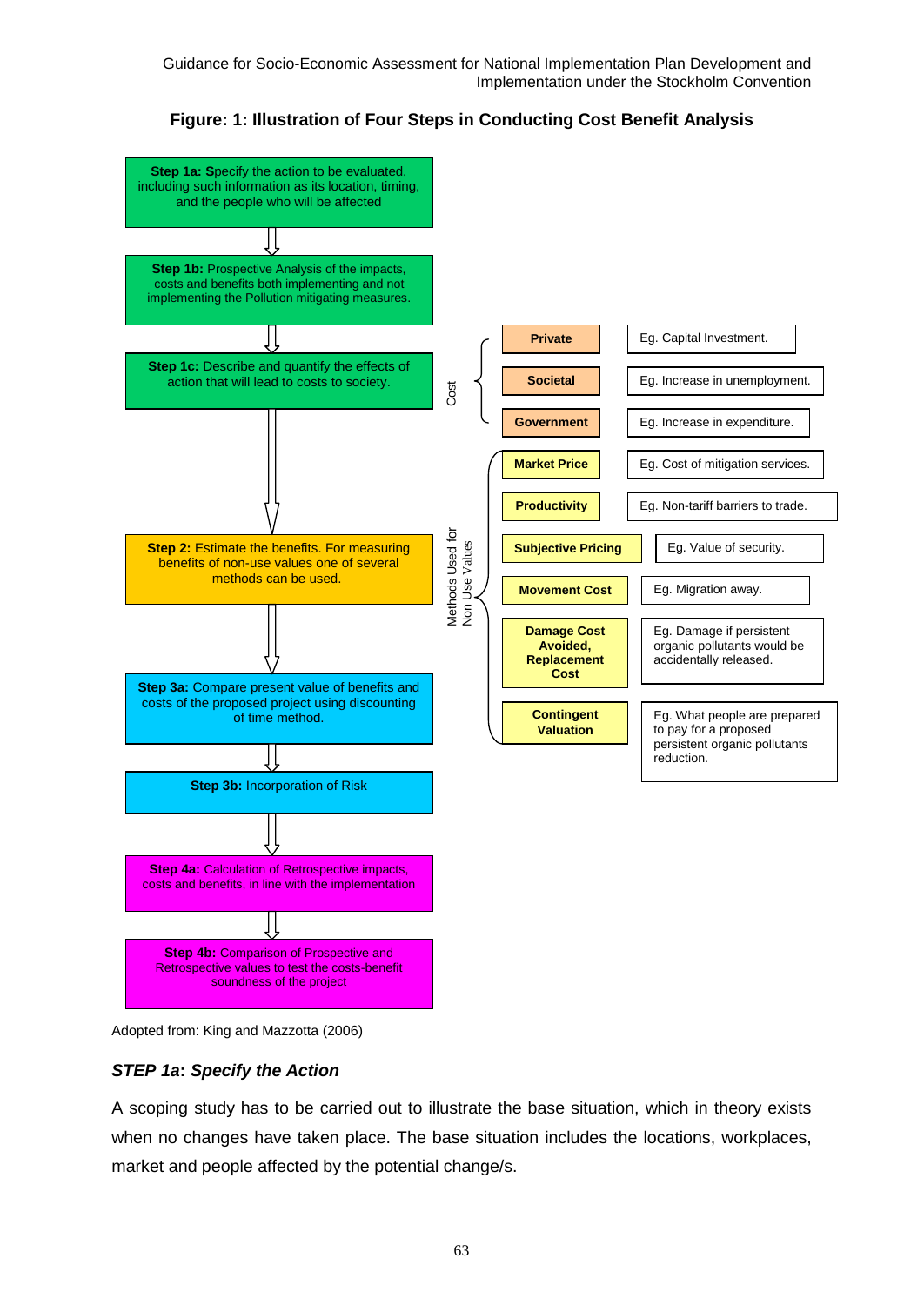**Figure: 1: Illustration of Four Steps in Conducting Cost Benefit Analysis**

**Step 1a:** Specify the action to be evaluated, including such information as its location, timing, and the people who will be affected

↓

**Step 1b:** Prospective Analysis of the impacts, costs and benefits both implementing and not implementing the Pollution mitigating measures.

↓

**Step 1c:** Describe and quantify the effects of action that will lead to costs to society.

Cost:

| Cost | Example |
|---|---|
| **Private** | Eg. Capital Investment. |
| **Societal** | Eg. Increase in unemployment. |
| **Government** | Eg. Increase in expenditure. |

↓

**Step 2:** Estimate the benefits. For measuring benefits of non-use values one of several methods can be used.

Methods Used for Non Use Values:

| Method | Example |
|---|---|
| **Market Price** | Eg. Cost of mitigation services. |
| **Productivity** | Eg. Non-tariff barriers to trade. |
| **Subjective Pricing** | Eg. Value of security. |
| **Movement Cost** | Eg. Migration away. |
| **Damage Cost Avoided, Replacement Cost** | Eg. Damage if persistent organic pollutants would be accidentally released. |
| **Contingent Valuation** | Eg. What people are prepared to pay for a proposed persistent organic pollutants reduction. |

↓

**Step 3a:** Compare present value of benefits and costs of the proposed project using discounting of time method.

↓

**Step 3b:** Incorporation of Risk

↓

**Step 4a:** Calculation of Retrospective impacts, costs and benefits, in line with the implementation

↓

**Step 4b:** Comparison of Prospective and Retrospective values to test the costs-benefit soundness of the project

Adopted from: King and Mazzotta (2006)

### *STEP 1a: Specify the Action*

A scoping study has to be carried out to illustrate the base situation, which in theory exists when no changes have taken place. The base situation includes the locations, workplaces, market and people affected by the potential change/s.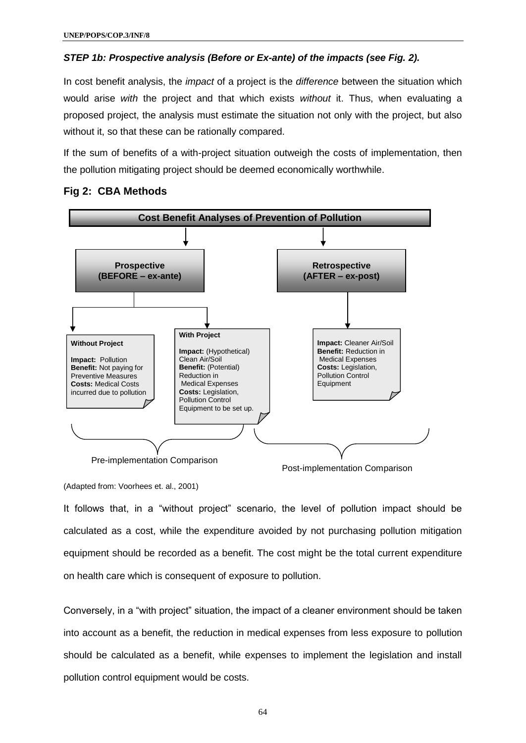***STEP 1b: Prospective analysis (Before or Ex-ante) of the impacts (see Fig. 2).***

In cost benefit analysis, the *impact* of a project is the *difference* between the situation which would arise *with* the project and that which exists *without* it. Thus, when evaluating a proposed project, the analysis must estimate the situation not only with the project, but also without it, so that these can be rationally compared.

If the sum of benefits of a with-project situation outweigh the costs of implementation, then the pollution mitigating project should be deemed economically worthwhile.

**Fig 2: CBA Methods**

**Cost Benefit Analyses of Prevention of Pollution**

**Prospective (BEFORE – ex-ante)**

**Without Project**

**Impact:** Pollution
**Benefit:** Not paying for Preventive Measures
**Costs:** Medical Costs incurred due to pollution

**With Project**

**Impact:** (Hypothetical) Clean Air/Soil
**Benefit:** (Potential) Reduction in Medical Expenses
**Costs:** Legislation, Pollution Control Equipment to be set up.

Pre-implementation Comparison

**Retrospective (AFTER – ex-post)**

**Impact:** Cleaner Air/Soil
**Benefit:** Reduction in Medical Expenses
**Costs:** Legislation, Pollution Control Equipment

Post-implementation Comparison

(Adapted from: Voorhees et. al., 2001)

It follows that, in a "without project" scenario, the level of pollution impact should be calculated as a cost, while the expenditure avoided by not purchasing pollution mitigation equipment should be recorded as a benefit. The cost might be the total current expenditure on health care which is consequent of exposure to pollution.

Conversely, in a "with project" situation, the impact of a cleaner environment should be taken into account as a benefit, the reduction in medical expenses from less exposure to pollution should be calculated as a benefit, while expenses to implement the legislation and install pollution control equipment would be costs.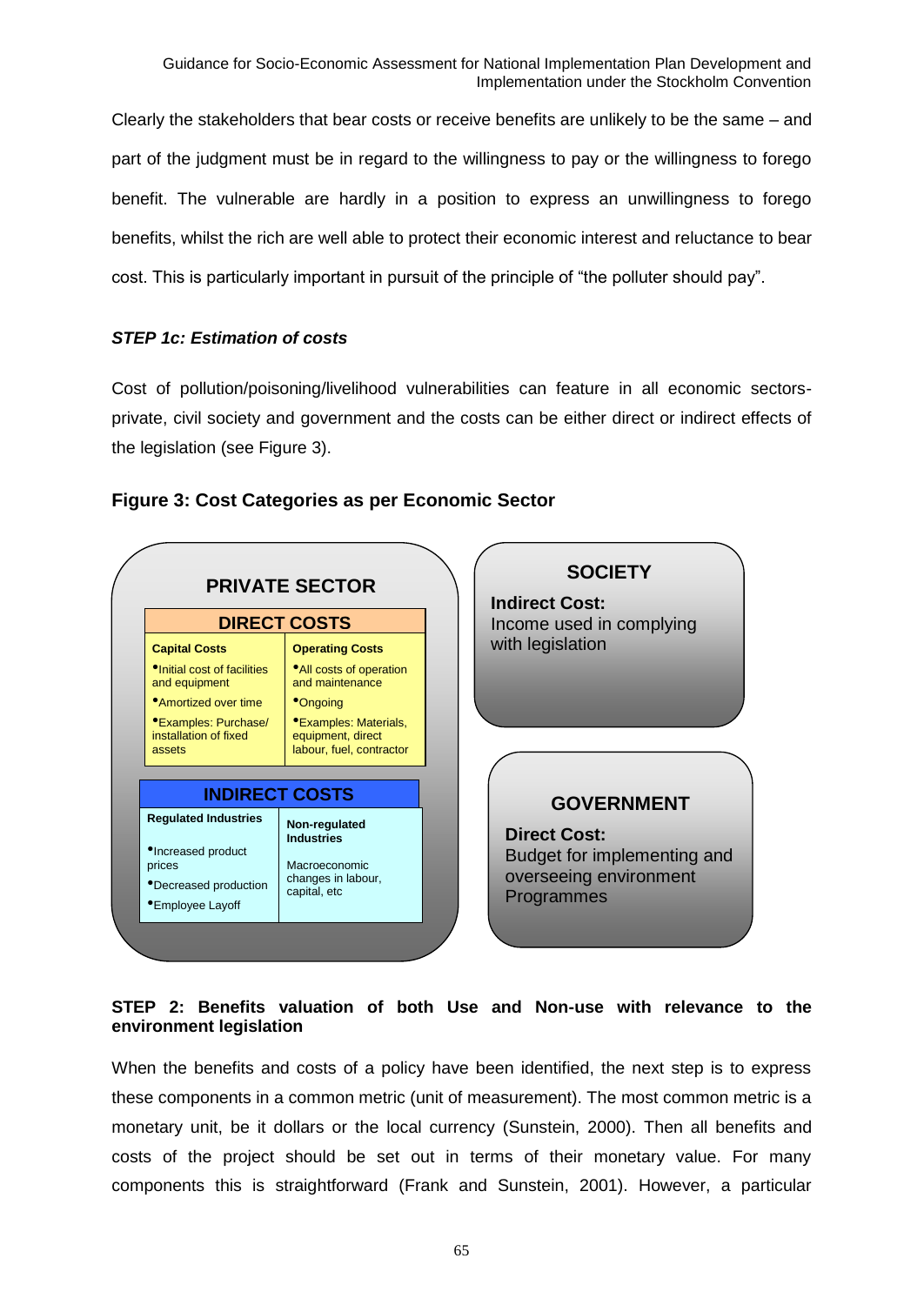Clearly the stakeholders that bear costs or receive benefits are unlikely to be the same – and part of the judgment must be in regard to the willingness to pay or the willingness to forego benefit. The vulnerable are hardly in a position to express an unwillingness to forego benefits, whilst the rich are well able to protect their economic interest and reluctance to bear cost. This is particularly important in pursuit of the principle of "the polluter should pay".

***STEP 1c: Estimation of costs***

Cost of pollution/poisoning/livelihood vulnerabilities can feature in all economic sectors- private, civil society and government and the costs can be either direct or indirect effects of the legislation (see Figure 3).

**Figure 3: Cost Categories as per Economic Sector**

**PRIVATE SECTOR**

**DIRECT COSTS**

| Capital Costs | Operating Costs |
|---|---|
| •Initial cost of facilities and equipment | •All costs of operation and maintenance |
| •Amortized over time | •Ongoing |
| •Examples: Purchase/ installation of fixed assets | •Examples: Materials, equipment, direct labour, fuel, contractor |

**INDIRECT COSTS**

| Regulated Industries | Non-regulated Industries |
|---|---|
| •Increased product prices | Macroeconomic changes in labour, capital, etc |
| •Decreased production | |
| •Employee Layoff | |

**SOCIETY**

**Indirect Cost:**
Income used in complying with legislation

**GOVERNMENT**

**Direct Cost:**
Budget for implementing and overseeing environment Programmes

**STEP 2: Benefits valuation of both Use and Non-use with relevance to the environment legislation**

When the benefits and costs of a policy have been identified, the next step is to express these components in a common metric (unit of measurement). The most common metric is a monetary unit, be it dollars or the local currency (Sunstein, 2000). Then all benefits and costs of the project should be set out in terms of their monetary value. For many components this is straightforward (Frank and Sunstein, 2001). However, a particular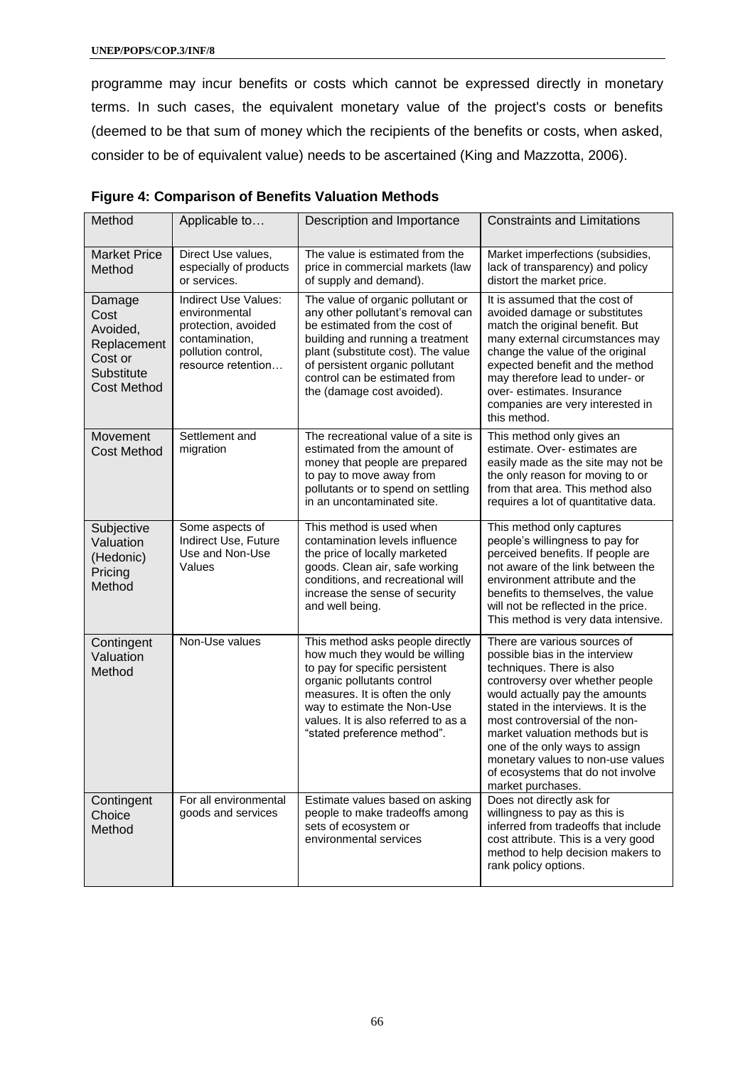programme may incur benefits or costs which cannot be expressed directly in monetary terms. In such cases, the equivalent monetary value of the project's costs or benefits (deemed to be that sum of money which the recipients of the benefits or costs, when asked, consider to be of equivalent value) needs to be ascertained (King and Mazzotta, 2006).

**Figure 4: Comparison of Benefits Valuation Methods**

| Method | Applicable to… | Description and Importance | Constraints and Limitations |
| --- | --- | --- | --- |
| Market Price Method | Direct Use values, especially of products or services. | The value is estimated from the price in commercial markets (law of supply and demand). | Market imperfections (subsidies, lack of transparency) and policy distort the market price. |
| Damage Cost Avoided, Replacement Cost or Substitute Cost Method | Indirect Use Values: environmental protection, avoided contamination, pollution control, resource retention… | The value of organic pollutant or any other pollutant's removal can be estimated from the cost of building and running a treatment plant (substitute cost). The value of persistent organic pollutant control can be estimated from the (damage cost avoided). | It is assumed that the cost of avoided damage or substitutes match the original benefit. But many external circumstances may change the value of the original expected benefit and the method may therefore lead to under- or over- estimates. Insurance companies are very interested in this method. |
| Movement Cost Method | Settlement and migration | The recreational value of a site is estimated from the amount of money that people are prepared to pay to move away from pollutants or to spend on settling in an uncontaminated site. | This method only gives an estimate. Over- estimates are easily made as the site may not be the only reason for moving to or from that area. This method also requires a lot of quantitative data. |
| Subjective Valuation (Hedonic) Pricing Method | Some aspects of Indirect Use, Future Use and Non-Use Values | This method is used when contamination levels influence the price of locally marketed goods. Clean air, safe working conditions, and recreational will increase the sense of security and well being. | This method only captures people's willingness to pay for perceived benefits. If people are not aware of the link between the environment attribute and the benefits to themselves, the value will not be reflected in the price. This method is very data intensive. |
| Contingent Valuation Method | Non-Use values | This method asks people directly how much they would be willing to pay for specific persistent organic pollutants control measures. It is often the only way to estimate the Non-Use values. It is also referred to as a "stated preference method". | There are various sources of possible bias in the interview techniques. There is also controversy over whether people would actually pay the amounts stated in the interviews. It is the most controversial of the non-market valuation methods but is one of the only ways to assign monetary values to non-use values of ecosystems that do not involve market purchases. |
| Contingent Choice Method | For all environmental goods and services | Estimate values based on asking people to make tradeoffs among sets of ecosystem or environmental services | Does not directly ask for willingness to pay as this is inferred from tradeoffs that include cost attribute. This is a very good method to help decision makers to rank policy options. |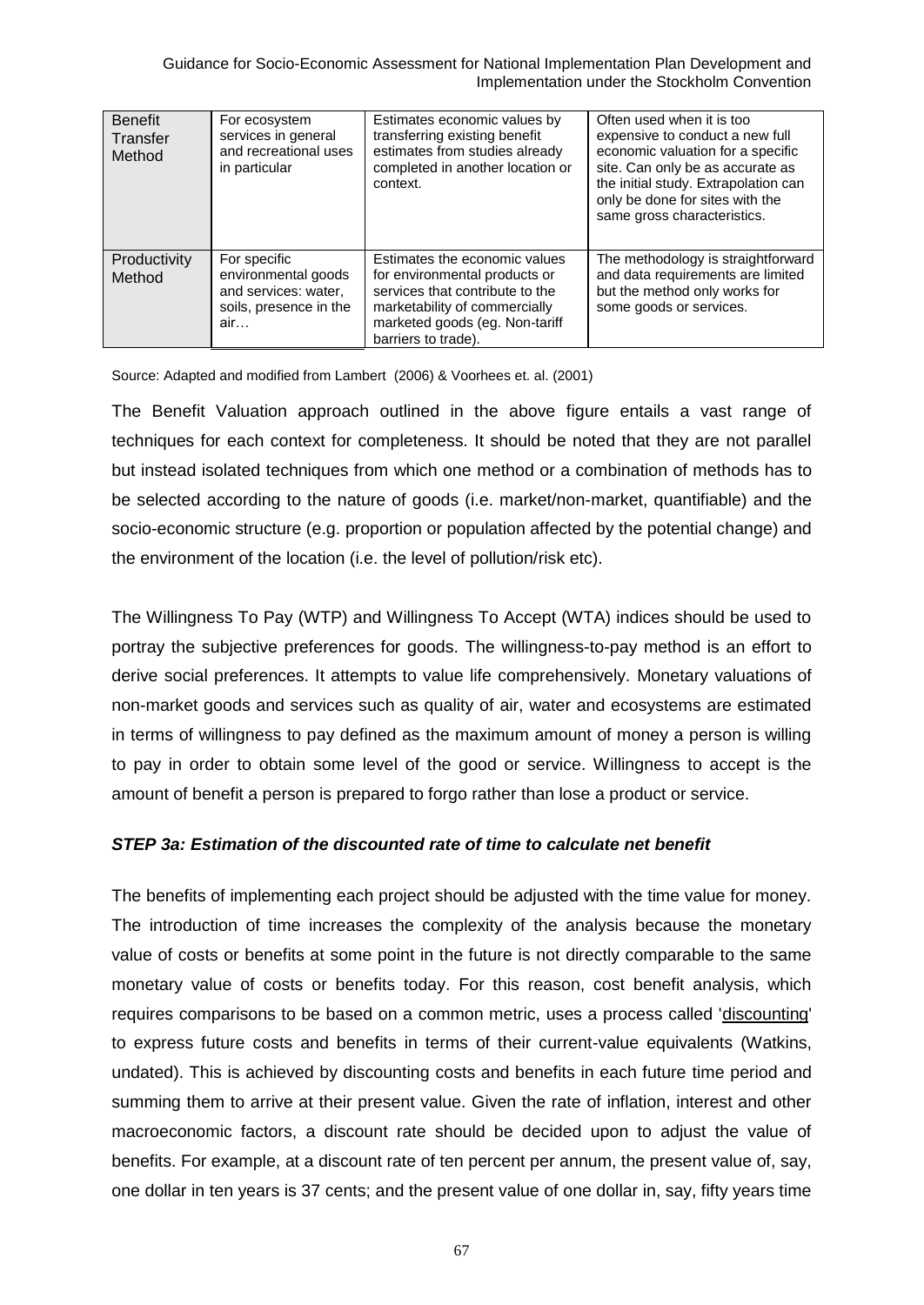| Benefit Transfer Method | For ecosystem services in general and recreational uses in particular | Estimates economic values by transferring existing benefit estimates from studies already completed in another location or context. | Often used when it is too expensive to conduct a new full economic valuation for a specific site. Can only be as accurate as the initial study. Extrapolation can only be done for sites with the same gross characteristics. |
|---|---|---|---|
| Productivity Method | For specific environmental goods and services: water, soils, presence in the air… | Estimates the economic values for environmental products or services that contribute to the marketability of commercially marketed goods (eg. Non-tariff barriers to trade). | The methodology is straightforward and data requirements are limited but the method only works for some goods or services. |

Source: Adapted and modified from Lambert (2006) & Voorhees et. al. (2001)

The Benefit Valuation approach outlined in the above figure entails a vast range of techniques for each context for completeness. It should be noted that they are not parallel but instead isolated techniques from which one method or a combination of methods has to be selected according to the nature of goods (i.e. market/non-market, quantifiable) and the socio-economic structure (e.g. proportion or population affected by the potential change) and the environment of the location (i.e. the level of pollution/risk etc).

The Willingness To Pay (WTP) and Willingness To Accept (WTA) indices should be used to portray the subjective preferences for goods. The willingness-to-pay method is an effort to derive social preferences. It attempts to value life comprehensively. Monetary valuations of non-market goods and services such as quality of air, water and ecosystems are estimated in terms of willingness to pay defined as the maximum amount of money a person is willing to pay in order to obtain some level of the good or service. Willingness to accept is the amount of benefit a person is prepared to forgo rather than lose a product or service.

***STEP 3a: Estimation of the discounted rate of time to calculate net benefit***

The benefits of implementing each project should be adjusted with the time value for money. The introduction of time increases the complexity of the analysis because the monetary value of costs or benefits at some point in the future is not directly comparable to the same monetary value of costs or benefits today. For this reason, cost benefit analysis, which requires comparisons to be based on a common metric, uses a process called 'discounting' to express future costs and benefits in terms of their current-value equivalents (Watkins, undated). This is achieved by discounting costs and benefits in each future time period and summing them to arrive at their present value. Given the rate of inflation, interest and other macroeconomic factors, a discount rate should be decided upon to adjust the value of benefits. For example, at a discount rate of ten percent per annum, the present value of, say, one dollar in ten years is 37 cents; and the present value of one dollar in, say, fifty years time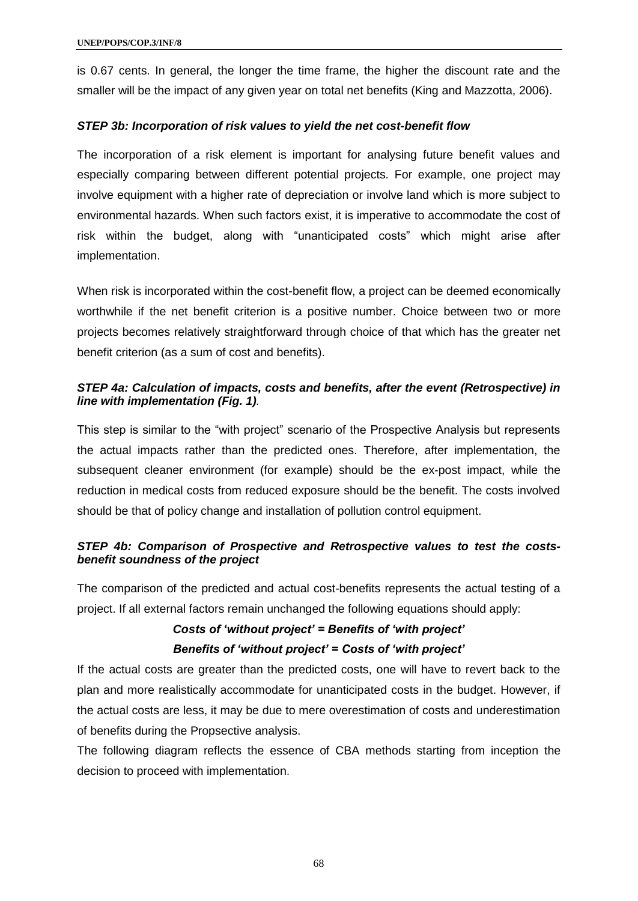is 0.67 cents. In general, the longer the time frame, the higher the discount rate and the smaller will be the impact of any given year on total net benefits (King and Mazzotta, 2006).

### *STEP 3b: Incorporation of risk values to yield the net cost-benefit flow*

The incorporation of a risk element is important for analysing future benefit values and especially comparing between different potential projects. For example, one project may involve equipment with a higher rate of depreciation or involve land which is more subject to environmental hazards. When such factors exist, it is imperative to accommodate the cost of risk within the budget, along with "unanticipated costs" which might arise after implementation.

When risk is incorporated within the cost-benefit flow, a project can be deemed economically worthwhile if the net benefit criterion is a positive number. Choice between two or more projects becomes relatively straightforward through choice of that which has the greater net benefit criterion (as a sum of cost and benefits).

### *STEP 4a: Calculation of impacts, costs and benefits, after the event (Retrospective) in line with implementation (Fig. 1).*

This step is similar to the "with project" scenario of the Prospective Analysis but represents the actual impacts rather than the predicted ones. Therefore, after implementation, the subsequent cleaner environment (for example) should be the ex-post impact, while the reduction in medical costs from reduced exposure should be the benefit. The costs involved should be that of policy change and installation of pollution control equipment.

### *STEP 4b: Comparison of Prospective and Retrospective values to test the costs-benefit soundness of the project*

The comparison of the predicted and actual cost-benefits represents the actual testing of a project. If all external factors remain unchanged the following equations should apply:

***Costs of 'without project' = Benefits of 'with project'***

***Benefits of 'without project' = Costs of 'with project'***

If the actual costs are greater than the predicted costs, one will have to revert back to the plan and more realistically accommodate for unanticipated costs in the budget. However, if the actual costs are less, it may be due to mere overestimation of costs and underestimation of benefits during the Propsective analysis.

The following diagram reflects the essence of CBA methods starting from inception the decision to proceed with implementation.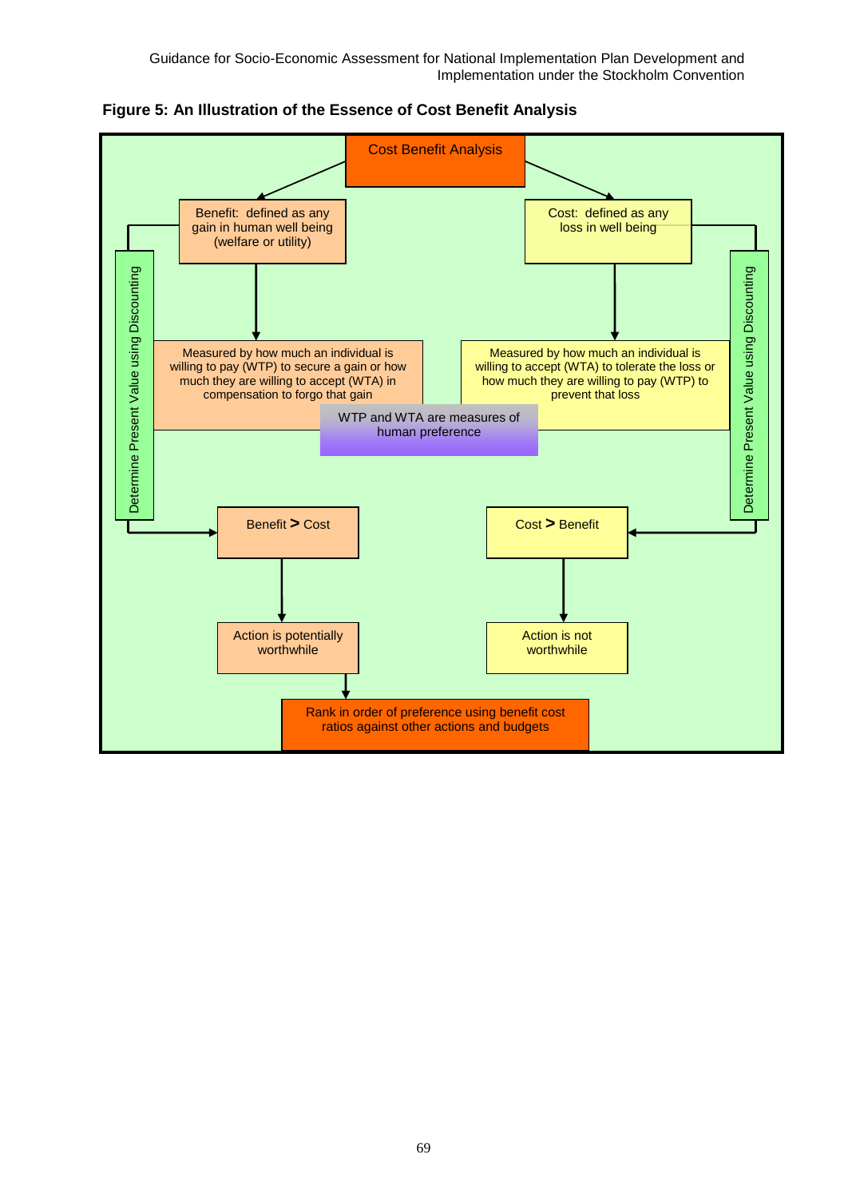**Figure 5: An Illustration of the Essence of Cost Benefit Analysis**

Cost Benefit Analysis

Benefit: defined as any gain in human well being (welfare or utility)

Cost: defined as any loss in well being

Measured by how much an individual is willing to pay (WTP) to secure a gain or how much they are willing to accept (WTA) in compensation to forgo that gain

Measured by how much an individual is willing to accept (WTA) to tolerate the loss or how much they are willing to pay (WTP) to prevent that loss

WTP and WTA are measures of human preference

Determine Present Value using Discounting

Determine Present Value using Discounting

Benefit **>** Cost

Cost **>** Benefit

Action is potentially worthwhile

Action is not worthwhile

Rank in order of preference using benefit cost ratios against other actions and budgets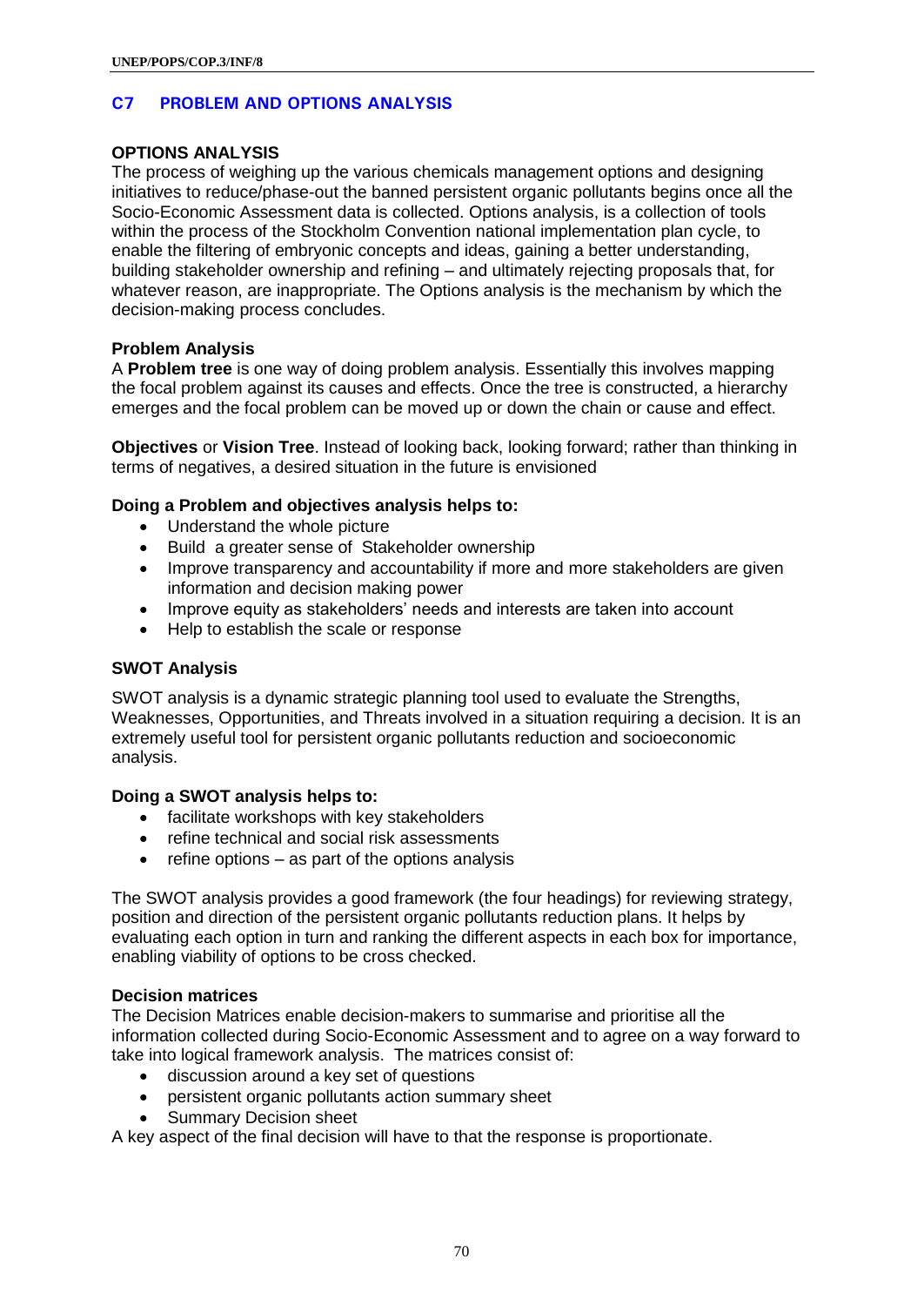## C7 PROBLEM AND OPTIONS ANALYSIS

### OPTIONS ANALYSIS

The process of weighing up the various chemicals management options and designing initiatives to reduce/phase-out the banned persistent organic pollutants begins once all the Socio-Economic Assessment data is collected. Options analysis, is a collection of tools within the process of the Stockholm Convention national implementation plan cycle, to enable the filtering of embryonic concepts and ideas, gaining a better understanding, building stakeholder ownership and refining – and ultimately rejecting proposals that, for whatever reason, are inappropriate. The Options analysis is the mechanism by which the decision-making process concludes.

#### Problem Analysis

A **Problem tree** is one way of doing problem analysis. Essentially this involves mapping the focal problem against its causes and effects. Once the tree is constructed, a hierarchy emerges and the focal problem can be moved up or down the chain or cause and effect.

**Objectives** or **Vision Tree**. Instead of looking back, looking forward; rather than thinking in terms of negatives, a desired situation in the future is envisioned

**Doing a Problem and objectives analysis helps to:**

- Understand the whole picture
- Build a greater sense of Stakeholder ownership
- Improve transparency and accountability if more and more stakeholders are given information and decision making power
- Improve equity as stakeholders' needs and interests are taken into account
- Help to establish the scale or response

#### SWOT Analysis

SWOT analysis is a dynamic strategic planning tool used to evaluate the Strengths, Weaknesses, Opportunities, and Threats involved in a situation requiring a decision. It is an extremely useful tool for persistent organic pollutants reduction and socioeconomic analysis.

**Doing a SWOT analysis helps to:**

- facilitate workshops with key stakeholders
- refine technical and social risk assessments
- refine options – as part of the options analysis

The SWOT analysis provides a good framework (the four headings) for reviewing strategy, position and direction of the persistent organic pollutants reduction plans. It helps by evaluating each option in turn and ranking the different aspects in each box for importance, enabling viability of options to be cross checked.

#### Decision matrices

The Decision Matrices enable decision-makers to summarise and prioritise all the information collected during Socio-Economic Assessment and to agree on a way forward to take into logical framework analysis. The matrices consist of:

- discussion around a key set of questions
- persistent organic pollutants action summary sheet
- Summary Decision sheet

A key aspect of the final decision will have to that the response is proportionate.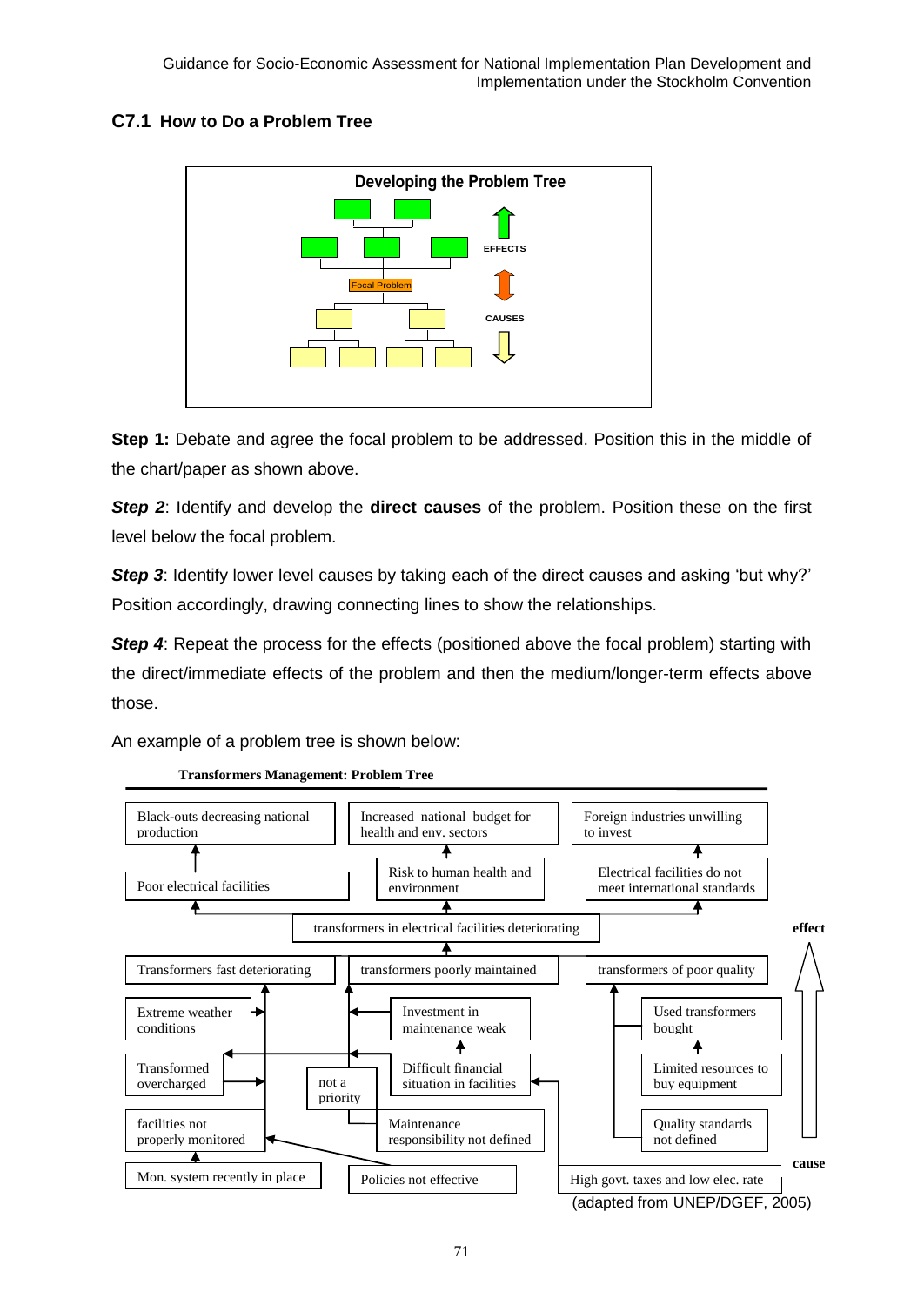## C7.1 How to Do a Problem Tree

**Developing the Problem Tree**

EFFECTS

Focal Problem

CAUSES

**Step 1:** Debate and agree the focal problem to be addressed. Position this in the middle of the chart/paper as shown above.

***Step 2***: Identify and develop the **direct causes** of the problem. Position these on the first level below the focal problem.

***Step 3***: Identify lower level causes by taking each of the direct causes and asking 'but why?' Position accordingly, drawing connecting lines to show the relationships.

***Step 4***: Repeat the process for the effects (positioned above the focal problem) starting with the direct/immediate effects of the problem and then the medium/longer-term effects above those.

An example of a problem tree is shown below:

**Transformers Management: Problem Tree**

Black-outs decreasing national production

Increased national budget for health and env. sectors

Foreign industries unwilling to invest

Poor electrical facilities

Risk to human health and environment

Electrical facilities do not meet international standards

transformers in electrical facilities deteriorating

effect

Transformers fast deteriorating

transformers poorly maintained

transformers of poor quality

Extreme weather conditions

Investment in maintenance weak

Used transformers bought

Transformed overcharged

not a priority

Difficult financial situation in facilities

Limited resources to buy equipment

facilities not properly monitored

Maintenance responsibility not defined

Quality standards not defined

cause

Mon. system recently in place

Policies not effective

High govt. taxes and low elec. rate

(adapted from UNEP/DGEF, 2005)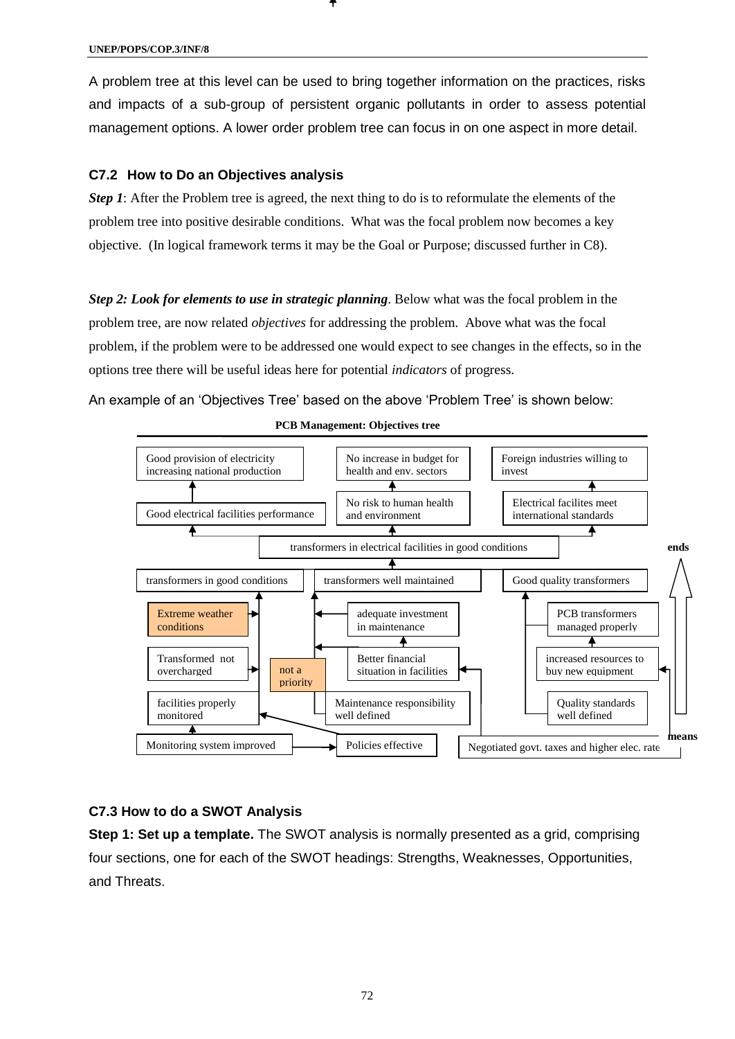A problem tree at this level can be used to bring together information on the practices, risks and impacts of a sub-group of persistent organic pollutants in order to assess potential management options. A lower order problem tree can focus in on one aspect in more detail.

### C7.2 How to Do an Objectives analysis

***Step 1***: After the Problem tree is agreed, the next thing to do is to reformulate the elements of the problem tree into positive desirable conditions. What was the focal problem now becomes a key objective. (In logical framework terms it may be the Goal or Purpose; discussed further in C8).

***Step 2: Look for elements to use in strategic planning***. Below what was the focal problem in the problem tree, are now related *objectives* for addressing the problem. Above what was the focal problem, if the problem were to be addressed one would expect to see changes in the effects, so in the options tree there will be useful ideas here for potential *indicators* of progress.

An example of an 'Objectives Tree' based on the above 'Problem Tree' is shown below:

**PCB Management: Objectives tree**

Good provision of electricity increasing national production

No increase in budget for health and env. sectors

Foreign industries willing to invest

Good electrical facilities performance

No risk to human health and environment

Electrical facilites meet international standards

transformers in electrical facilities in good conditions

ends

transformers in good conditions

transformers well maintained

Good quality transformers

Extreme weather conditions

adequate investment in maintenance

PCB transformers managed properly

Transformed not overcharged

not a priority

Better financial situation in facilities

increased resources to buy new equipment

facilities properly monitored

Maintenance responsibility well defined

Quality standards well defined

means

Monitoring system improved

Policies effective

Negotiated govt. taxes and higher elec. rate

### C7.3 How to do a SWOT Analysis

**Step 1: Set up a template.** The SWOT analysis is normally presented as a grid, comprising four sections, one for each of the SWOT headings: Strengths, Weaknesses, Opportunities, and Threats.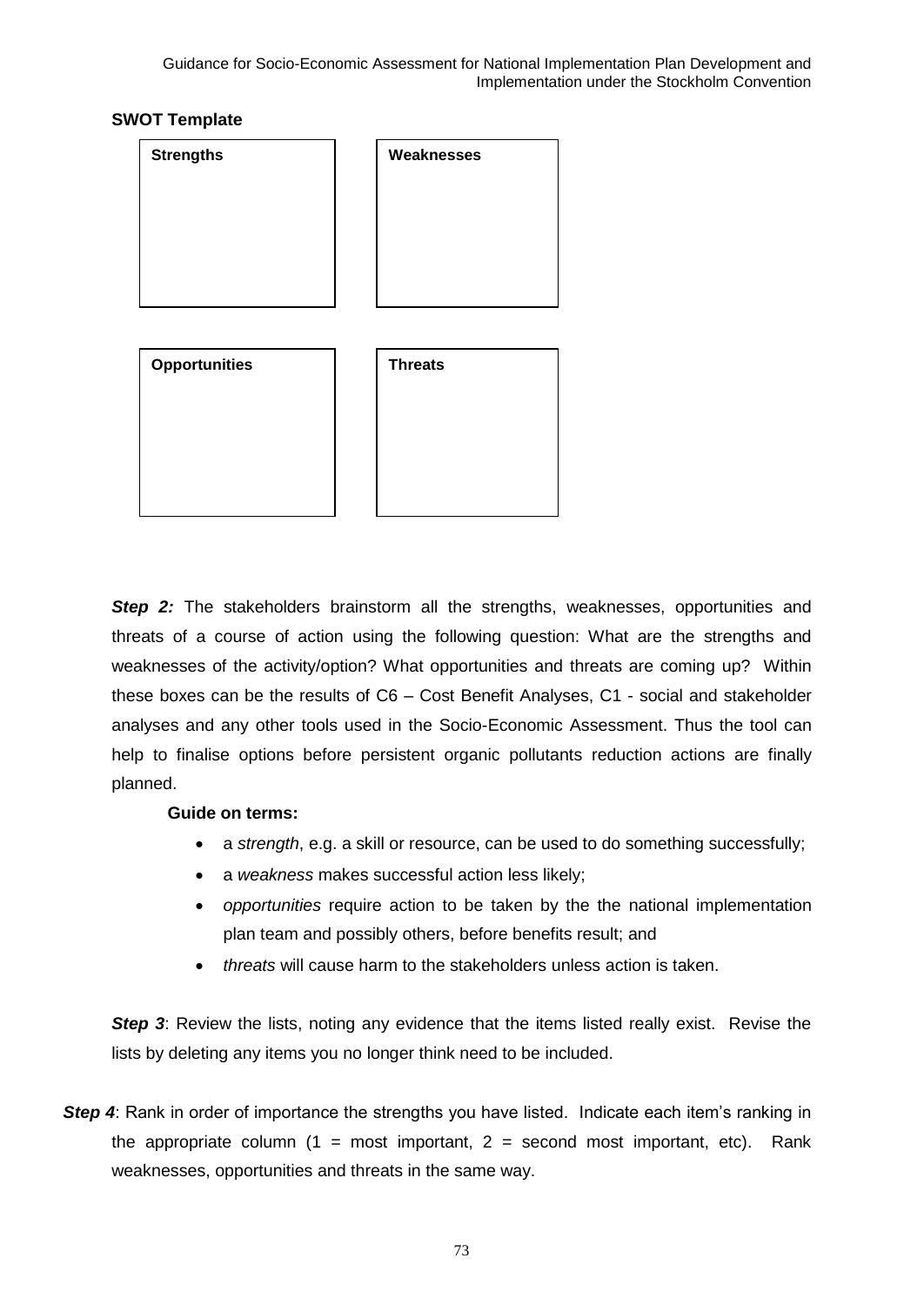**SWOT Template**

| Strengths | Weaknesses |
| --- | --- |
| | |

| Opportunities | Threats |
| --- | --- |
| | |

***Step 2:*** The stakeholders brainstorm all the strengths, weaknesses, opportunities and threats of a course of action using the following question: What are the strengths and weaknesses of the activity/option? What opportunities and threats are coming up? Within these boxes can be the results of C6 – Cost Benefit Analyses, C1 - social and stakeholder analyses and any other tools used in the Socio-Economic Assessment. Thus the tool can help to finalise options before persistent organic pollutants reduction actions are finally planned.

**Guide on terms:**

- a *strength*, e.g. a skill or resource, can be used to do something successfully;
- a *weakness* makes successful action less likely;
- *opportunities* require action to be taken by the the national implementation plan team and possibly others, before benefits result; and
- *threats* will cause harm to the stakeholders unless action is taken.

***Step 3***: Review the lists, noting any evidence that the items listed really exist. Revise the lists by deleting any items you no longer think need to be included.

***Step 4***: Rank in order of importance the strengths you have listed. Indicate each item's ranking in the appropriate column (1 = most important, 2 = second most important, etc). Rank weaknesses, opportunities and threats in the same way.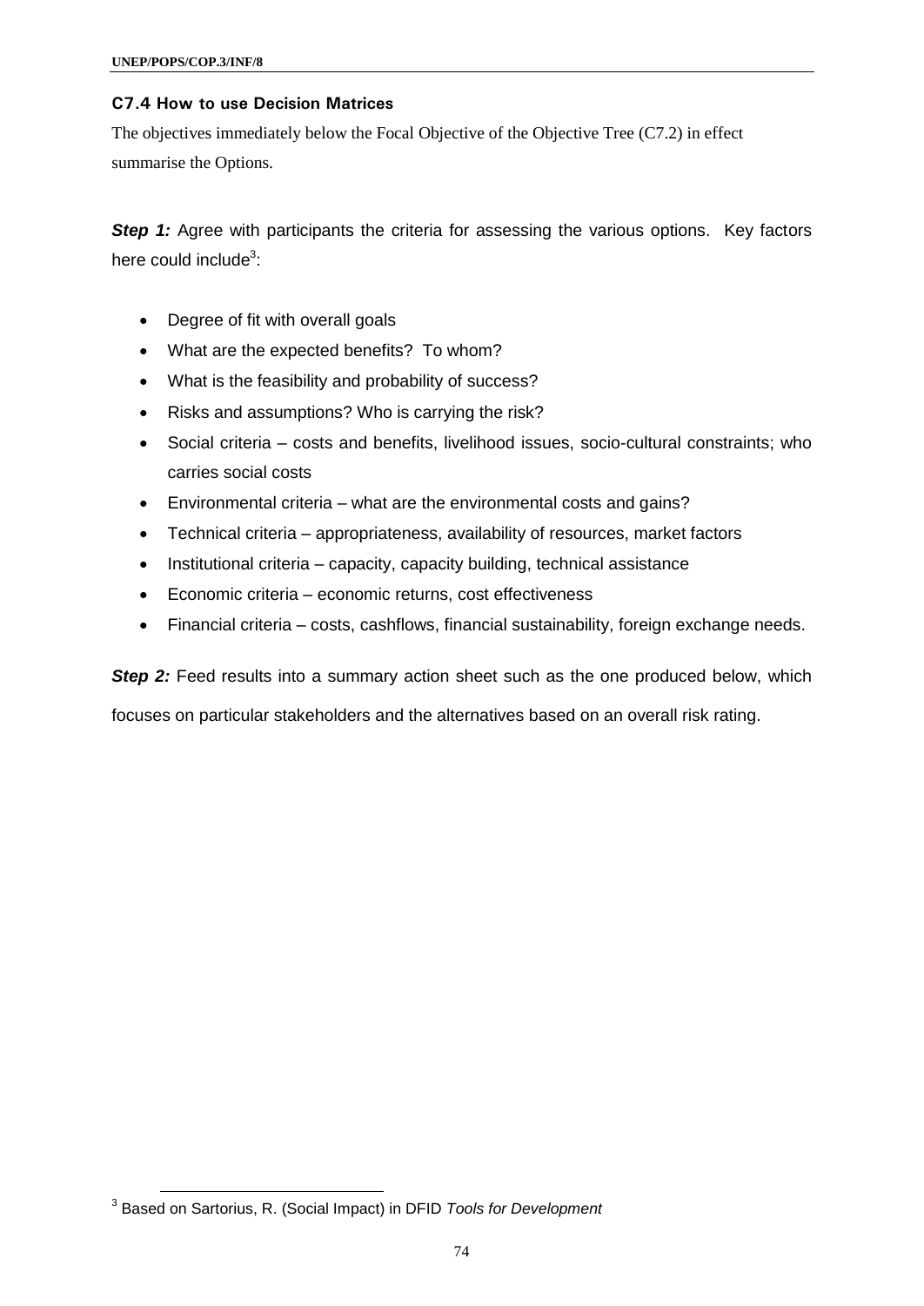### C7.4 How to use Decision Matrices

The objectives immediately below the Focal Objective of the Objective Tree (C7.2) in effect summarise the Options.

***Step 1:*** Agree with participants the criteria for assessing the various options. Key factors here could include[3]:

- Degree of fit with overall goals
- What are the expected benefits? To whom?
- What is the feasibility and probability of success?
- Risks and assumptions? Who is carrying the risk?
- Social criteria – costs and benefits, livelihood issues, socio-cultural constraints; who carries social costs
- Environmental criteria – what are the environmental costs and gains?
- Technical criteria – appropriateness, availability of resources, market factors
- Institutional criteria – capacity, capacity building, technical assistance
- Economic criteria – economic returns, cost effectiveness
- Financial criteria – costs, cashflows, financial sustainability, foreign exchange needs.

***Step 2:*** Feed results into a summary action sheet such as the one produced below, which focuses on particular stakeholders and the alternatives based on an overall risk rating.

[3] Based on Sartorius, R. (Social Impact) in DFID *Tools for Development*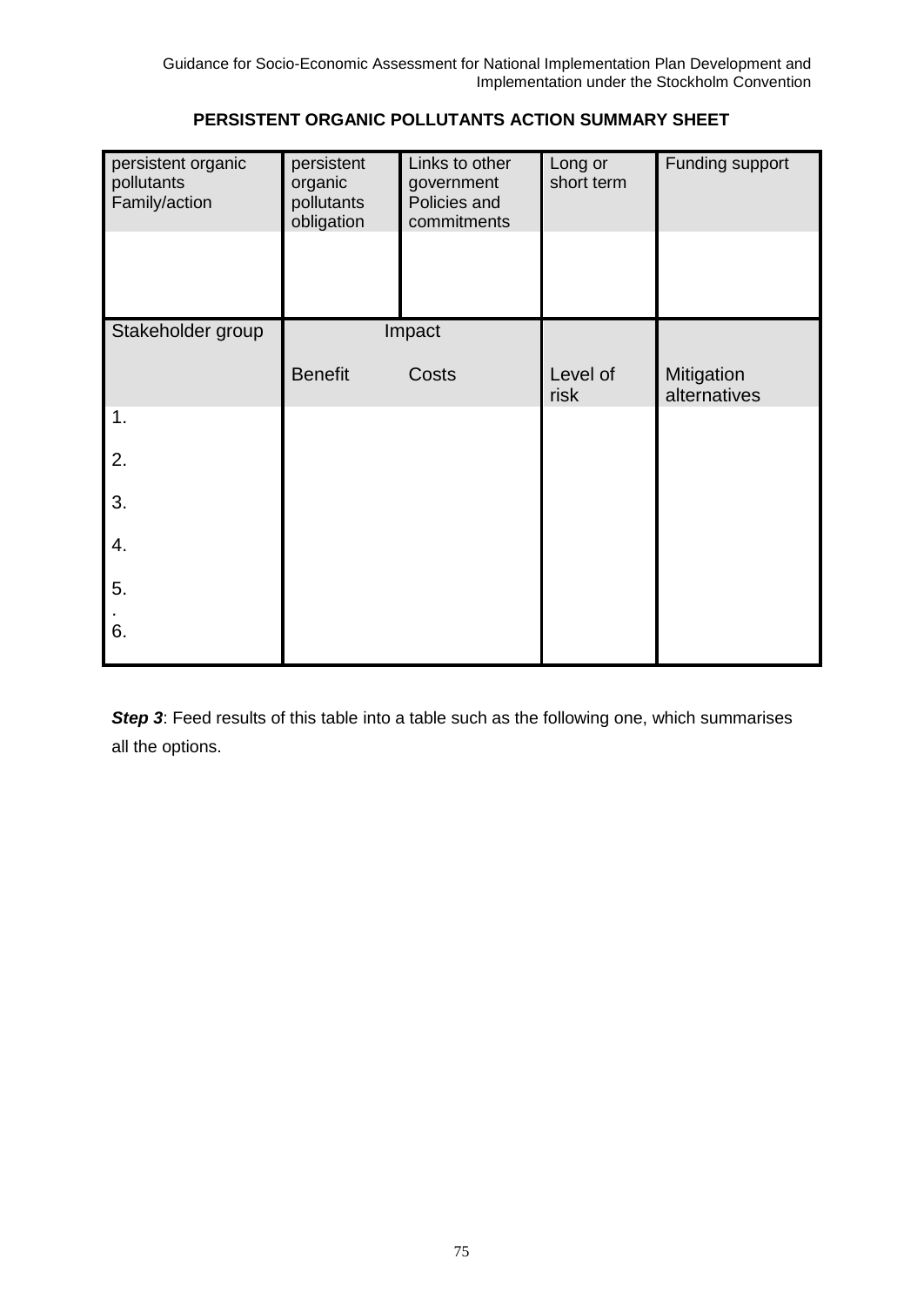**PERSISTENT ORGANIC POLLUTANTS ACTION SUMMARY SHEET**

| persistent organic pollutants Family/action | persistent organic pollutants obligation | Links to other government Policies and commitments | Long or short term | Funding support |
|---|---|---|---|---|
| | | | | |
| Stakeholder group | Impact | | | |
| | Benefit | Costs | Level of risk | Mitigation alternatives |
| 1. | | | | |
| 2. | | | | |
| 3. | | | | |
| 4. | | | | |
| 5. | | | | |
| 6. | | | | |

***Step 3***: Feed results of this table into a table such as the following one, which summarises all the options.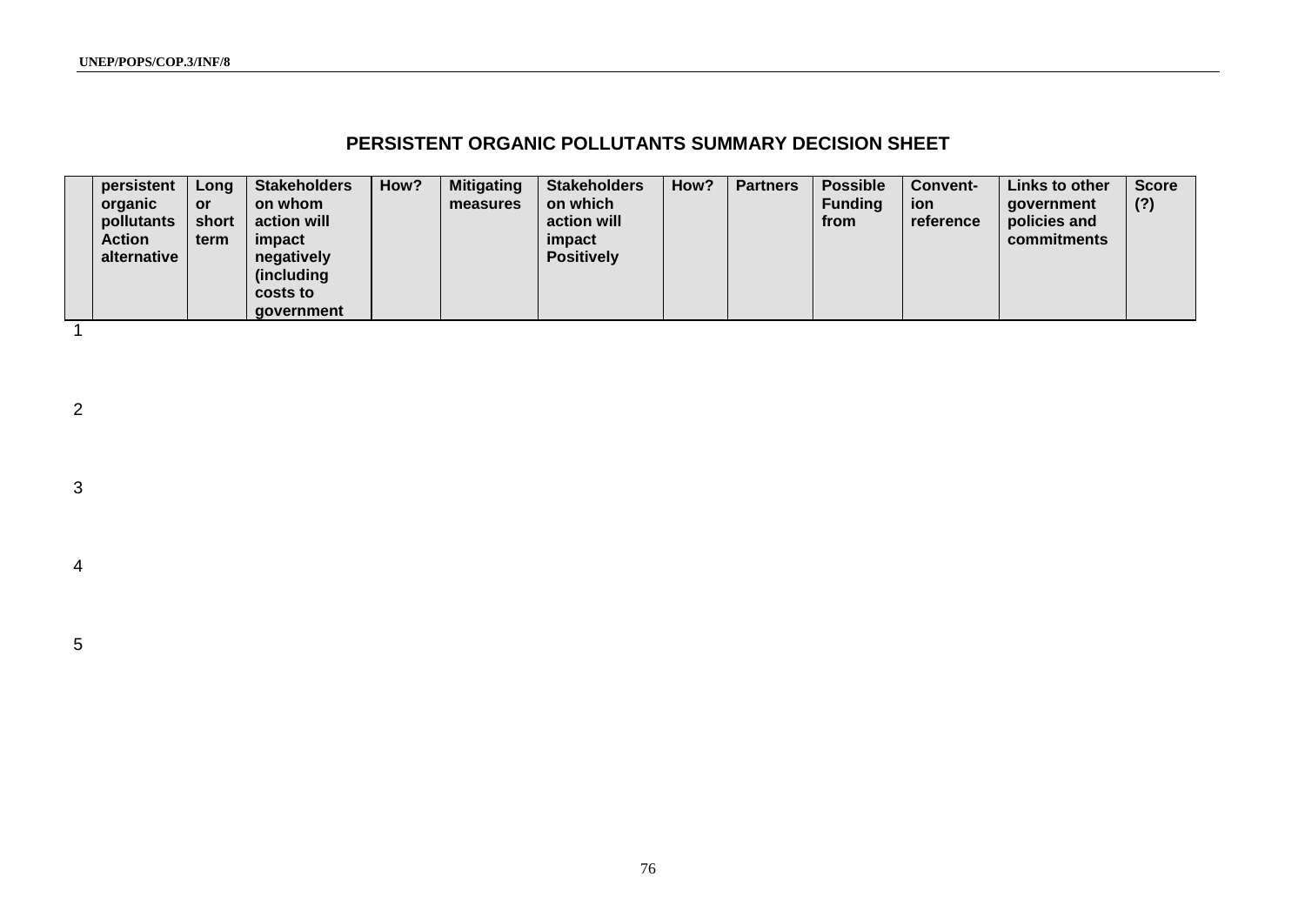# PERSISTENT ORGANIC POLLUTANTS SUMMARY DECISION SHEET

| | persistent organic pollutants Action alternative | Long or short term | Stakeholders on whom action will impact negatively (including costs to government | How? | Mitigating measures | Stakeholders on which action will impact Positively | How? | Partners | Possible Funding from | Convent-ion reference | Links to other government policies and commitments | Score (?) |
|---|---|---|---|---|---|---|---|---|---|---|---|---|
| 1 | | | | | | | | | | | | |
| 2 | | | | | | | | | | | | |
| 3 | | | | | | | | | | | | |
| 4 | | | | | | | | | | | | |
| 5 | | | | | | | | | | | | |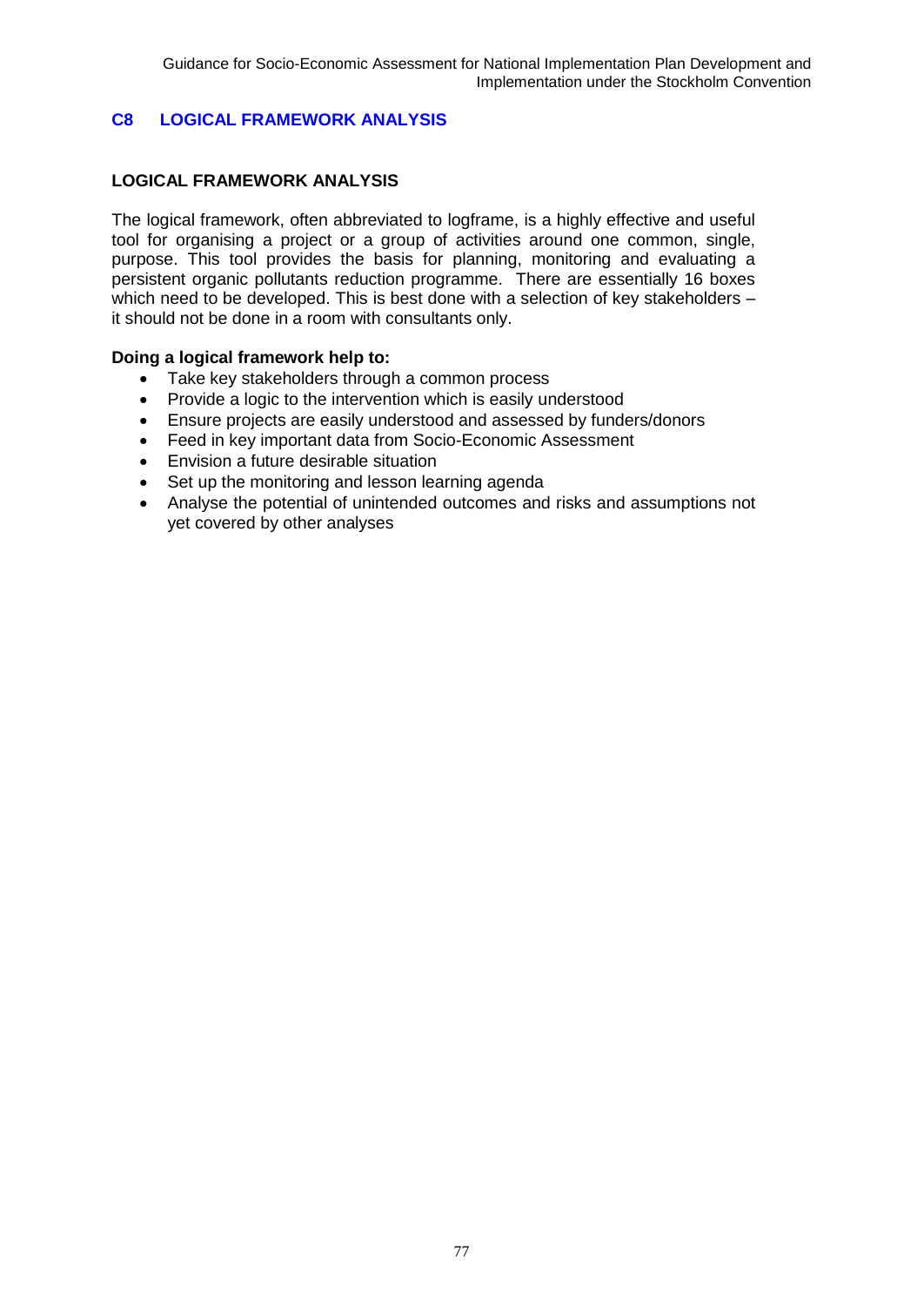## C8 LOGICAL FRAMEWORK ANALYSIS

### LOGICAL FRAMEWORK ANALYSIS

The logical framework, often abbreviated to logframe, is a highly effective and useful tool for organising a project or a group of activities around one common, single, purpose. This tool provides the basis for planning, monitoring and evaluating a persistent organic pollutants reduction programme. There are essentially 16 boxes which need to be developed. This is best done with a selection of key stakeholders – it should not be done in a room with consultants only.

**Doing a logical framework help to:**

- Take key stakeholders through a common process
- Provide a logic to the intervention which is easily understood
- Ensure projects are easily understood and assessed by funders/donors
- Feed in key important data from Socio-Economic Assessment
- Envision a future desirable situation
- Set up the monitoring and lesson learning agenda
- Analyse the potential of unintended outcomes and risks and assumptions not yet covered by other analyses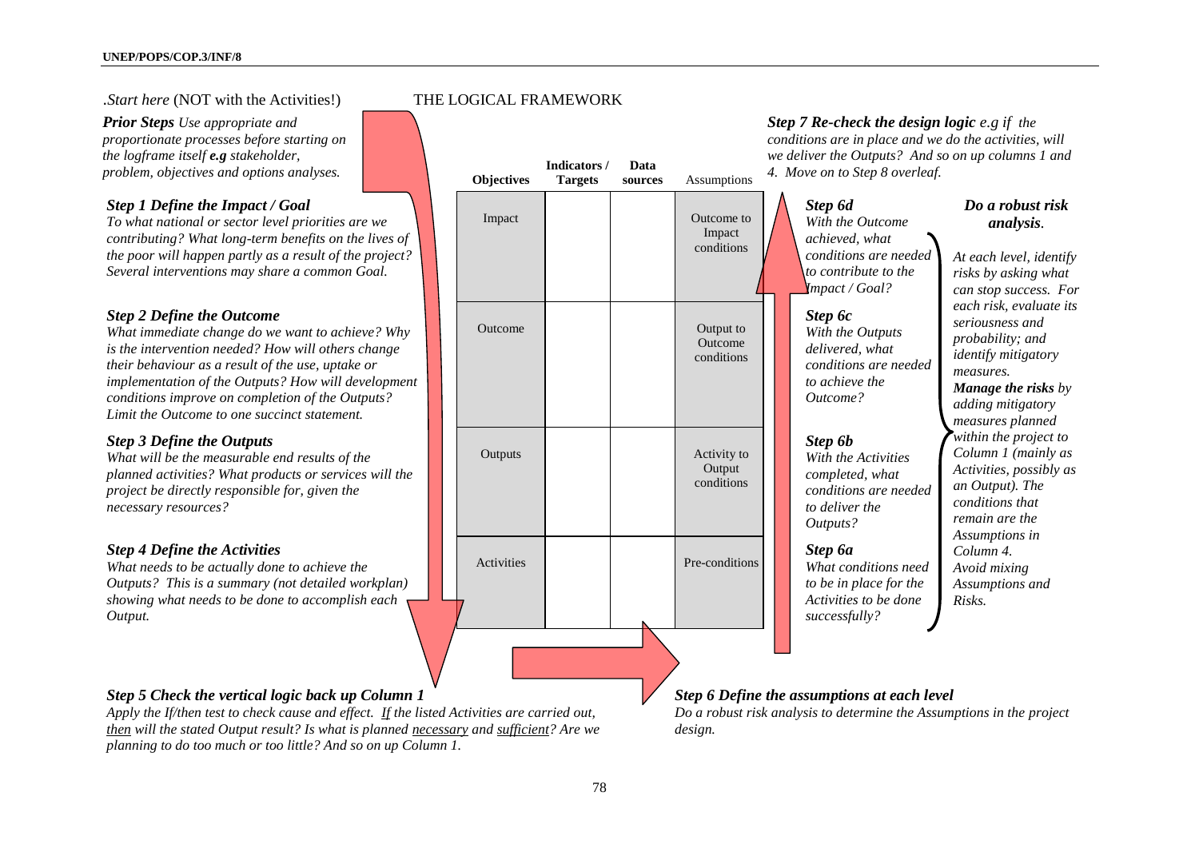.*Start here* (NOT with the Activities!)

THE LOGICAL FRAMEWORK

***Prior Steps** Use appropriate and proportionate processes before starting on the logframe itself **e.g** stakeholder, problem, objectives and options analyses.*

### *Step 1 Define the Impact / Goal*

*To what national or sector level priorities are we contributing? What long-term benefits on the lives of the poor will happen partly as a result of the project? Several interventions may share a common Goal.*

### *Step 2 Define the Outcome*

*What immediate change do we want to achieve? Why is the intervention needed? How will others change their behaviour as a result of the use, uptake or implementation of the Outputs? How will development conditions improve on completion of the Outputs? Limit the Outcome to one succinct statement.*

### *Step 3 Define the Outputs*

*What will be the measurable end results of the planned activities? What products or services will the project be directly responsible for, given the necessary resources?*

### *Step 4 Define the Activities*

*What needs to be actually done to achieve the Outputs? This is a summary (not detailed workplan) showing what needs to be done to accomplish each Output.*

| Objectives | Indicators / Targets | Data sources | Assumptions |
|---|---|---|---|
| Impact | | | Outcome to Impact conditions |
| Outcome | | | Output to Outcome conditions |
| Outputs | | | Activity to Output conditions |
| Activities | | | Pre-conditions |

***Step 7 Re-check the design logic** e.g if the conditions are in place and we do the activities, will we deliver the Outputs? And so on up columns 1 and 4. Move on to Step 8 overleaf.*

***Step 6d***
*With the Outcome achieved, what conditions are needed to contribute to the Impact / Goal?*

***Step 6c***
*With the Outputs delivered, what conditions are needed to achieve the Outcome?*

***Step 6b***
*With the Activities completed, what conditions are needed to deliver the Outputs?*

***Step 6a***
*What conditions need to be in place for the Activities to be done successfully?*

### *Do a robust risk analysis.*

*At each level, identify risks by asking what can stop success. For each risk, evaluate its seriousness and probability; and identify mitigatory measures.*
***Manage the risks** by adding mitigatory measures planned within the project to Column 1 (mainly as Activities, possibly as an Output). The conditions that remain are the Assumptions in Column 4.*
*Avoid mixing Assumptions and Risks.*

### *Step 5 Check the vertical logic back up Column 1*

*Apply the If/then test to check cause and effect. If the listed Activities are carried out, then will the stated Output result? Is what is planned necessary and sufficient? Are we planning to do too much or too little? And so on up Column 1.*

### *Step 6 Define the assumptions at each level*

*Do a robust risk analysis to determine the Assumptions in the project design.*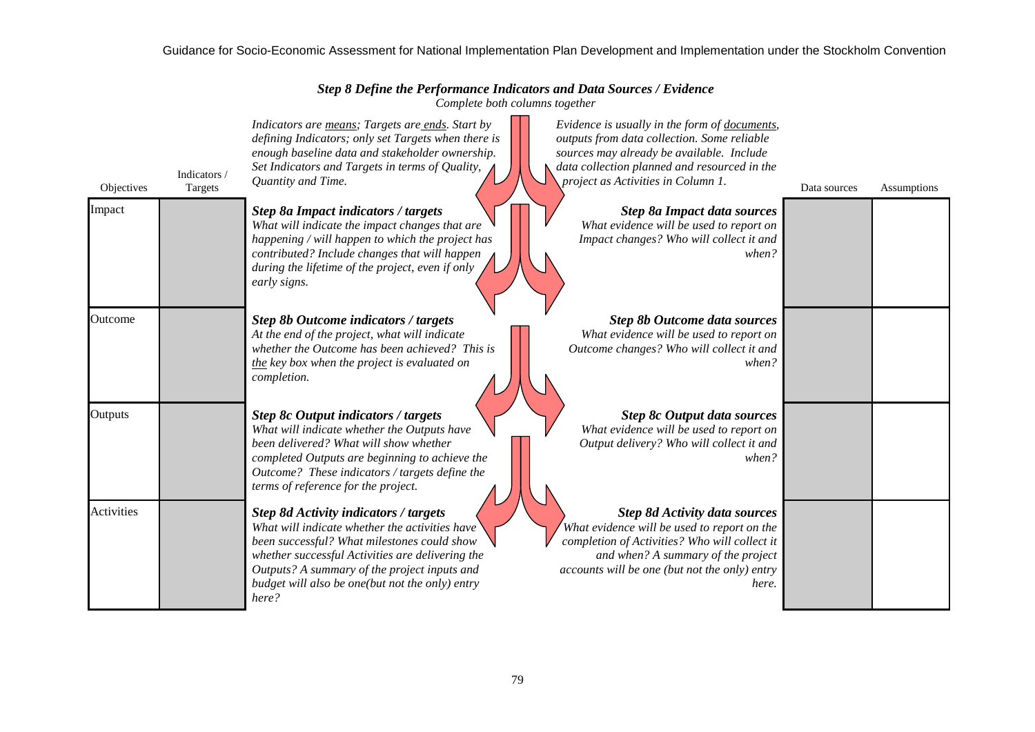## *Step 8 Define the Performance Indicators and Data Sources / Evidence*

*Complete both columns together*

*Indicators are means; Targets are ends. Start by defining Indicators; only set Targets when there is enough baseline data and stakeholder ownership. Set Indicators and Targets in terms of Quality, Quantity and Time.*

*Evidence is usually in the form of documents, outputs from data collection. Some reliable sources may already be available. Include data collection planned and resourced in the project as Activities in Column 1.*

| Objectives | Indicators / Targets | | | Data sources | Assumptions |
|---|---|---|---|---|---|
| Impact | | ***Step 8a Impact indicators / targets*** *What will indicate the impact changes that are happening / will happen to which the project has contributed? Include changes that will happen during the lifetime of the project, even if only early signs.* | ***Step 8a Impact data sources*** *What evidence will be used to report on Impact changes? Who will collect it and when?* | | |
| Outcome | | ***Step 8b Outcome indicators / targets*** *At the end of the project, what will indicate whether the Outcome has been achieved? This is the key box when the project is evaluated on completion.* | ***Step 8b Outcome data sources*** *What evidence will be used to report on Outcome changes? Who will collect it and when?* | | |
| Outputs | | ***Step 8c Output indicators / targets*** *What will indicate whether the Outputs have been delivered? What will show whether completed Outputs are beginning to achieve the Outcome? These indicators / targets define the terms of reference for the project.* | ***Step 8c Output data sources*** *What evidence will be used to report on Output delivery? Who will collect it and when?* | | |
| Activities | | ***Step 8d Activity indicators / targets*** *What will indicate whether the activities have been successful? What milestones could show whether successful Activities are delivering the Outputs? A summary of the project inputs and budget will also be one(but not the only) entry here?* | ***Step 8d Activity data sources*** *What evidence will be used to report on the completion of Activities? Who will collect it and when? A summary of the project accounts will be one (but not the only) entry here.* | | |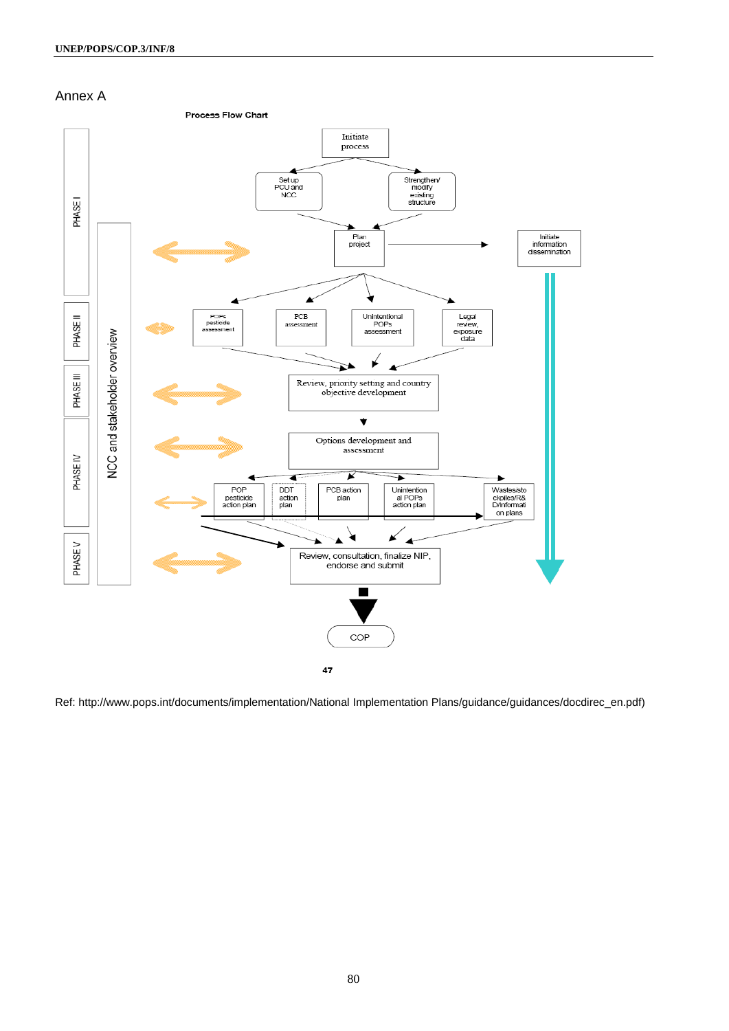## Annex A

**Process Flow Chart**

PHASE I

PHASE II

PHASE III

PHASE IV

PHASE V

NCC and stakeholder overview

Initiate process

Set up PCU and NCC

Strengthen/ modify existing structure

Plan project

Initiate information dissemination

POPs pesticide assessment

PCB assessment

Unintentional POPs assessment

Legal review, exposure data

Review, priority setting and country objective development

Options development and assessment

POP pesticide action plan

DDT action plan

PCB action plan

Unintentional POPs action plan

Wastes/stockpiles/R&D/Information plans

Review, consultation, finalize NIP, endorse and submit

COP

47

Ref: http://www.pops.int/documents/implementation/National Implementation Plans/guidance/guidances/docdirec_en.pdf)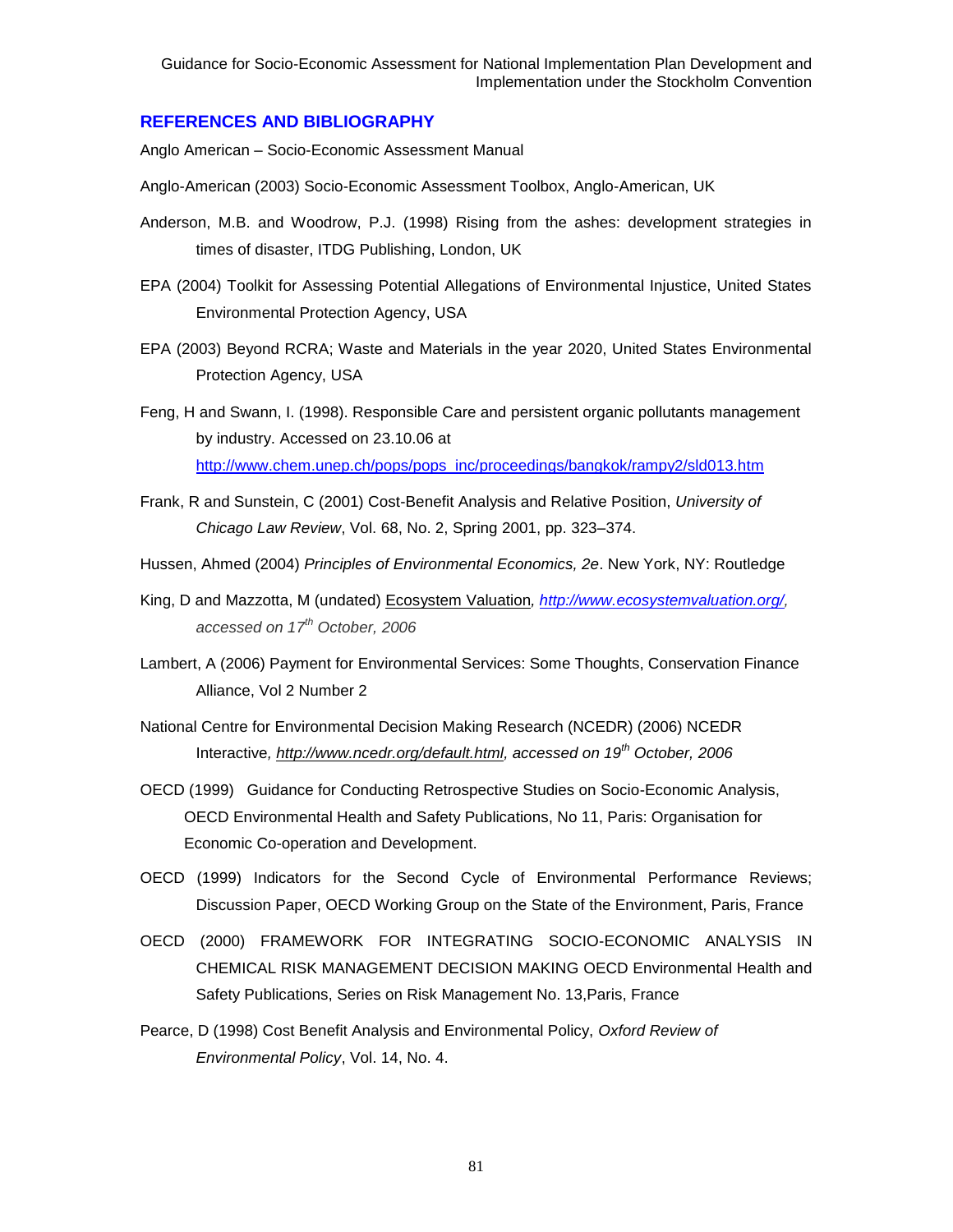## REFERENCES AND BIBLIOGRAPHY

Anglo American – Socio-Economic Assessment Manual

Anglo-American (2003) Socio-Economic Assessment Toolbox, Anglo-American, UK

Anderson, M.B. and Woodrow, P.J. (1998) Rising from the ashes: development strategies in times of disaster, ITDG Publishing, London, UK

EPA (2004) Toolkit for Assessing Potential Allegations of Environmental Injustice, United States Environmental Protection Agency, USA

EPA (2003) Beyond RCRA; Waste and Materials in the year 2020, United States Environmental Protection Agency, USA

Feng, H and Swann, I. (1998). Responsible Care and persistent organic pollutants management by industry. Accessed on 23.10.06 at http://www.chem.unep.ch/pops/pops_inc/proceedings/bangkok/rampy2/sld013.htm

Frank, R and Sunstein, C (2001) Cost-Benefit Analysis and Relative Position, *University of Chicago Law Review*, Vol. 68, No. 2, Spring 2001, pp. 323–374.

Hussen, Ahmed (2004) *Principles of Environmental Economics, 2e*. New York, NY: Routledge

King, D and Mazzotta, M (undated) Ecosystem Valuation*, http://www.ecosystemvaluation.org/, accessed on 17th October, 2006*

Lambert, A (2006) Payment for Environmental Services: Some Thoughts, Conservation Finance Alliance, Vol 2 Number 2

National Centre for Environmental Decision Making Research (NCEDR) (2006) NCEDR Interactive*, http://www.ncedr.org/default.html, accessed on 19th October, 2006*

OECD (1999) Guidance for Conducting Retrospective Studies on Socio-Economic Analysis, OECD Environmental Health and Safety Publications, No 11, Paris: Organisation for Economic Co-operation and Development.

OECD (1999) Indicators for the Second Cycle of Environmental Performance Reviews; Discussion Paper, OECD Working Group on the State of the Environment, Paris, France

OECD (2000) FRAMEWORK FOR INTEGRATING SOCIO-ECONOMIC ANALYSIS IN CHEMICAL RISK MANAGEMENT DECISION MAKING OECD Environmental Health and Safety Publications, Series on Risk Management No. 13,Paris, France

Pearce, D (1998) Cost Benefit Analysis and Environmental Policy, *Oxford Review of Environmental Policy*, Vol. 14, No. 4.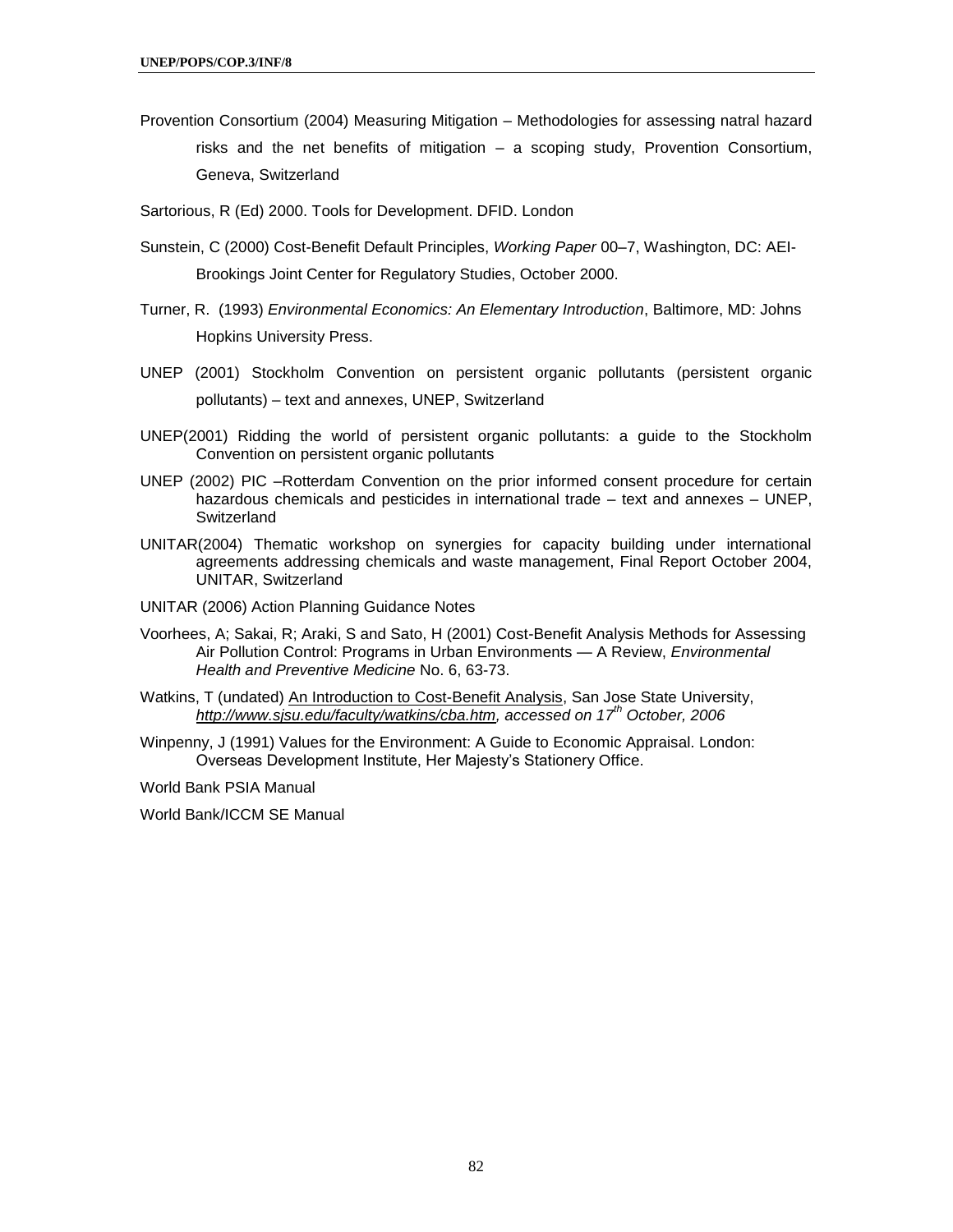Provention Consortium (2004) Measuring Mitigation – Methodologies for assessing natral hazard risks and the net benefits of mitigation – a scoping study, Provention Consortium, Geneva, Switzerland

Sartorious, R (Ed) 2000. Tools for Development. DFID. London

Sunstein, C (2000) Cost-Benefit Default Principles, *Working Paper* 00–7, Washington, DC: AEI-Brookings Joint Center for Regulatory Studies, October 2000.

Turner, R. (1993) *Environmental Economics: An Elementary Introduction*, Baltimore, MD: Johns Hopkins University Press.

UNEP (2001) Stockholm Convention on persistent organic pollutants (persistent organic pollutants) – text and annexes, UNEP, Switzerland

UNEP(2001) Ridding the world of persistent organic pollutants: a guide to the Stockholm Convention on persistent organic pollutants

UNEP (2002) PIC –Rotterdam Convention on the prior informed consent procedure for certain hazardous chemicals and pesticides in international trade – text and annexes – UNEP, Switzerland

UNITAR(2004) Thematic workshop on synergies for capacity building under international agreements addressing chemicals and waste management, Final Report October 2004, UNITAR, Switzerland

UNITAR (2006) Action Planning Guidance Notes

Voorhees, A; Sakai, R; Araki, S and Sato, H (2001) Cost-Benefit Analysis Methods for Assessing Air Pollution Control: Programs in Urban Environments — A Review, *Environmental Health and Preventive Medicine* No. 6, 63-73.

Watkins, T (undated) An Introduction to Cost-Benefit Analysis, San Jose State University, *http://www.sjsu.edu/faculty/watkins/cba.htm, accessed on 17th October, 2006*

Winpenny, J (1991) Values for the Environment: A Guide to Economic Appraisal. London: Overseas Development Institute, Her Majesty's Stationery Office.

World Bank PSIA Manual

World Bank/ICCM SE Manual